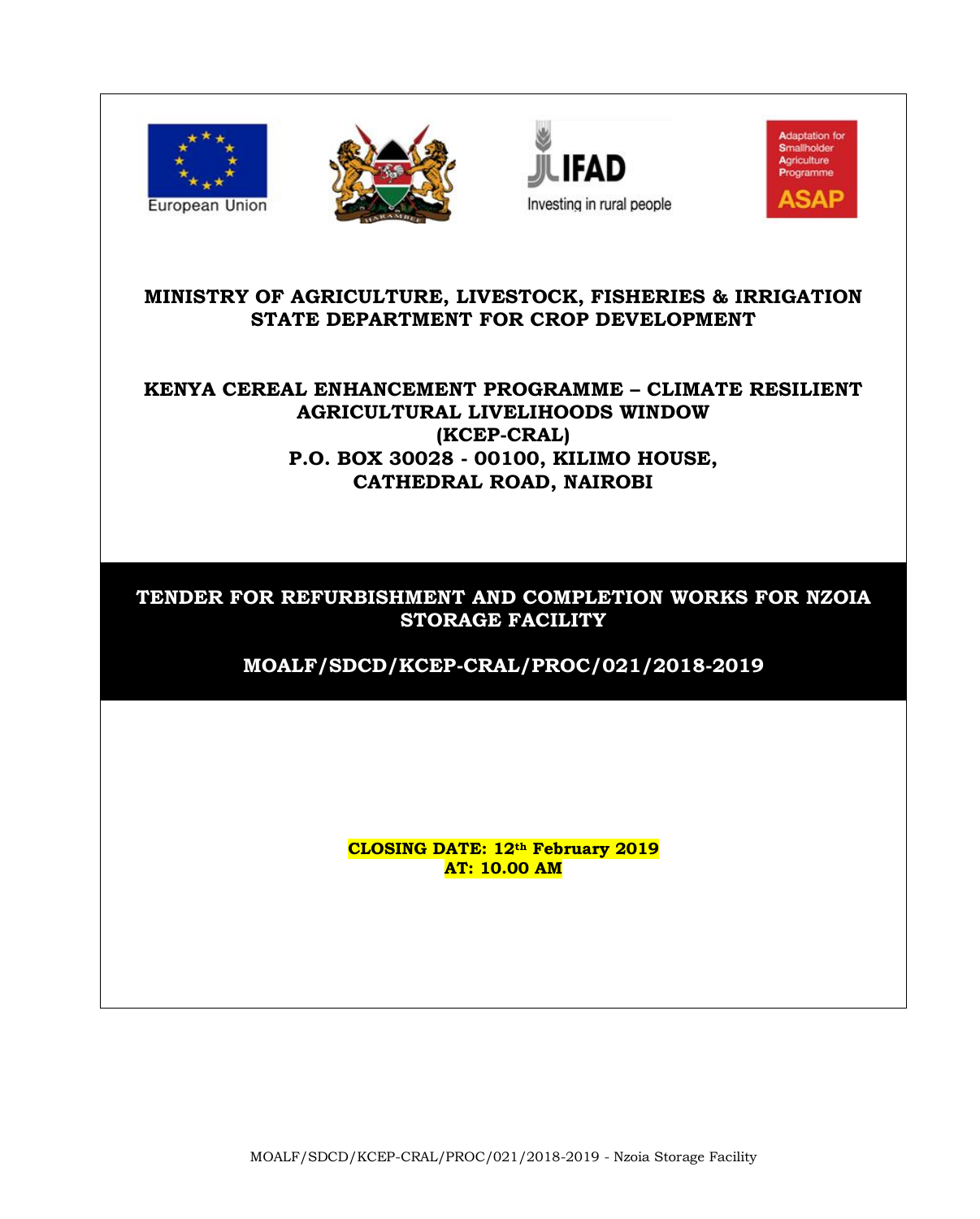European Union

Investing in rural people

Adaptation for Smallholder Agriculture Programme ASAP

# MINISTRY OF AGRICULTURE, LIVESTOCK, FISHERIES & IRRIGATION
# STATE DEPARTMENT FOR CROP DEVELOPMENT

## KENYA CEREAL ENHANCEMENT PROGRAMME – CLIMATE RESILIENT AGRICULTURAL LIVELIHOODS WINDOW (KCEP-CRAL)

**P.O. BOX 30028 - 00100, KILIMO HOUSE, CATHEDRAL ROAD, NAIROBI**

## TENDER FOR REFURBISHMENT AND COMPLETION WORKS FOR NZOIA STORAGE FACILITY

## MOALF/SDCD/KCEP-CRAL/PROC/021/2018-2019

**CLOSING DATE: 12th February 2019**
**AT: 10.00 AM**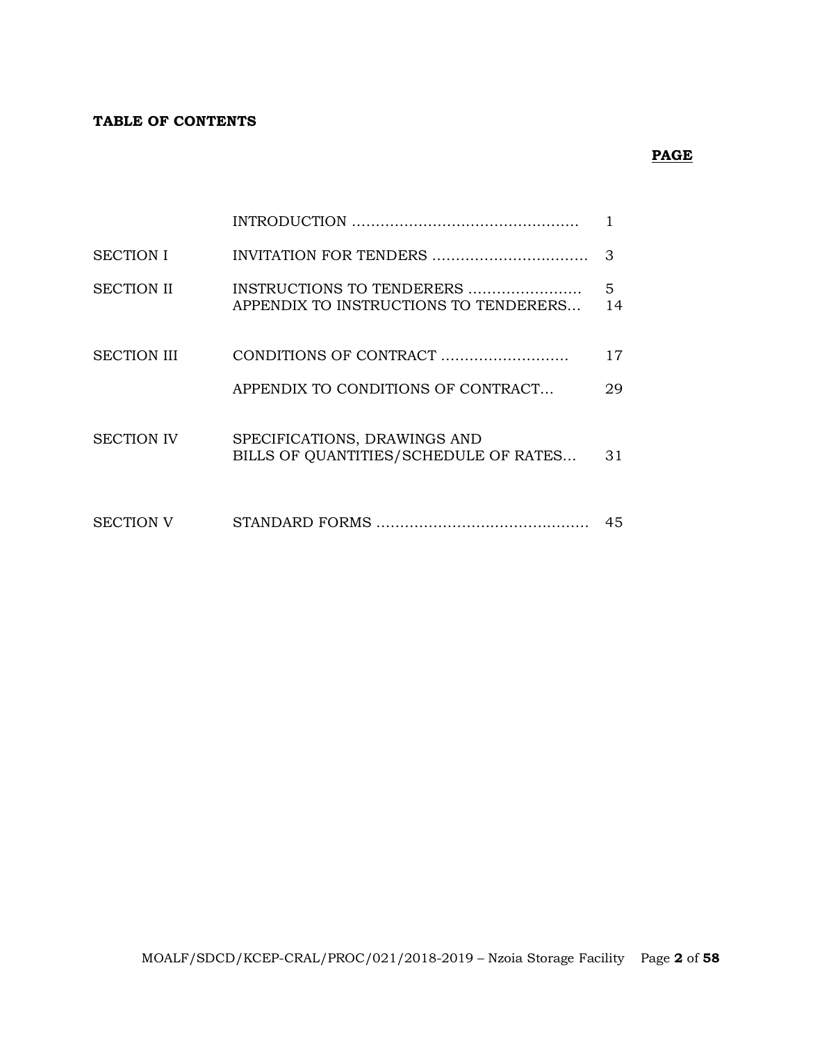**TABLE OF CONTENTS**

| | | PAGE |
|---|---|---|
| | INTRODUCTION ………………………………………… | 1 |
| SECTION I | INVITATION FOR TENDERS …………………………… | 3 |
| SECTION II | INSTRUCTIONS TO TENDERERS …………………… | 5 |
| | APPENDIX TO INSTRUCTIONS TO TENDERERS… | 14 |
| SECTION III | CONDITIONS OF CONTRACT ……………………… | 17 |
| | APPENDIX TO CONDITIONS OF CONTRACT… | 29 |
| SECTION IV | SPECIFICATIONS, DRAWINGS AND BILLS OF QUANTITIES/SCHEDULE OF RATES… | 31 |
| SECTION V | STANDARD FORMS ……………………………………… | 45 |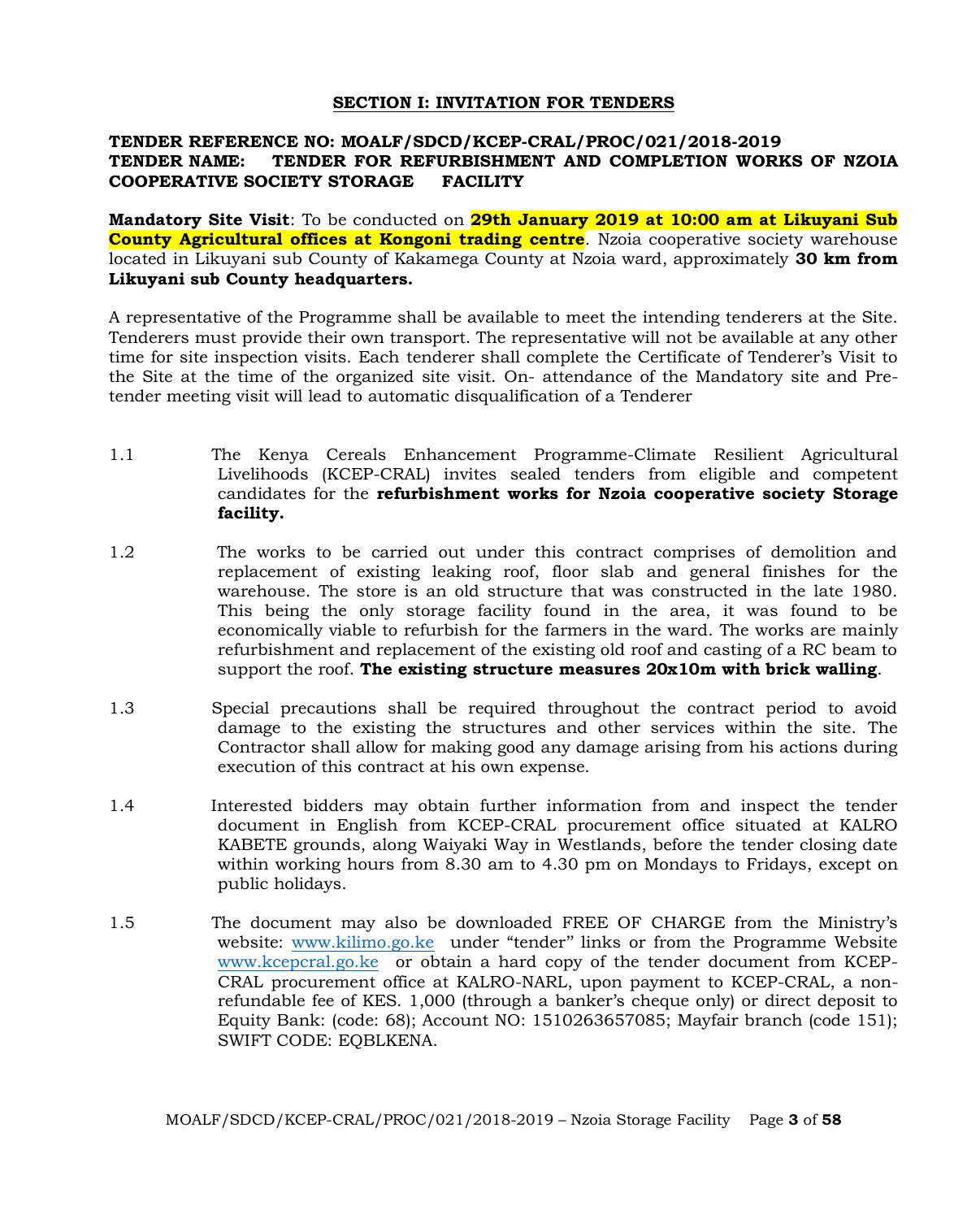## SECTION I: INVITATION FOR TENDERS

**TENDER REFERENCE NO: MOALF/SDCD/KCEP-CRAL/PROC/021/2018-2019**
**TENDER NAME: TENDER FOR REFURBISHMENT AND COMPLETION WORKS OF NZOIA COOPERATIVE SOCIETY STORAGE FACILITY**

**Mandatory Site Visit**: To be conducted on **29th January 2019 at 10:00 am at Likuyani Sub County Agricultural offices at Kongoni trading centre**. Nzoia cooperative society warehouse located in Likuyani sub County of Kakamega County at Nzoia ward, approximately **30 km from Likuyani sub County headquarters.**

A representative of the Programme shall be available to meet the intending tenderers at the Site. Tenderers must provide their own transport. The representative will not be available at any other time for site inspection visits. Each tenderer shall complete the Certificate of Tenderer's Visit to the Site at the time of the organized site visit. On- attendance of the Mandatory site and Pre-tender meeting visit will lead to automatic disqualification of a Tenderer

1.1 The Kenya Cereals Enhancement Programme-Climate Resilient Agricultural Livelihoods (KCEP-CRAL) invites sealed tenders from eligible and competent candidates for the **refurbishment works for Nzoia cooperative society Storage facility.**

1.2 The works to be carried out under this contract comprises of demolition and replacement of existing leaking roof, floor slab and general finishes for the warehouse. The store is an old structure that was constructed in the late 1980. This being the only storage facility found in the area, it was found to be economically viable to refurbish for the farmers in the ward. The works are mainly refurbishment and replacement of the existing old roof and casting of a RC beam to support the roof. **The existing structure measures 20x10m with brick walling**.

1.3 Special precautions shall be required throughout the contract period to avoid damage to the existing the structures and other services within the site. The Contractor shall allow for making good any damage arising from his actions during execution of this contract at his own expense.

1.4 Interested bidders may obtain further information from and inspect the tender document in English from KCEP-CRAL procurement office situated at KALRO KABETE grounds, along Waiyaki Way in Westlands, before the tender closing date within working hours from 8.30 am to 4.30 pm on Mondays to Fridays, except on public holidays.

1.5 The document may also be downloaded FREE OF CHARGE from the Ministry's website: www.kilimo.go.ke under "tender" links or from the Programme Website www.kcepcral.go.ke or obtain a hard copy of the tender document from KCEP-CRAL procurement office at KALRO-NARL, upon payment to KCEP-CRAL, a non-refundable fee of KES. 1,000 (through a banker's cheque only) or direct deposit to Equity Bank: (code: 68); Account NO: 1510263657085; Mayfair branch (code 151); SWIFT CODE: EQBLKENA.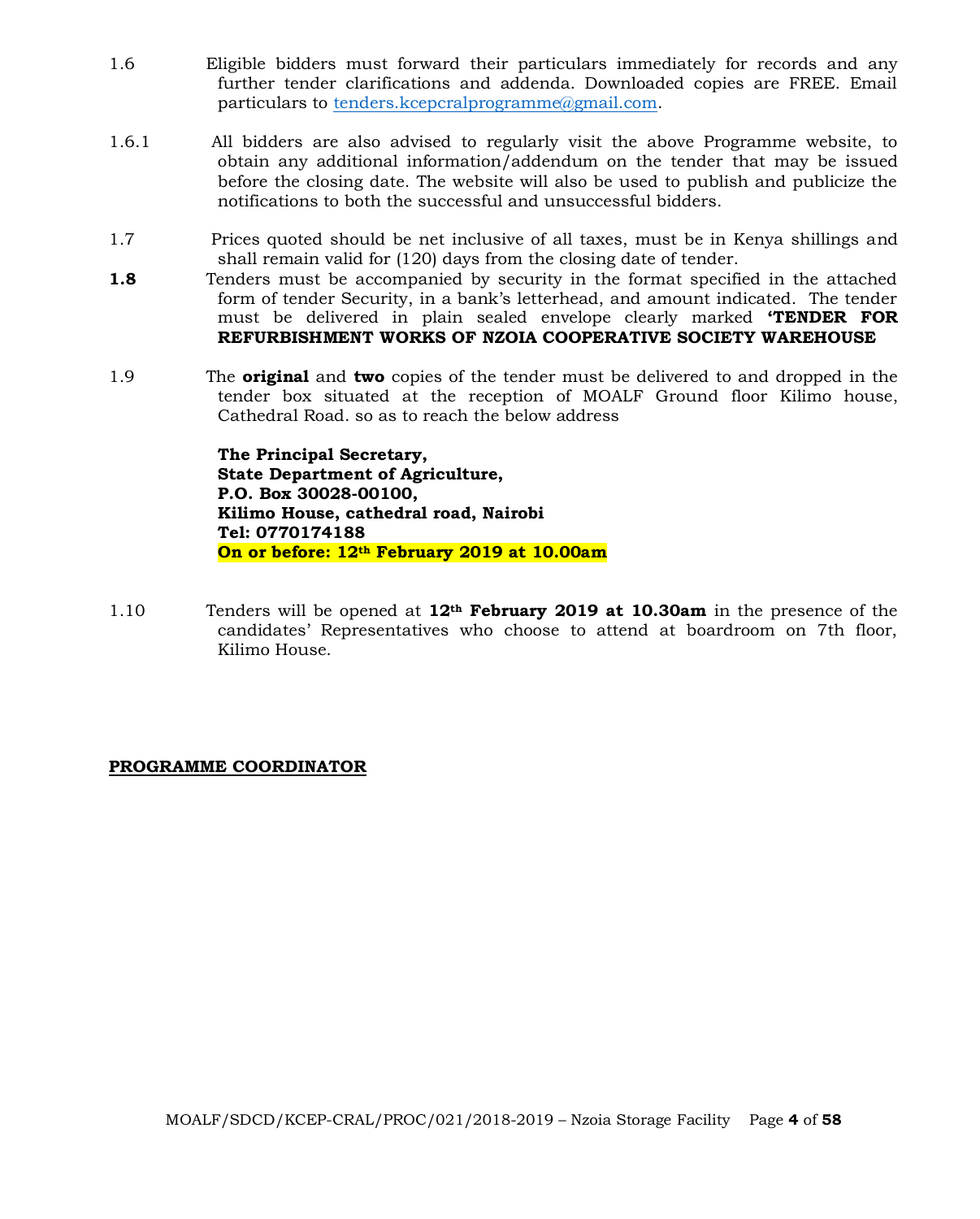1.6 Eligible bidders must forward their particulars immediately for records and any further tender clarifications and addenda. Downloaded copies are FREE. Email particulars to tenders.kcepcralprogramme@gmail.com.

1.6.1 All bidders are also advised to regularly visit the above Programme website, to obtain any additional information/addendum on the tender that may be issued before the closing date. The website will also be used to publish and publicize the notifications to both the successful and unsuccessful bidders.

1.7 Prices quoted should be net inclusive of all taxes, must be in Kenya shillings and shall remain valid for (120) days from the closing date of tender.

**1.8** Tenders must be accompanied by security in the format specified in the attached form of tender Security, in a bank's letterhead, and amount indicated. The tender must be delivered in plain sealed envelope clearly marked **'TENDER FOR REFURBISHMENT WORKS OF NZOIA COOPERATIVE SOCIETY WAREHOUSE**

1.9 The **original** and **two** copies of the tender must be delivered to and dropped in the tender box situated at the reception of MOALF Ground floor Kilimo house, Cathedral Road. so as to reach the below address

**The Principal Secretary,**
**State Department of Agriculture,**
**P.O. Box 30028-00100,**
**Kilimo House, cathedral road, Nairobi**
**Tel: 0770174188**
**On or before: 12th February 2019 at 10.00am**

1.10 Tenders will be opened at **12th February 2019 at 10.30am** in the presence of the candidates' Representatives who choose to attend at boardroom on 7th floor, Kilimo House.

**PROGRAMME COORDINATOR**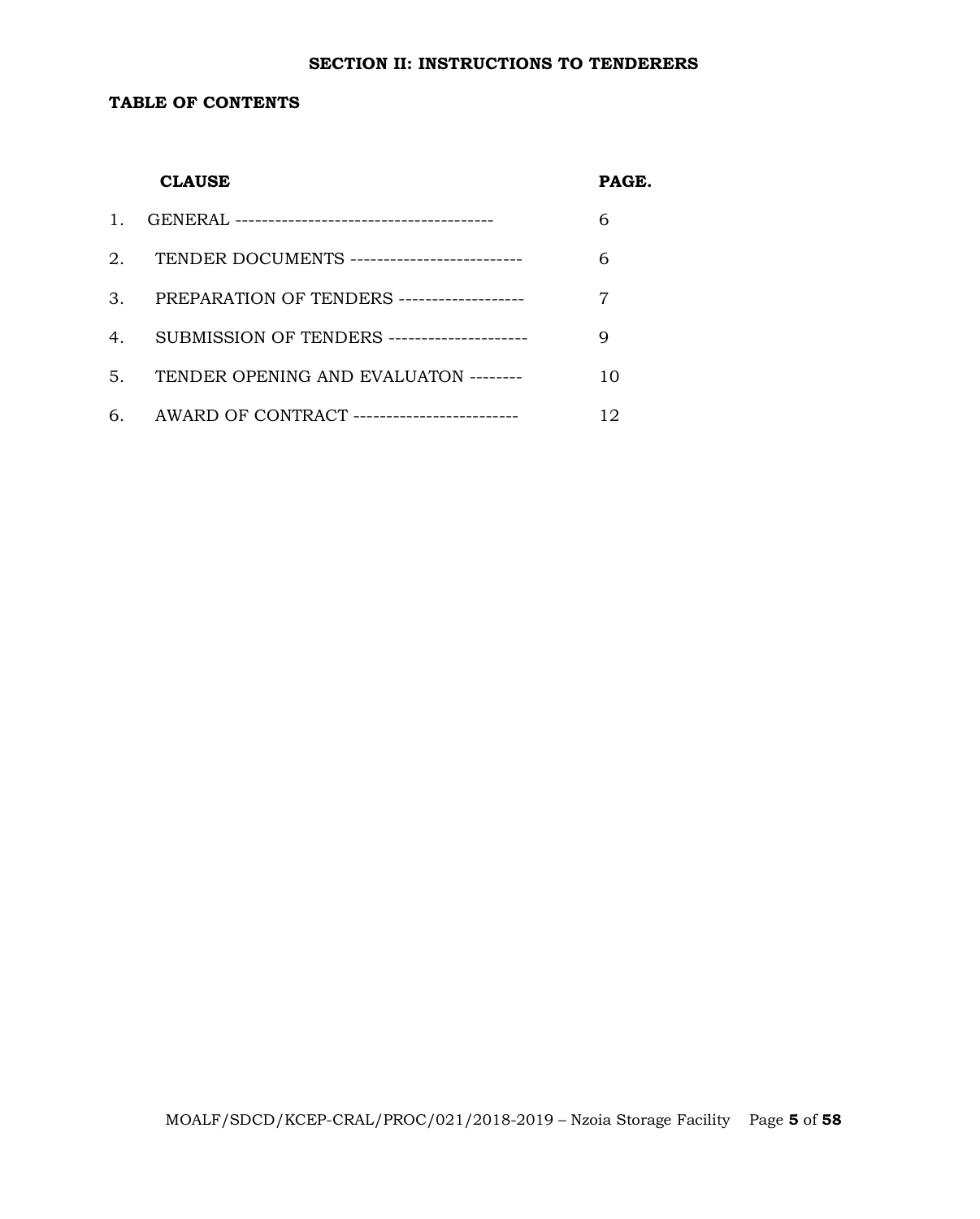## SECTION II: INSTRUCTIONS TO TENDERERS

**TABLE OF CONTENTS**

| CLAUSE | PAGE. |
|---|---|
| 1. GENERAL --------------------------------------- | 6 |
| 2. TENDER DOCUMENTS -------------------------- | 6 |
| 3. PREPARATION OF TENDERS ------------------- | 7 |
| 4. SUBMISSION OF TENDERS --------------------- | 9 |
| 5. TENDER OPENING AND EVALUATON -------- | 10 |
| 6. AWARD OF CONTRACT ------------------------- | 12 |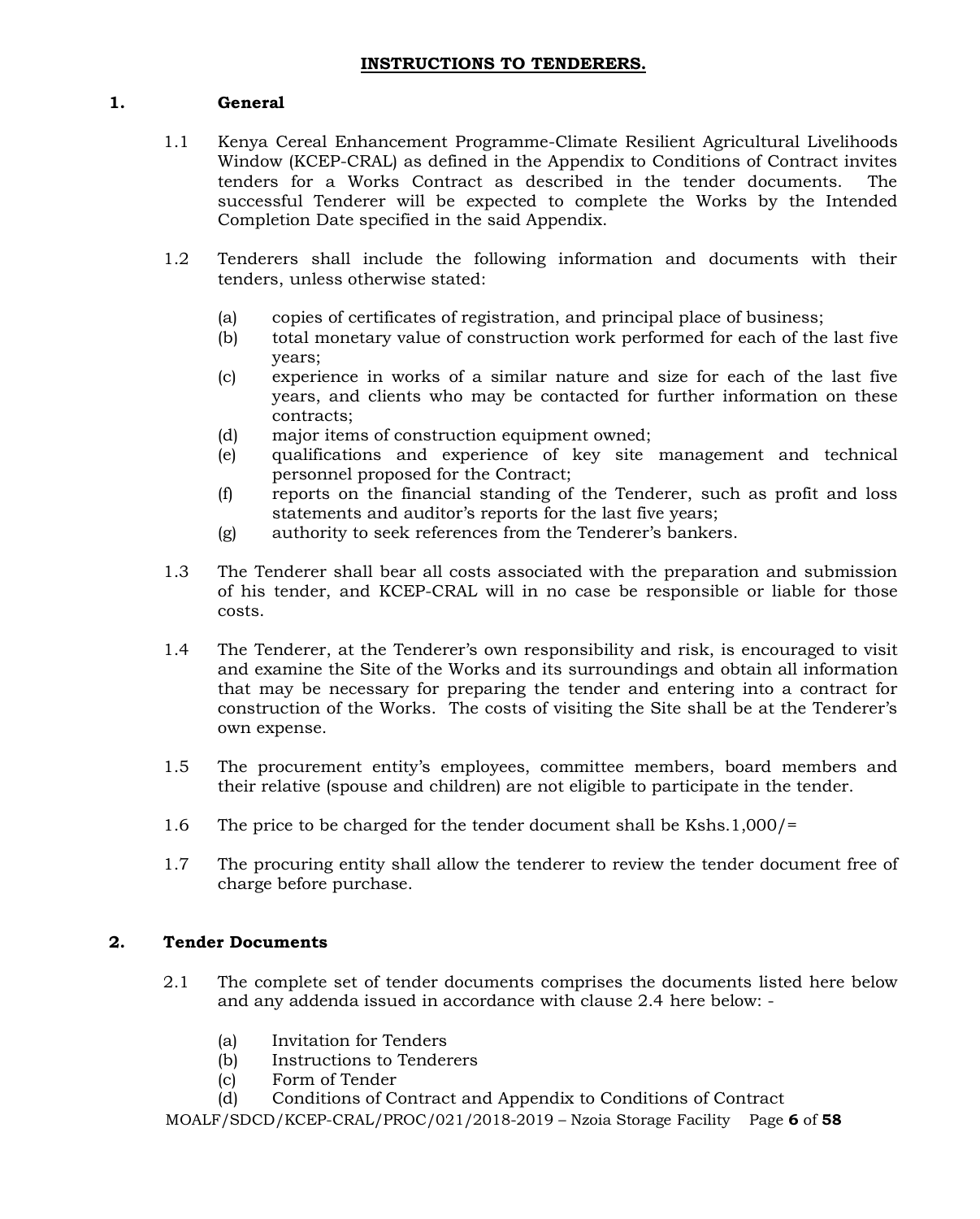# INSTRUCTIONS TO TENDERERS.

## 1. General

1.1 Kenya Cereal Enhancement Programme-Climate Resilient Agricultural Livelihoods Window (KCEP-CRAL) as defined in the Appendix to Conditions of Contract invites tenders for a Works Contract as described in the tender documents. The successful Tenderer will be expected to complete the Works by the Intended Completion Date specified in the said Appendix.

1.2 Tenderers shall include the following information and documents with their tenders, unless otherwise stated:

- (a) copies of certificates of registration, and principal place of business;
- (b) total monetary value of construction work performed for each of the last five years;
- (c) experience in works of a similar nature and size for each of the last five years, and clients who may be contacted for further information on these contracts;
- (d) major items of construction equipment owned;
- (e) qualifications and experience of key site management and technical personnel proposed for the Contract;
- (f) reports on the financial standing of the Tenderer, such as profit and loss statements and auditor's reports for the last five years;
- (g) authority to seek references from the Tenderer's bankers.

1.3 The Tenderer shall bear all costs associated with the preparation and submission of his tender, and KCEP-CRAL will in no case be responsible or liable for those costs.

1.4 The Tenderer, at the Tenderer's own responsibility and risk, is encouraged to visit and examine the Site of the Works and its surroundings and obtain all information that may be necessary for preparing the tender and entering into a contract for construction of the Works. The costs of visiting the Site shall be at the Tenderer's own expense.

1.5 The procurement entity's employees, committee members, board members and their relative (spouse and children) are not eligible to participate in the tender.

1.6 The price to be charged for the tender document shall be Kshs.1,000/=

1.7 The procuring entity shall allow the tenderer to review the tender document free of charge before purchase.

## 2. Tender Documents

2.1 The complete set of tender documents comprises the documents listed here below and any addenda issued in accordance with clause 2.4 here below: -

- (a) Invitation for Tenders
- (b) Instructions to Tenderers
- (c) Form of Tender
- (d) Conditions of Contract and Appendix to Conditions of Contract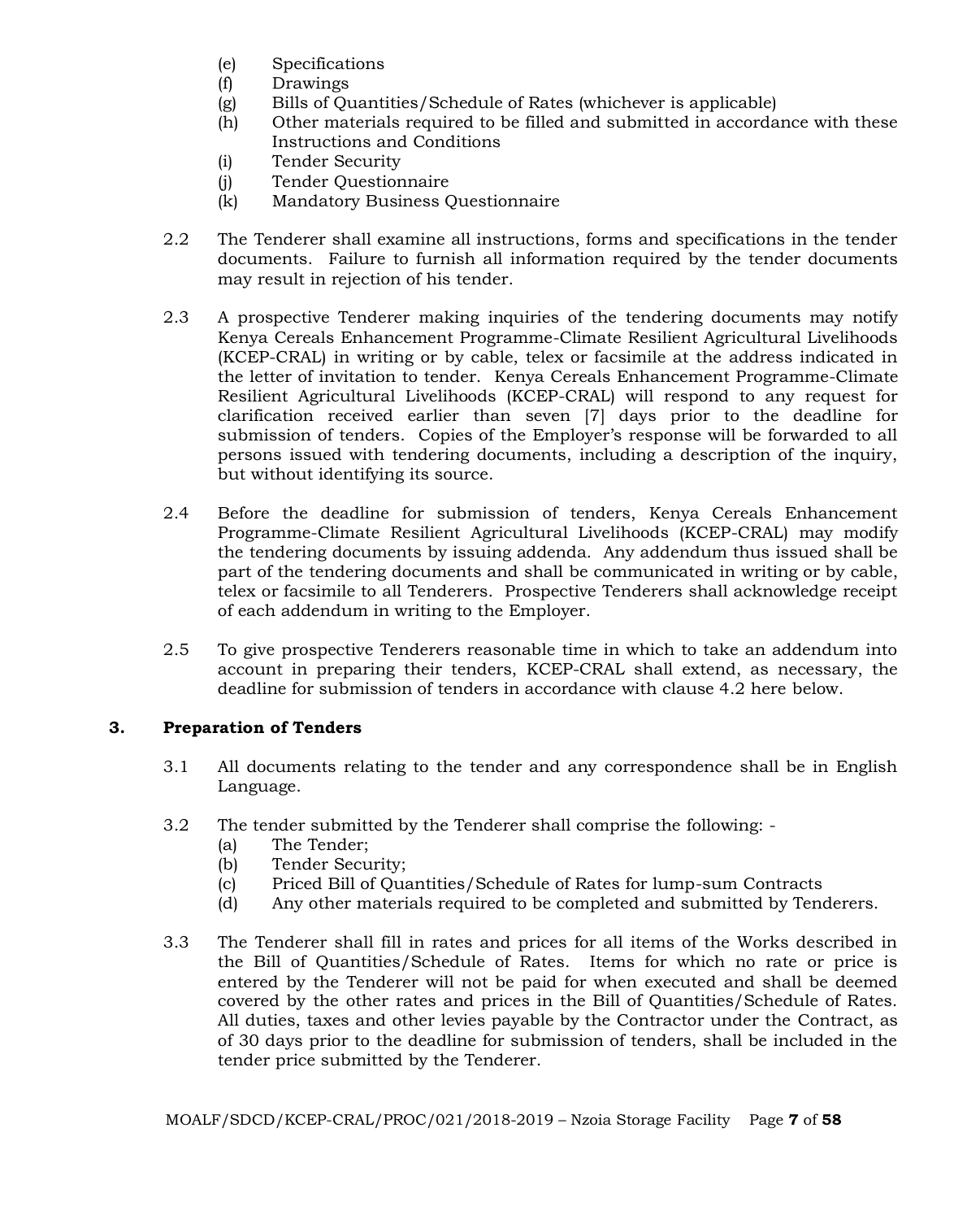(e) Specifications
(f) Drawings
(g) Bills of Quantities/Schedule of Rates (whichever is applicable)
(h) Other materials required to be filled and submitted in accordance with these Instructions and Conditions
(i) Tender Security
(j) Tender Questionnaire
(k) Mandatory Business Questionnaire

2.2 The Tenderer shall examine all instructions, forms and specifications in the tender documents. Failure to furnish all information required by the tender documents may result in rejection of his tender.

2.3 A prospective Tenderer making inquiries of the tendering documents may notify Kenya Cereals Enhancement Programme-Climate Resilient Agricultural Livelihoods (KCEP-CRAL) in writing or by cable, telex or facsimile at the address indicated in the letter of invitation to tender. Kenya Cereals Enhancement Programme-Climate Resilient Agricultural Livelihoods (KCEP-CRAL) will respond to any request for clarification received earlier than seven [7] days prior to the deadline for submission of tenders. Copies of the Employer's response will be forwarded to all persons issued with tendering documents, including a description of the inquiry, but without identifying its source.

2.4 Before the deadline for submission of tenders, Kenya Cereals Enhancement Programme-Climate Resilient Agricultural Livelihoods (KCEP-CRAL) may modify the tendering documents by issuing addenda. Any addendum thus issued shall be part of the tendering documents and shall be communicated in writing or by cable, telex or facsimile to all Tenderers. Prospective Tenderers shall acknowledge receipt of each addendum in writing to the Employer.

2.5 To give prospective Tenderers reasonable time in which to take an addendum into account in preparing their tenders, KCEP-CRAL shall extend, as necessary, the deadline for submission of tenders in accordance with clause 4.2 here below.

## 3. Preparation of Tenders

3.1 All documents relating to the tender and any correspondence shall be in English Language.

3.2 The tender submitted by the Tenderer shall comprise the following: -
(a) The Tender;
(b) Tender Security;
(c) Priced Bill of Quantities/Schedule of Rates for lump-sum Contracts
(d) Any other materials required to be completed and submitted by Tenderers.

3.3 The Tenderer shall fill in rates and prices for all items of the Works described in the Bill of Quantities/Schedule of Rates. Items for which no rate or price is entered by the Tenderer will not be paid for when executed and shall be deemed covered by the other rates and prices in the Bill of Quantities/Schedule of Rates. All duties, taxes and other levies payable by the Contractor under the Contract, as of 30 days prior to the deadline for submission of tenders, shall be included in the tender price submitted by the Tenderer.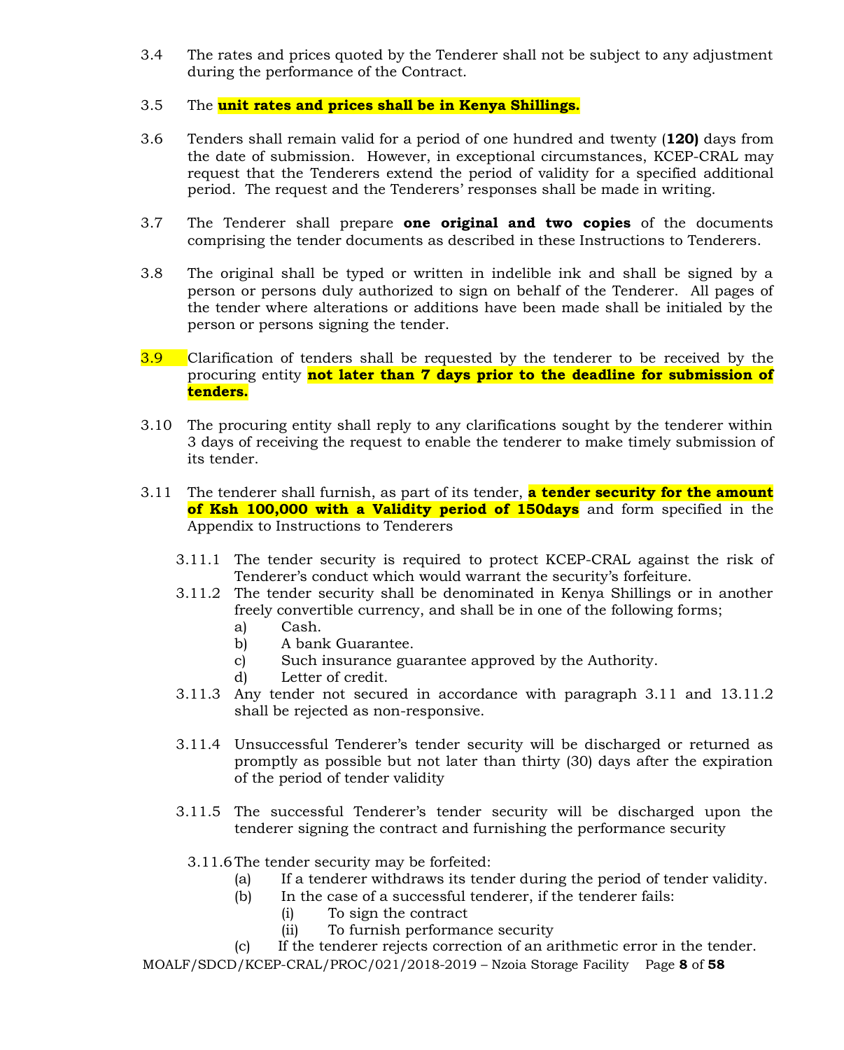3.4 The rates and prices quoted by the Tenderer shall not be subject to any adjustment during the performance of the Contract.

3.5 The **unit rates and prices shall be in Kenya Shillings.**

3.6 Tenders shall remain valid for a period of one hundred and twenty (**120)** days from the date of submission. However, in exceptional circumstances, KCEP-CRAL may request that the Tenderers extend the period of validity for a specified additional period. The request and the Tenderers' responses shall be made in writing.

3.7 The Tenderer shall prepare **one original and two copies** of the documents comprising the tender documents as described in these Instructions to Tenderers.

3.8 The original shall be typed or written in indelible ink and shall be signed by a person or persons duly authorized to sign on behalf of the Tenderer. All pages of the tender where alterations or additions have been made shall be initialed by the person or persons signing the tender.

3.9 Clarification of tenders shall be requested by the tenderer to be received by the procuring entity **not later than 7 days prior to the deadline for submission of tenders.**

3.10 The procuring entity shall reply to any clarifications sought by the tenderer within 3 days of receiving the request to enable the tenderer to make timely submission of its tender.

3.11 The tenderer shall furnish, as part of its tender, **a tender security for the amount of Ksh 100,000 with a Validity period of 150days** and form specified in the Appendix to Instructions to Tenderers

3.11.1 The tender security is required to protect KCEP-CRAL against the risk of Tenderer's conduct which would warrant the security's forfeiture.

3.11.2 The tender security shall be denominated in Kenya Shillings or in another freely convertible currency, and shall be in one of the following forms;

a) Cash.
b) A bank Guarantee.
c) Such insurance guarantee approved by the Authority.
d) Letter of credit.

3.11.3 Any tender not secured in accordance with paragraph 3.11 and 13.11.2 shall be rejected as non-responsive.

3.11.4 Unsuccessful Tenderer's tender security will be discharged or returned as promptly as possible but not later than thirty (30) days after the expiration of the period of tender validity

3.11.5 The successful Tenderer's tender security will be discharged upon the tenderer signing the contract and furnishing the performance security

3.11.6 The tender security may be forfeited:

(a) If a tenderer withdraws its tender during the period of tender validity.
(b) In the case of a successful tenderer, if the tenderer fails:
  (i) To sign the contract
  (ii) To furnish performance security
(c) If the tenderer rejects correction of an arithmetic error in the tender.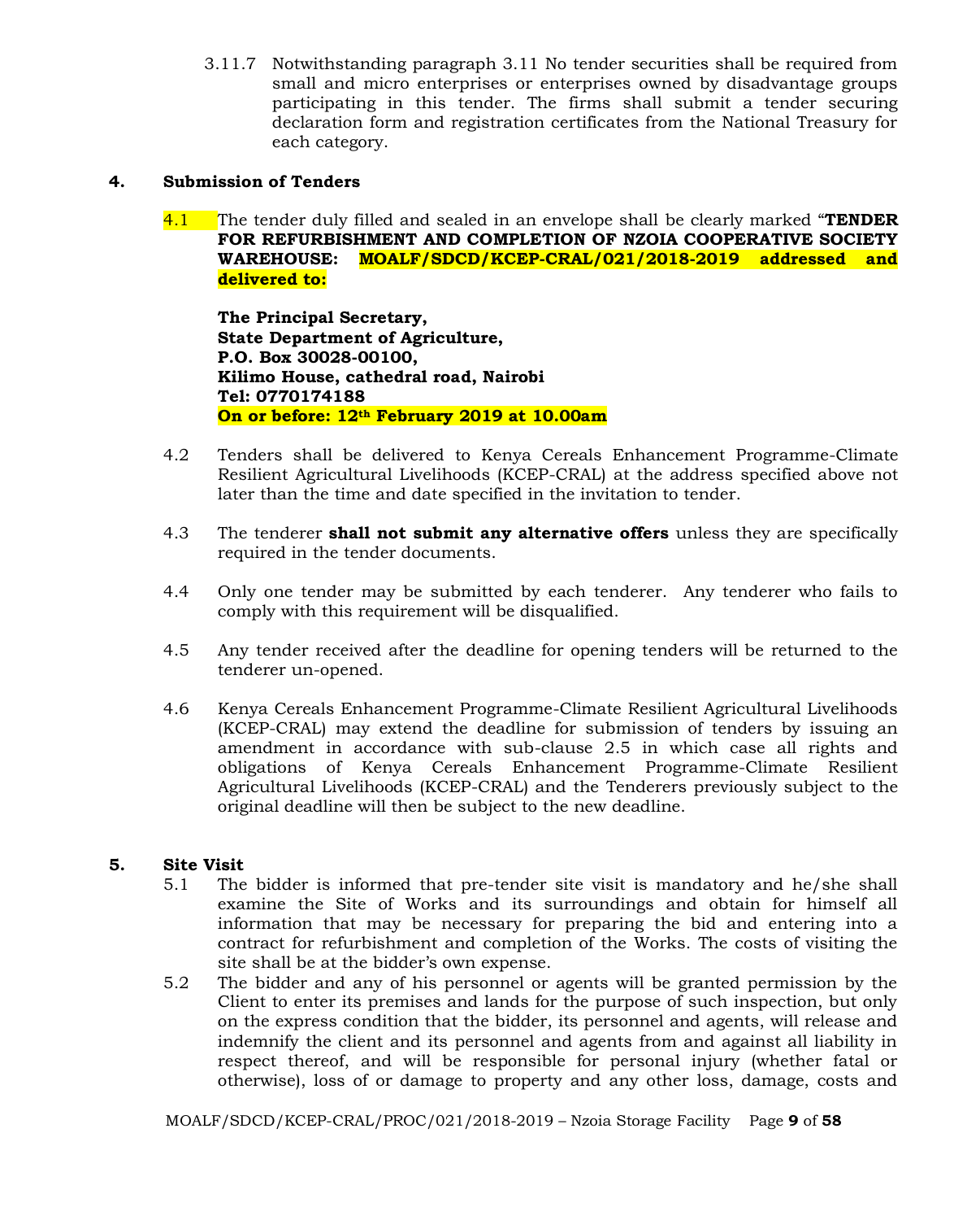3.11.7 Notwithstanding paragraph 3.11 No tender securities shall be required from small and micro enterprises or enterprises owned by disadvantage groups participating in this tender. The firms shall submit a tender securing declaration form and registration certificates from the National Treasury for each category.

## 4. Submission of Tenders

4.1 The tender duly filled and sealed in an envelope shall be clearly marked "**TENDER FOR REFURBISHMENT AND COMPLETION OF NZOIA COOPERATIVE SOCIETY WAREHOUSE: MOALF/SDCD/KCEP-CRAL/021/2018-2019 addressed and delivered to:**

**The Principal Secretary,**
**State Department of Agriculture,**
**P.O. Box 30028-00100,**
**Kilimo House, cathedral road, Nairobi**
**Tel: 0770174188**
**On or before: 12th February 2019 at 10.00am**

4.2 Tenders shall be delivered to Kenya Cereals Enhancement Programme-Climate Resilient Agricultural Livelihoods (KCEP-CRAL) at the address specified above not later than the time and date specified in the invitation to tender.

4.3 The tenderer **shall not submit any alternative offers** unless they are specifically required in the tender documents.

4.4 Only one tender may be submitted by each tenderer. Any tenderer who fails to comply with this requirement will be disqualified.

4.5 Any tender received after the deadline for opening tenders will be returned to the tenderer un-opened.

4.6 Kenya Cereals Enhancement Programme-Climate Resilient Agricultural Livelihoods (KCEP-CRAL) may extend the deadline for submission of tenders by issuing an amendment in accordance with sub-clause 2.5 in which case all rights and obligations of Kenya Cereals Enhancement Programme-Climate Resilient Agricultural Livelihoods (KCEP-CRAL) and the Tenderers previously subject to the original deadline will then be subject to the new deadline.

## 5. Site Visit

5.1 The bidder is informed that pre-tender site visit is mandatory and he/she shall examine the Site of Works and its surroundings and obtain for himself all information that may be necessary for preparing the bid and entering into a contract for refurbishment and completion of the Works. The costs of visiting the site shall be at the bidder's own expense.

5.2 The bidder and any of his personnel or agents will be granted permission by the Client to enter its premises and lands for the purpose of such inspection, but only on the express condition that the bidder, its personnel and agents, will release and indemnify the client and its personnel and agents from and against all liability in respect thereof, and will be responsible for personal injury (whether fatal or otherwise), loss of or damage to property and any other loss, damage, costs and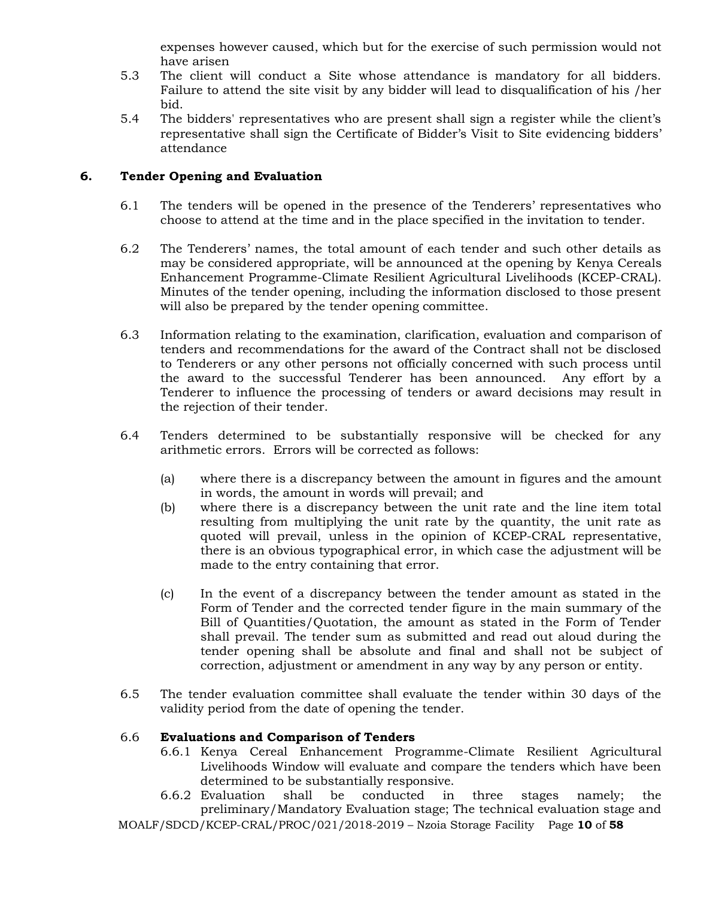expenses however caused, which but for the exercise of such permission would not have arisen

5.3 The client will conduct a Site whose attendance is mandatory for all bidders. Failure to attend the site visit by any bidder will lead to disqualification of his /her bid.

5.4 The bidders' representatives who are present shall sign a register while the client's representative shall sign the Certificate of Bidder's Visit to Site evidencing bidders' attendance

## 6. Tender Opening and Evaluation

6.1 The tenders will be opened in the presence of the Tenderers' representatives who choose to attend at the time and in the place specified in the invitation to tender.

6.2 The Tenderers' names, the total amount of each tender and such other details as may be considered appropriate, will be announced at the opening by Kenya Cereals Enhancement Programme-Climate Resilient Agricultural Livelihoods (KCEP-CRAL). Minutes of the tender opening, including the information disclosed to those present will also be prepared by the tender opening committee.

6.3 Information relating to the examination, clarification, evaluation and comparison of tenders and recommendations for the award of the Contract shall not be disclosed to Tenderers or any other persons not officially concerned with such process until the award to the successful Tenderer has been announced. Any effort by a Tenderer to influence the processing of tenders or award decisions may result in the rejection of their tender.

6.4 Tenders determined to be substantially responsive will be checked for any arithmetic errors. Errors will be corrected as follows:

(a) where there is a discrepancy between the amount in figures and the amount in words, the amount in words will prevail; and

(b) where there is a discrepancy between the unit rate and the line item total resulting from multiplying the unit rate by the quantity, the unit rate as quoted will prevail, unless in the opinion of KCEP-CRAL representative, there is an obvious typographical error, in which case the adjustment will be made to the entry containing that error.

(c) In the event of a discrepancy between the tender amount as stated in the Form of Tender and the corrected tender figure in the main summary of the Bill of Quantities/Quotation, the amount as stated in the Form of Tender shall prevail. The tender sum as submitted and read out aloud during the tender opening shall be absolute and final and shall not be subject of correction, adjustment or amendment in any way by any person or entity.

6.5 The tender evaluation committee shall evaluate the tender within 30 days of the validity period from the date of opening the tender.

6.6 **Evaluations and Comparison of Tenders**

6.6.1 Kenya Cereal Enhancement Programme-Climate Resilient Agricultural Livelihoods Window will evaluate and compare the tenders which have been determined to be substantially responsive.

6.6.2 Evaluation shall be conducted in three stages namely; the preliminary/Mandatory Evaluation stage; The technical evaluation stage and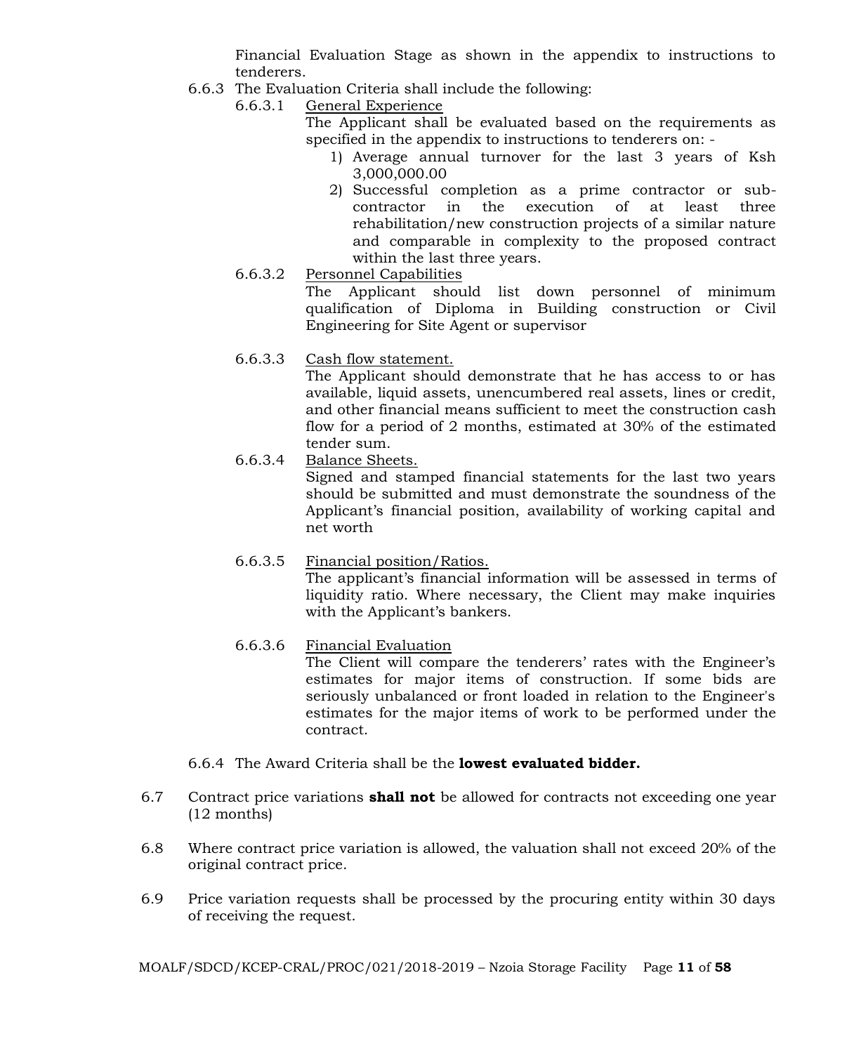Financial Evaluation Stage as shown in the appendix to instructions to tenderers.

6.6.3 The Evaluation Criteria shall include the following:

6.6.3.1 General Experience

The Applicant shall be evaluated based on the requirements as specified in the appendix to instructions to tenderers on: -

1) Average annual turnover for the last 3 years of Ksh 3,000,000.00
2) Successful completion as a prime contractor or sub-contractor in the execution of at least three rehabilitation/new construction projects of a similar nature and comparable in complexity to the proposed contract within the last three years.

6.6.3.2 Personnel Capabilities

The Applicant should list down personnel of minimum qualification of Diploma in Building construction or Civil Engineering for Site Agent or supervisor

6.6.3.3 Cash flow statement.

The Applicant should demonstrate that he has access to or has available, liquid assets, unencumbered real assets, lines or credit, and other financial means sufficient to meet the construction cash flow for a period of 2 months, estimated at 30% of the estimated tender sum.

6.6.3.4 Balance Sheets.

Signed and stamped financial statements for the last two years should be submitted and must demonstrate the soundness of the Applicant's financial position, availability of working capital and net worth

6.6.3.5 Financial position/Ratios.

The applicant's financial information will be assessed in terms of liquidity ratio. Where necessary, the Client may make inquiries with the Applicant's bankers.

6.6.3.6 Financial Evaluation

The Client will compare the tenderers' rates with the Engineer's estimates for major items of construction. If some bids are seriously unbalanced or front loaded in relation to the Engineer's estimates for the major items of work to be performed under the contract.

6.6.4 The Award Criteria shall be the **lowest evaluated bidder.**

6.7 Contract price variations **shall not** be allowed for contracts not exceeding one year (12 months)

6.8 Where contract price variation is allowed, the valuation shall not exceed 20% of the original contract price.

6.9 Price variation requests shall be processed by the procuring entity within 30 days of receiving the request.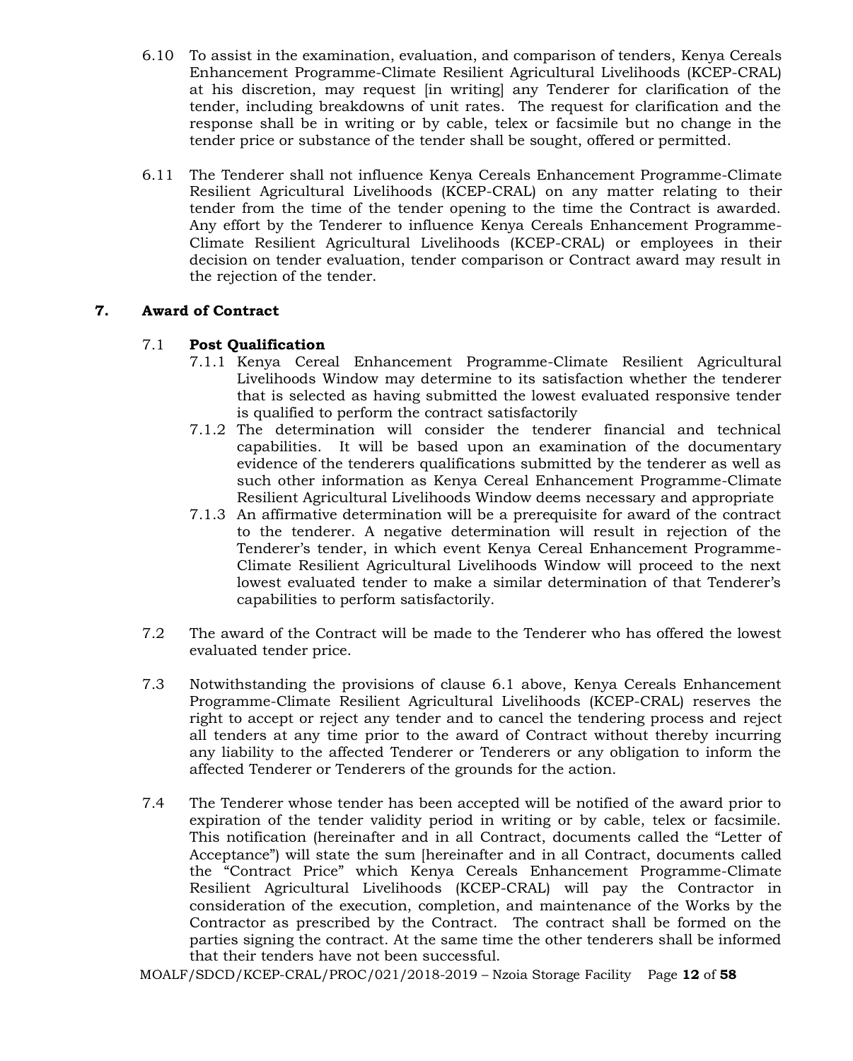6.10 To assist in the examination, evaluation, and comparison of tenders, Kenya Cereals Enhancement Programme-Climate Resilient Agricultural Livelihoods (KCEP-CRAL) at his discretion, may request [in writing] any Tenderer for clarification of the tender, including breakdowns of unit rates. The request for clarification and the response shall be in writing or by cable, telex or facsimile but no change in the tender price or substance of the tender shall be sought, offered or permitted.

6.11 The Tenderer shall not influence Kenya Cereals Enhancement Programme-Climate Resilient Agricultural Livelihoods (KCEP-CRAL) on any matter relating to their tender from the time of the tender opening to the time the Contract is awarded. Any effort by the Tenderer to influence Kenya Cereals Enhancement Programme-Climate Resilient Agricultural Livelihoods (KCEP-CRAL) or employees in their decision on tender evaluation, tender comparison or Contract award may result in the rejection of the tender.

## 7. Award of Contract

### 7.1 Post Qualification

7.1.1 Kenya Cereal Enhancement Programme-Climate Resilient Agricultural Livelihoods Window may determine to its satisfaction whether the tenderer that is selected as having submitted the lowest evaluated responsive tender is qualified to perform the contract satisfactorily

7.1.2 The determination will consider the tenderer financial and technical capabilities. It will be based upon an examination of the documentary evidence of the tenderers qualifications submitted by the tenderer as well as such other information as Kenya Cereal Enhancement Programme-Climate Resilient Agricultural Livelihoods Window deems necessary and appropriate

7.1.3 An affirmative determination will be a prerequisite for award of the contract to the tenderer. A negative determination will result in rejection of the Tenderer's tender, in which event Kenya Cereal Enhancement Programme-Climate Resilient Agricultural Livelihoods Window will proceed to the next lowest evaluated tender to make a similar determination of that Tenderer's capabilities to perform satisfactorily.

7.2 The award of the Contract will be made to the Tenderer who has offered the lowest evaluated tender price.

7.3 Notwithstanding the provisions of clause 6.1 above, Kenya Cereals Enhancement Programme-Climate Resilient Agricultural Livelihoods (KCEP-CRAL) reserves the right to accept or reject any tender and to cancel the tendering process and reject all tenders at any time prior to the award of Contract without thereby incurring any liability to the affected Tenderer or Tenderers or any obligation to inform the affected Tenderer or Tenderers of the grounds for the action.

7.4 The Tenderer whose tender has been accepted will be notified of the award prior to expiration of the tender validity period in writing or by cable, telex or facsimile. This notification (hereinafter and in all Contract, documents called the "Letter of Acceptance") will state the sum [hereinafter and in all Contract, documents called the "Contract Price" which Kenya Cereals Enhancement Programme-Climate Resilient Agricultural Livelihoods (KCEP-CRAL) will pay the Contractor in consideration of the execution, completion, and maintenance of the Works by the Contractor as prescribed by the Contract. The contract shall be formed on the parties signing the contract. At the same time the other tenderers shall be informed that their tenders have not been successful.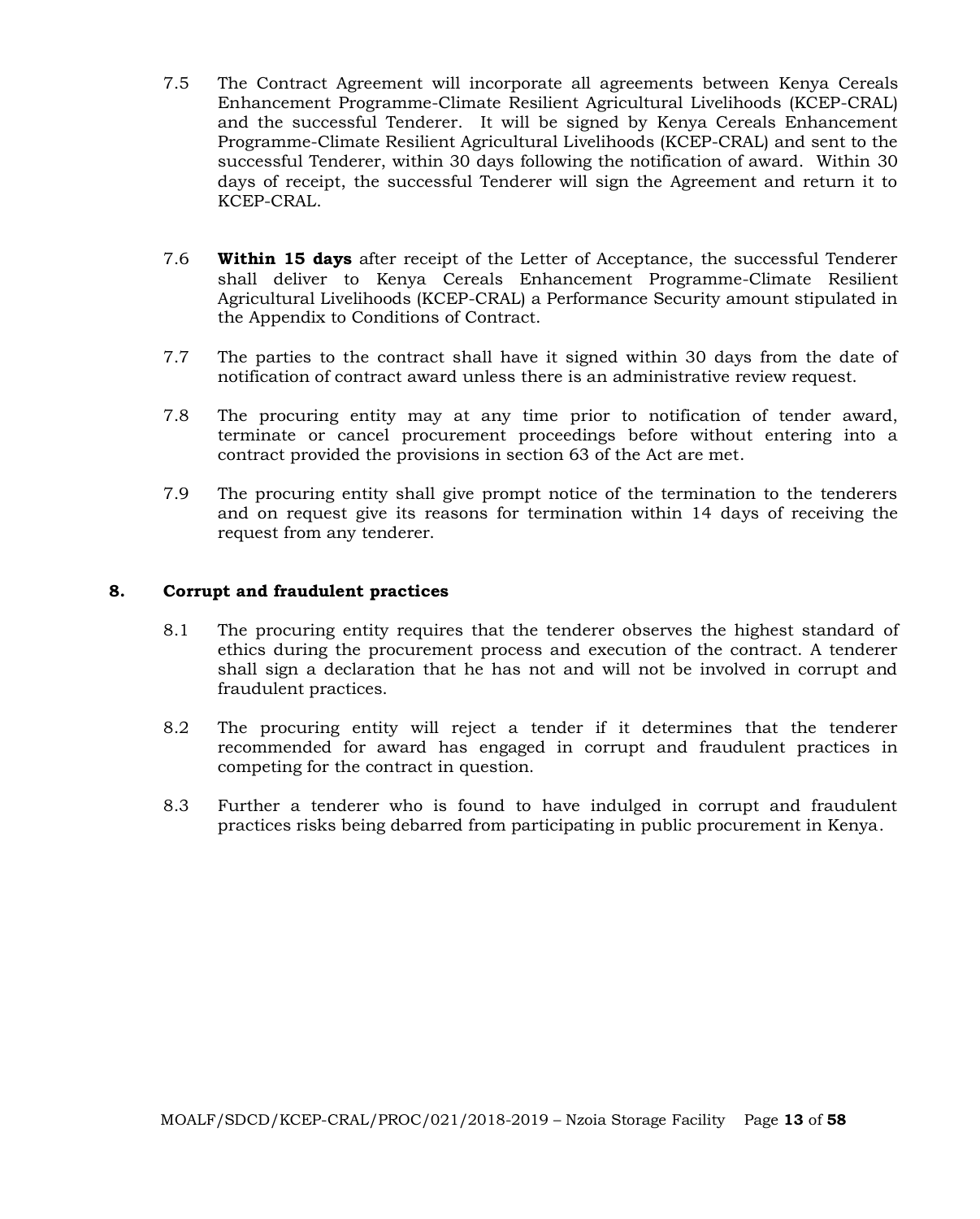7.5 The Contract Agreement will incorporate all agreements between Kenya Cereals Enhancement Programme-Climate Resilient Agricultural Livelihoods (KCEP-CRAL) and the successful Tenderer. It will be signed by Kenya Cereals Enhancement Programme-Climate Resilient Agricultural Livelihoods (KCEP-CRAL) and sent to the successful Tenderer, within 30 days following the notification of award. Within 30 days of receipt, the successful Tenderer will sign the Agreement and return it to KCEP-CRAL.

7.6 **Within 15 days** after receipt of the Letter of Acceptance, the successful Tenderer shall deliver to Kenya Cereals Enhancement Programme-Climate Resilient Agricultural Livelihoods (KCEP-CRAL) a Performance Security amount stipulated in the Appendix to Conditions of Contract.

7.7 The parties to the contract shall have it signed within 30 days from the date of notification of contract award unless there is an administrative review request.

7.8 The procuring entity may at any time prior to notification of tender award, terminate or cancel procurement proceedings before without entering into a contract provided the provisions in section 63 of the Act are met.

7.9 The procuring entity shall give prompt notice of the termination to the tenderers and on request give its reasons for termination within 14 days of receiving the request from any tenderer.

## 8. Corrupt and fraudulent practices

8.1 The procuring entity requires that the tenderer observes the highest standard of ethics during the procurement process and execution of the contract. A tenderer shall sign a declaration that he has not and will not be involved in corrupt and fraudulent practices.

8.2 The procuring entity will reject a tender if it determines that the tenderer recommended for award has engaged in corrupt and fraudulent practices in competing for the contract in question.

8.3 Further a tenderer who is found to have indulged in corrupt and fraudulent practices risks being debarred from participating in public procurement in Kenya.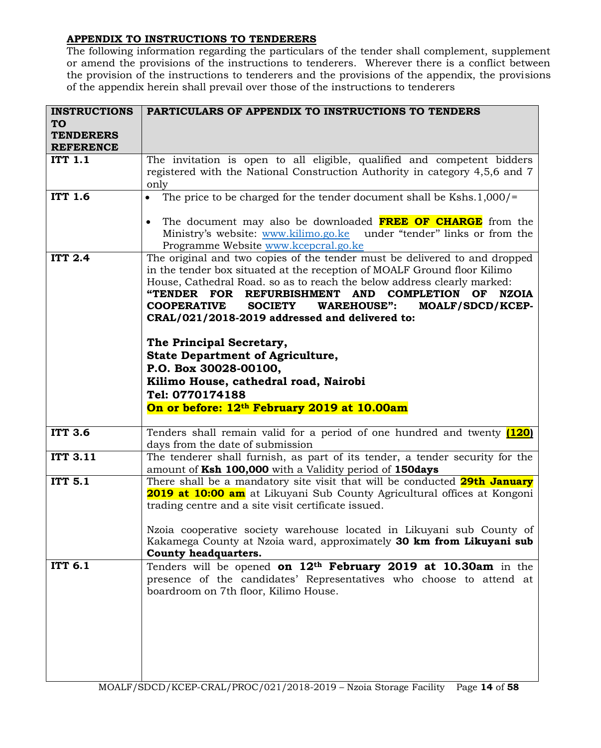**APPENDIX TO INSTRUCTIONS TO TENDERERS**

The following information regarding the particulars of the tender shall complement, supplement or amend the provisions of the instructions to tenderers. Wherever there is a conflict between the provision of the instructions to tenderers and the provisions of the appendix, the provisions of the appendix herein shall prevail over those of the instructions to tenderers

| INSTRUCTIONS TO TENDERERS REFERENCE | PARTICULARS OF APPENDIX TO INSTRUCTIONS TO TENDERS |
|---|---|
| **ITT 1.1** | The invitation is open to all eligible, qualified and competent bidders registered with the National Construction Authority in category 4,5,6 and 7 only |
| **ITT 1.6** | • The price to be charged for the tender document shall be Kshs.1,000/= <br><br> • The document may also be downloaded **FREE OF CHARGE** from the Ministry's website: www.kilimo.go.ke under "tender" links or from the Programme Website www.kcepcral.go.ke |
| **ITT 2.4** | The original and two copies of the tender must be delivered to and dropped in the tender box situated at the reception of MOALF Ground floor Kilimo House, Cathedral Road. so as to reach the below address clearly marked: **"TENDER FOR REFURBISHMENT AND COMPLETION OF NZOIA COOPERATIVE SOCIETY WAREHOUSE": MOALF/SDCD/KCEP-CRAL/021/2018-2019 addressed and delivered to:** <br><br> **The Principal Secretary,** <br> **State Department of Agriculture,** <br> **P.O. Box 30028-00100,** <br> **Kilimo House, cathedral road, Nairobi** <br> **Tel: 0770174188** <br> **On or before: 12th February 2019 at 10.00am** |
| **ITT 3.6** | Tenders shall remain valid for a period of one hundred and twenty **(120)** days from the date of submission |
| **ITT 3.11** | The tenderer shall furnish, as part of its tender, a tender security for the amount of **Ksh 100,000** with a Validity period of **150days** |
| **ITT 5.1** | There shall be a mandatory site visit that will be conducted **29th January 2019 at 10:00 am** at Likuyani Sub County Agricultural offices at Kongoni trading centre and a site visit certificate issued. <br><br> Nzoia cooperative society warehouse located in Likuyani sub County of Kakamega County at Nzoia ward, approximately **30 km from Likuyani sub County headquarters.** |
| **ITT 6.1** | Tenders will be opened **on 12th February 2019 at 10.30am** in the presence of the candidates' Representatives who choose to attend at boardroom on 7th floor, Kilimo House. |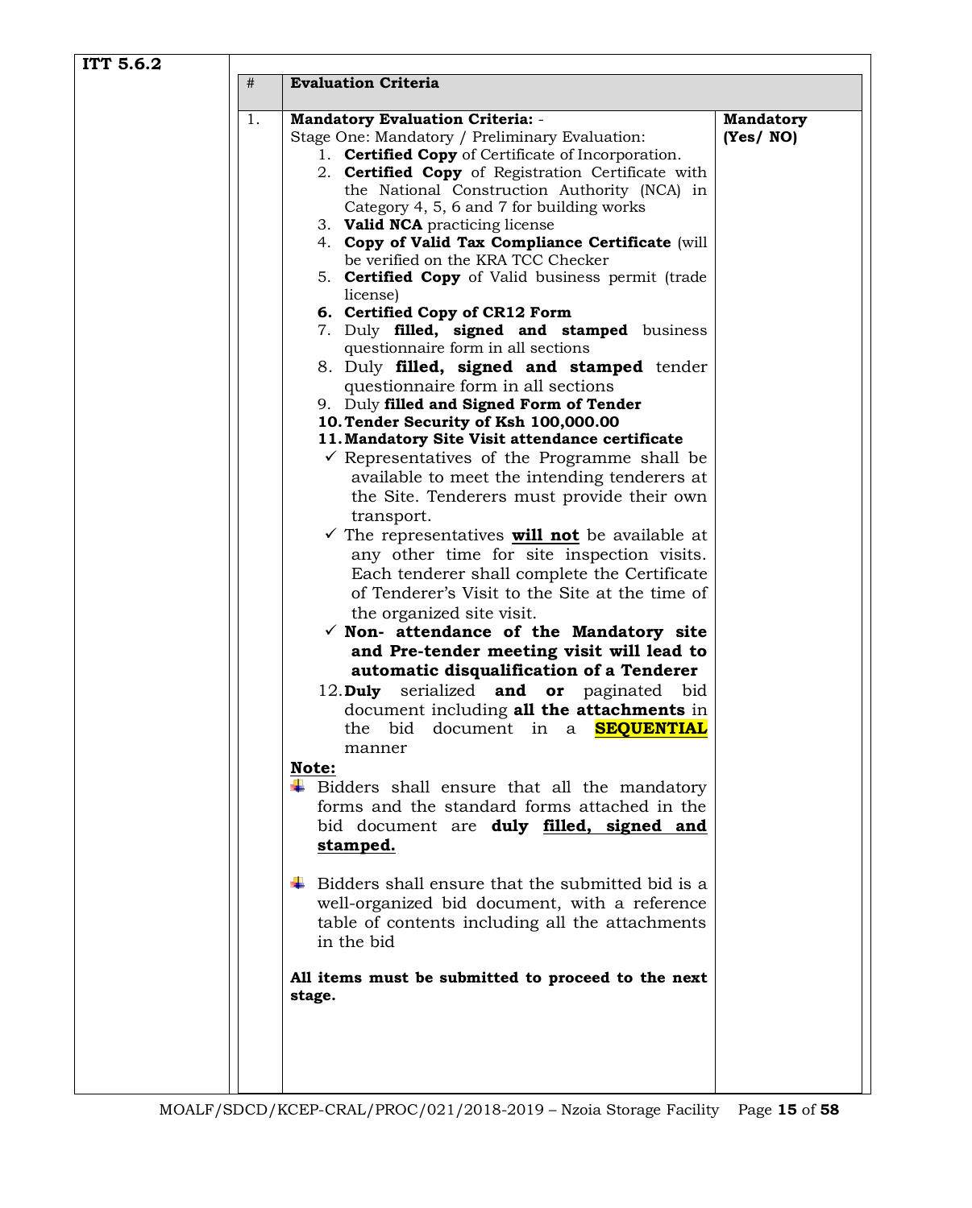**ITT 5.6.2**

| # | Evaluation Criteria | |
|---|---|---|
| 1. | **Mandatory Evaluation Criteria: -**<br>Stage One: Mandatory / Preliminary Evaluation:<br>1. **Certified Copy** of Certificate of Incorporation.<br>2. **Certified Copy** of Registration Certificate with the National Construction Authority (NCA) in Category 4, 5, 6 and 7 for building works<br>3. **Valid NCA** practicing license<br>4. **Copy of Valid Tax Compliance Certificate** (will be verified on the KRA TCC Checker<br>5. **Certified Copy** of Valid business permit (trade license)<br>**6. Certified Copy of CR12 Form**<br>7. Duly **filled, signed and stamped** business questionnaire form in all sections<br>8. Duly **filled, signed and stamped** tender questionnaire form in all sections<br>9. Duly **filled and Signed Form of Tender**<br>**10. Tender Security of Ksh 100,000.00**<br>**11. Mandatory Site Visit attendance certificate**<br>✓ Representatives of the Programme shall be available to meet the intending tenderers at the Site. Tenderers must provide their own transport.<br>✓ The representatives <u>**will not**</u> be available at any other time for site inspection visits. Each tenderer shall complete the Certificate of Tenderer's Visit to the Site at the time of the organized site visit.<br>✓ **Non- attendance of the Mandatory site and Pre-tender meeting visit will lead to automatic disqualification of a Tenderer**<br>12. **Duly** serialized **and or** paginated bid document including **all the attachments** in the bid document in a **SEQUENTIAL** manner<br><br><u>**Note:**</u><br>- Bidders shall ensure that all the mandatory forms and the standard forms attached in the bid document are **duly <u>filled, signed and stamped.</u>**<br>- Bidders shall ensure that the submitted bid is a well-organized bid document, with a reference table of contents including all the attachments in the bid<br><br>**All items must be submitted to proceed to the next stage.** | **Mandatory (Yes/ NO)** |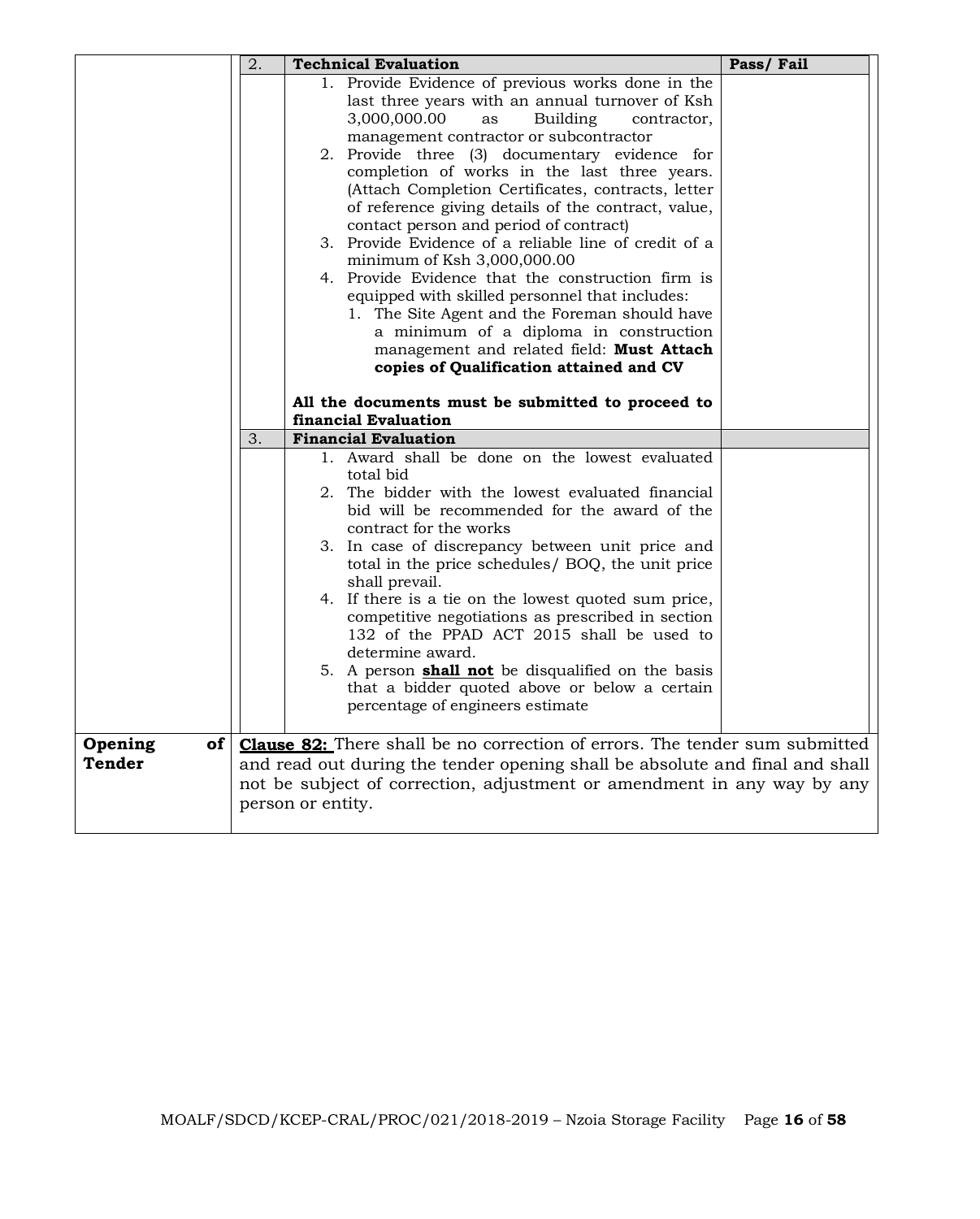| | | | |
|---|---|---|---|
| | 2. | **Technical Evaluation** | **Pass/ Fail** |
| | | 1. Provide Evidence of previous works done in the last three years with an annual turnover of Ksh 3,000,000.00 as Building contractor, management contractor or subcontractor<br>2. Provide three (3) documentary evidence for completion of works in the last three years. (Attach Completion Certificates, contracts, letter of reference giving details of the contract, value, contact person and period of contract)<br>3. Provide Evidence of a reliable line of credit of a minimum of Ksh 3,000,000.00<br>4. Provide Evidence that the construction firm is equipped with skilled personnel that includes:<br>    1. The Site Agent and the Foreman should have a minimum of a diploma in construction management and related field: **Must Attach copies of Qualification attained and CV**<br><br>**All the documents must be submitted to proceed to financial Evaluation** | |
| | 3. | **Financial Evaluation** | |
| | | 1. Award shall be done on the lowest evaluated total bid<br>2. The bidder with the lowest evaluated financial bid will be recommended for the award of the contract for the works<br>3. In case of discrepancy between unit price and total in the price schedules/ BOQ, the unit price shall prevail.<br>4. If there is a tie on the lowest quoted sum price, competitive negotiations as prescribed in section 132 of the PPAD ACT 2015 shall be used to determine award.<br>5. A person <ins>**shall not**</ins> be disqualified on the basis that a bidder quoted above or below a certain percentage of engineers estimate | |
| **Opening of Tender** | <ins>**Clause 82:**</ins> There shall be no correction of errors. The tender sum submitted and read out during the tender opening shall be absolute and final and shall not be subject of correction, adjustment or amendment in any way by any person or entity. | | |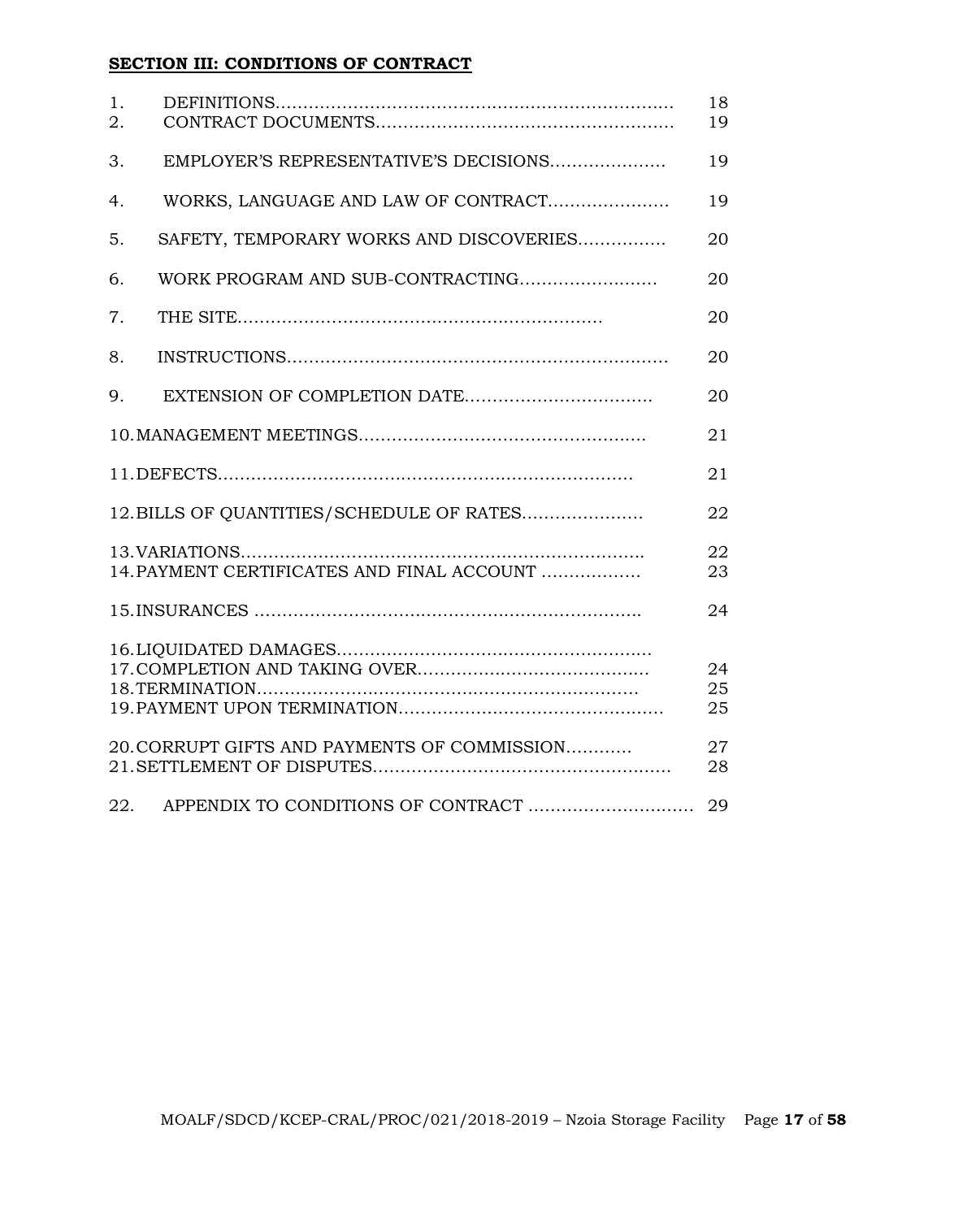## SECTION III: CONDITIONS OF CONTRACT

| | | |
|---|---|---|
| 1. | DEFINITIONS………………………………………………………………… | 18 |
| 2. | CONTRACT DOCUMENTS……………………………………………… | 19 |
| 3. | EMPLOYER'S REPRESENTATIVE'S DECISIONS………………… | 19 |
| 4. | WORKS, LANGUAGE AND LAW OF CONTRACT…………………. | 19 |
| 5. | SAFETY, TEMPORARY WORKS AND DISCOVERIES……………. | 20 |
| 6. | WORK PROGRAM AND SUB-CONTRACTING……………………. | 20 |
| 7. | THE SITE………………………………………………………… | 20 |
| 8. | INSTRUCTIONS…………………………………………………………. | 20 |
| 9. | EXTENSION OF COMPLETION DATE……………………………. | 20 |
| 10. | MANAGEMENT MEETINGS……………………………………………. | 21 |
| 11. | DEFECTS…………………………………………………………………. | 21 |
| 12. | BILLS OF QUANTITIES/SCHEDULE OF RATES…………………. | 22 |
| 13. | VARIATIONS……………………………………………………………….. | 22 |
| 14. | PAYMENT CERTIFICATES AND FINAL ACCOUNT …………….. | 23 |
| 15. | INSURANCES …………………………………………………………….. | 24 |
| 16. | LIQUIDATED DAMAGES……………………………………………….. | |
| 17. | COMPLETION AND TAKING OVER…………………………………. | 24 |
| 18. | TERMINATION……………………………………………………………. | 25 |
| 19. | PAYMENT UPON TERMINATION………………………………………. | 25 |
| 20. | CORRUPT GIFTS AND PAYMENTS OF COMMISSION………… | 27 |
| 21. | SETTLEMENT OF DISPUTES……………………………………………. | 28 |
| 22. | APPENDIX TO CONDITIONS OF CONTRACT ……………………….. | 29 |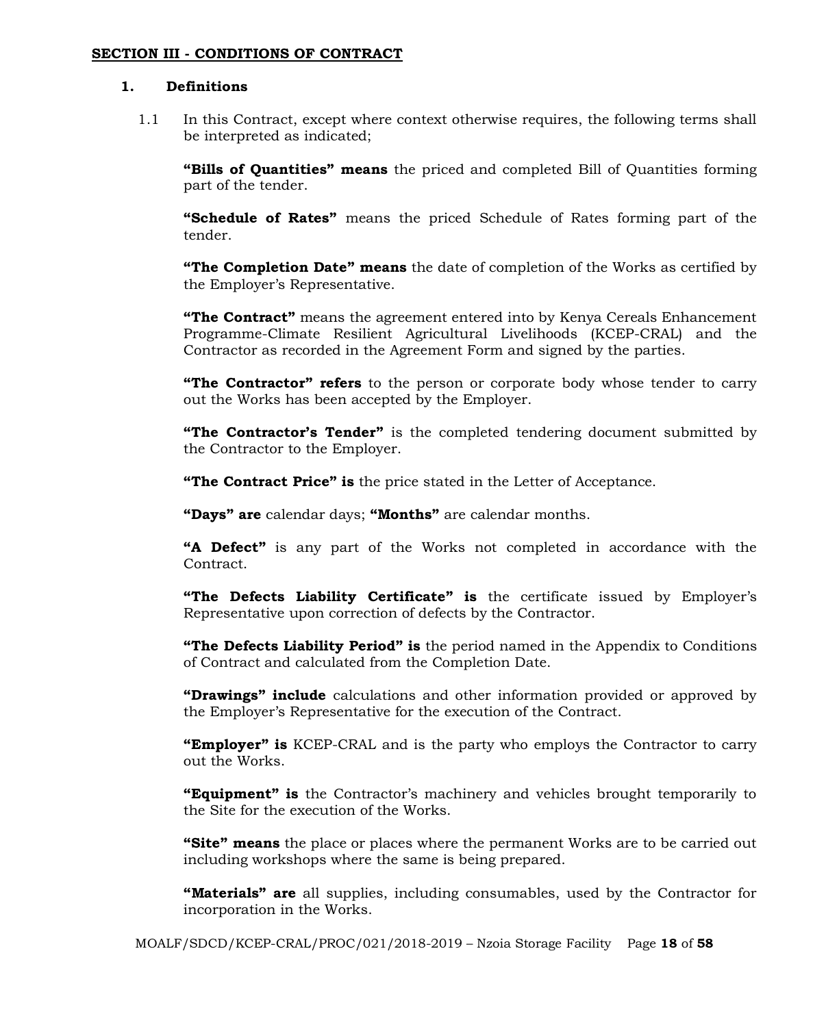**SECTION III - CONDITIONS OF CONTRACT**

**1. Definitions**

1.1 In this Contract, except where context otherwise requires, the following terms shall be interpreted as indicated;

**"Bills of Quantities" means** the priced and completed Bill of Quantities forming part of the tender.

**"Schedule of Rates"** means the priced Schedule of Rates forming part of the tender.

**"The Completion Date" means** the date of completion of the Works as certified by the Employer's Representative.

**"The Contract"** means the agreement entered into by Kenya Cereals Enhancement Programme-Climate Resilient Agricultural Livelihoods (KCEP-CRAL) and the Contractor as recorded in the Agreement Form and signed by the parties.

**"The Contractor" refers** to the person or corporate body whose tender to carry out the Works has been accepted by the Employer.

**"The Contractor's Tender"** is the completed tendering document submitted by the Contractor to the Employer.

**"The Contract Price" is** the price stated in the Letter of Acceptance.

**"Days" are** calendar days; **"Months"** are calendar months.

**"A Defect"** is any part of the Works not completed in accordance with the Contract.

**"The Defects Liability Certificate" is** the certificate issued by Employer's Representative upon correction of defects by the Contractor.

**"The Defects Liability Period" is** the period named in the Appendix to Conditions of Contract and calculated from the Completion Date.

**"Drawings" include** calculations and other information provided or approved by the Employer's Representative for the execution of the Contract.

**"Employer" is** KCEP-CRAL and is the party who employs the Contractor to carry out the Works.

**"Equipment" is** the Contractor's machinery and vehicles brought temporarily to the Site for the execution of the Works.

**"Site" means** the place or places where the permanent Works are to be carried out including workshops where the same is being prepared.

**"Materials" are** all supplies, including consumables, used by the Contractor for incorporation in the Works.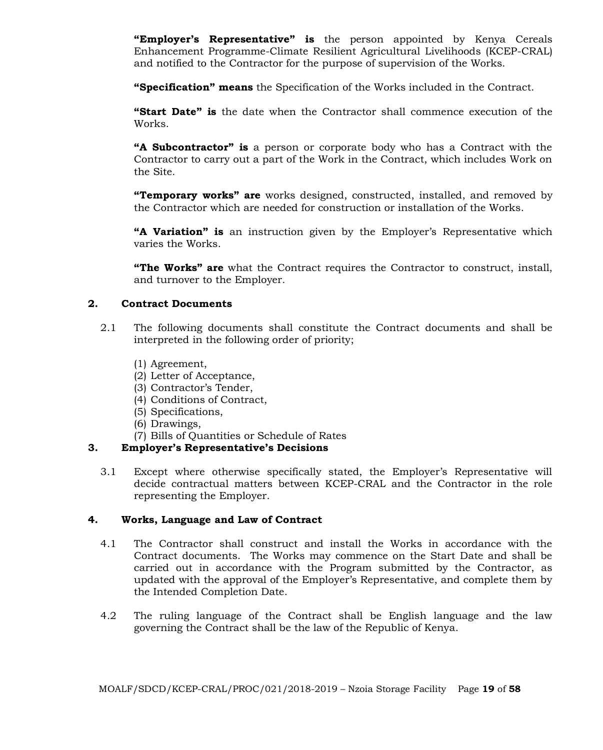**“Employer’s Representative” is** the person appointed by Kenya Cereals Enhancement Programme-Climate Resilient Agricultural Livelihoods (KCEP-CRAL) and notified to the Contractor for the purpose of supervision of the Works.

**“Specification” means** the Specification of the Works included in the Contract.

**“Start Date” is** the date when the Contractor shall commence execution of the Works.

**“A Subcontractor” is** a person or corporate body who has a Contract with the Contractor to carry out a part of the Work in the Contract, which includes Work on the Site.

**“Temporary works” are** works designed, constructed, installed, and removed by the Contractor which are needed for construction or installation of the Works.

**“A Variation” is** an instruction given by the Employer’s Representative which varies the Works.

**“The Works” are** what the Contract requires the Contractor to construct, install, and turnover to the Employer.

## 2. Contract Documents

2.1 The following documents shall constitute the Contract documents and shall be interpreted in the following order of priority;

(1) Agreement,
(2) Letter of Acceptance,
(3) Contractor’s Tender,
(4) Conditions of Contract,
(5) Specifications,
(6) Drawings,
(7) Bills of Quantities or Schedule of Rates

## 3. Employer’s Representative’s Decisions

3.1 Except where otherwise specifically stated, the Employer’s Representative will decide contractual matters between KCEP-CRAL and the Contractor in the role representing the Employer.

## 4. Works, Language and Law of Contract

4.1 The Contractor shall construct and install the Works in accordance with the Contract documents. The Works may commence on the Start Date and shall be carried out in accordance with the Program submitted by the Contractor, as updated with the approval of the Employer’s Representative, and complete them by the Intended Completion Date.

4.2 The ruling language of the Contract shall be English language and the law governing the Contract shall be the law of the Republic of Kenya.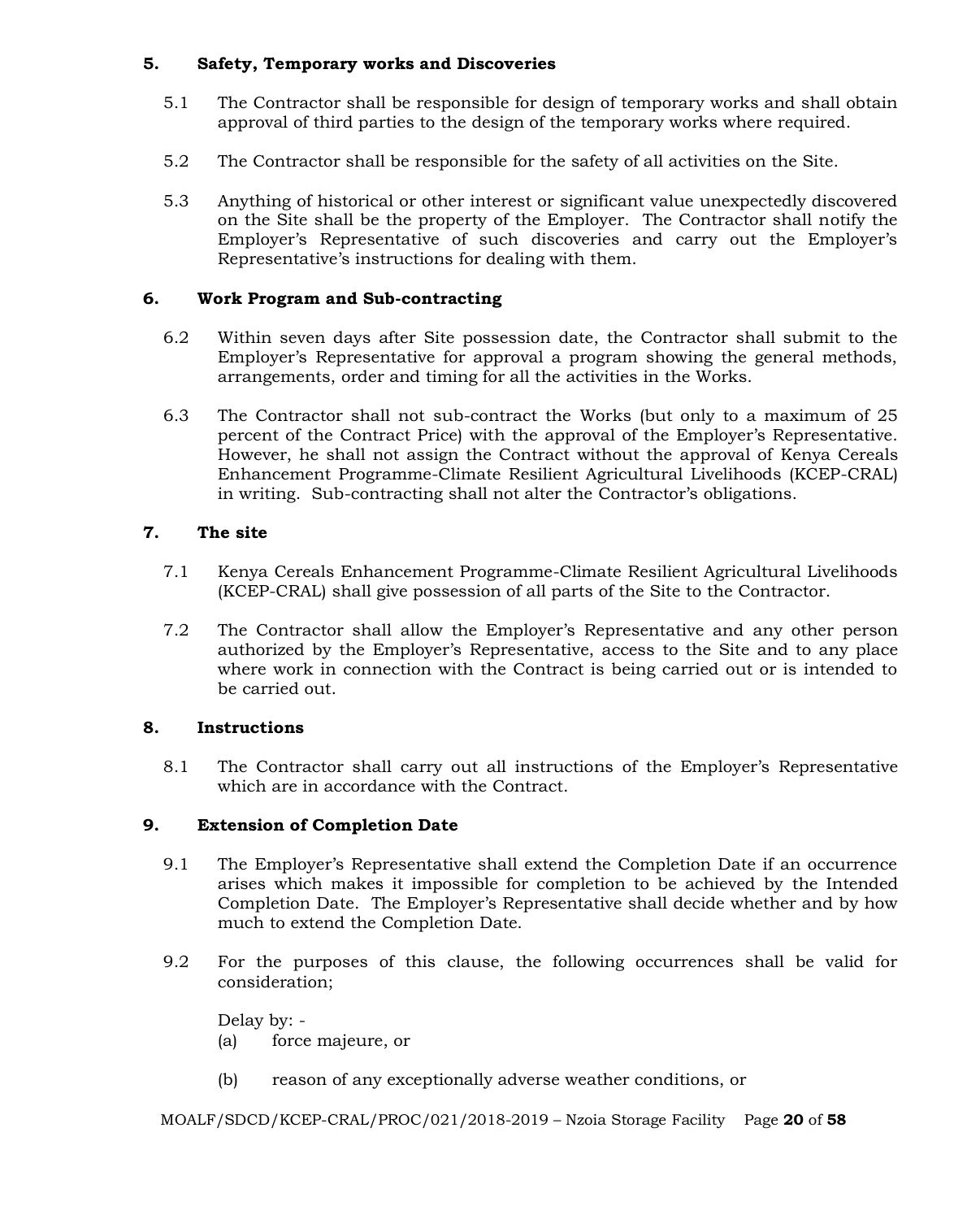## 5. Safety, Temporary works and Discoveries

5.1 The Contractor shall be responsible for design of temporary works and shall obtain approval of third parties to the design of the temporary works where required.

5.2 The Contractor shall be responsible for the safety of all activities on the Site.

5.3 Anything of historical or other interest or significant value unexpectedly discovered on the Site shall be the property of the Employer. The Contractor shall notify the Employer's Representative of such discoveries and carry out the Employer's Representative's instructions for dealing with them.

## 6. Work Program and Sub-contracting

6.2 Within seven days after Site possession date, the Contractor shall submit to the Employer's Representative for approval a program showing the general methods, arrangements, order and timing for all the activities in the Works.

6.3 The Contractor shall not sub-contract the Works (but only to a maximum of 25 percent of the Contract Price) with the approval of the Employer's Representative. However, he shall not assign the Contract without the approval of Kenya Cereals Enhancement Programme-Climate Resilient Agricultural Livelihoods (KCEP-CRAL) in writing. Sub-contracting shall not alter the Contractor's obligations.

## 7. The site

7.1 Kenya Cereals Enhancement Programme-Climate Resilient Agricultural Livelihoods (KCEP-CRAL) shall give possession of all parts of the Site to the Contractor.

7.2 The Contractor shall allow the Employer's Representative and any other person authorized by the Employer's Representative, access to the Site and to any place where work in connection with the Contract is being carried out or is intended to be carried out.

## 8. Instructions

8.1 The Contractor shall carry out all instructions of the Employer's Representative which are in accordance with the Contract.

## 9. Extension of Completion Date

9.1 The Employer's Representative shall extend the Completion Date if an occurrence arises which makes it impossible for completion to be achieved by the Intended Completion Date. The Employer's Representative shall decide whether and by how much to extend the Completion Date.

9.2 For the purposes of this clause, the following occurrences shall be valid for consideration;

Delay by: -

(a) force majeure, or

(b) reason of any exceptionally adverse weather conditions, or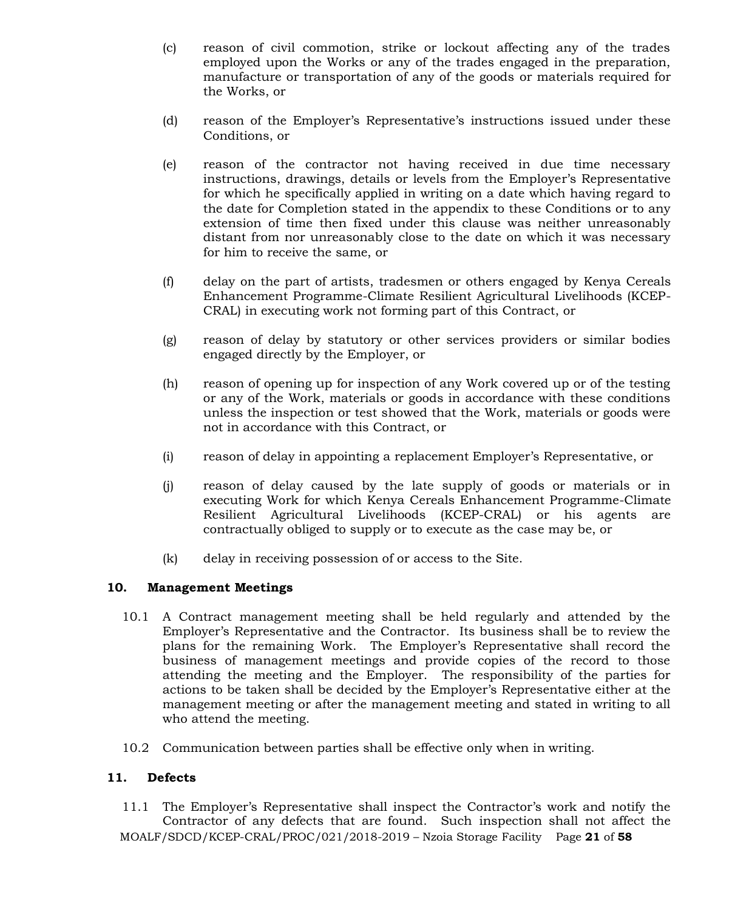(c) reason of civil commotion, strike or lockout affecting any of the trades employed upon the Works or any of the trades engaged in the preparation, manufacture or transportation of any of the goods or materials required for the Works, or

(d) reason of the Employer's Representative's instructions issued under these Conditions, or

(e) reason of the contractor not having received in due time necessary instructions, drawings, details or levels from the Employer's Representative for which he specifically applied in writing on a date which having regard to the date for Completion stated in the appendix to these Conditions or to any extension of time then fixed under this clause was neither unreasonably distant from nor unreasonably close to the date on which it was necessary for him to receive the same, or

(f) delay on the part of artists, tradesmen or others engaged by Kenya Cereals Enhancement Programme-Climate Resilient Agricultural Livelihoods (KCEP-CRAL) in executing work not forming part of this Contract, or

(g) reason of delay by statutory or other services providers or similar bodies engaged directly by the Employer, or

(h) reason of opening up for inspection of any Work covered up or of the testing or any of the Work, materials or goods in accordance with these conditions unless the inspection or test showed that the Work, materials or goods were not in accordance with this Contract, or

(i) reason of delay in appointing a replacement Employer's Representative, or

(j) reason of delay caused by the late supply of goods or materials or in executing Work for which Kenya Cereals Enhancement Programme-Climate Resilient Agricultural Livelihoods (KCEP-CRAL) or his agents are contractually obliged to supply or to execute as the case may be, or

(k) delay in receiving possession of or access to the Site.

## 10. Management Meetings

10.1 A Contract management meeting shall be held regularly and attended by the Employer's Representative and the Contractor. Its business shall be to review the plans for the remaining Work. The Employer's Representative shall record the business of management meetings and provide copies of the record to those attending the meeting and the Employer. The responsibility of the parties for actions to be taken shall be decided by the Employer's Representative either at the management meeting or after the management meeting and stated in writing to all who attend the meeting.

10.2 Communication between parties shall be effective only when in writing.

## 11. Defects

11.1 The Employer's Representative shall inspect the Contractor's work and notify the Contractor of any defects that are found. Such inspection shall not affect the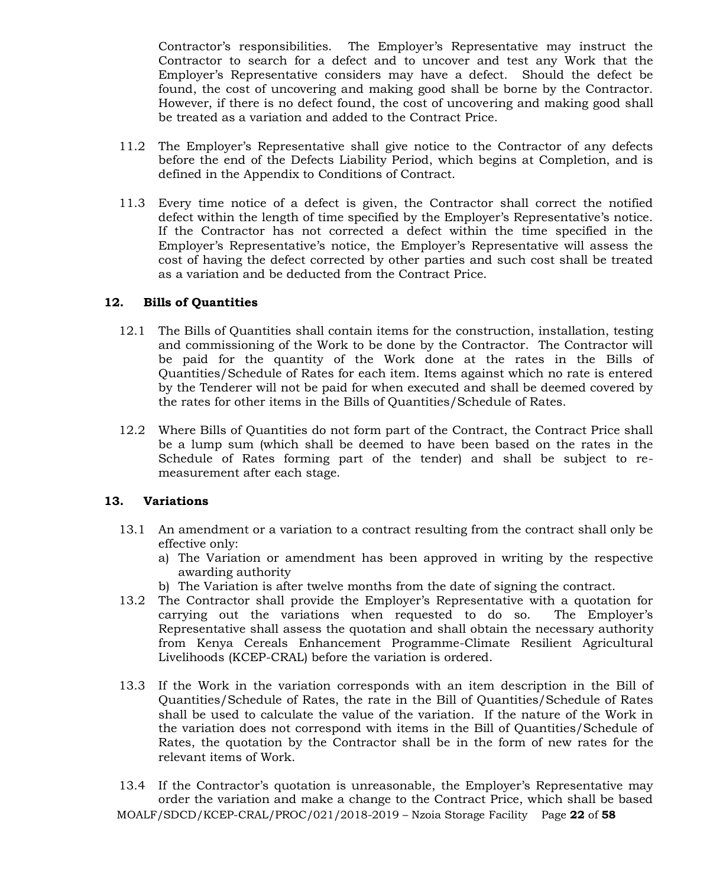Contractor's responsibilities. The Employer's Representative may instruct the Contractor to search for a defect and to uncover and test any Work that the Employer's Representative considers may have a defect. Should the defect be found, the cost of uncovering and making good shall be borne by the Contractor. However, if there is no defect found, the cost of uncovering and making good shall be treated as a variation and added to the Contract Price.

11.2 The Employer's Representative shall give notice to the Contractor of any defects before the end of the Defects Liability Period, which begins at Completion, and is defined in the Appendix to Conditions of Contract.

11.3 Every time notice of a defect is given, the Contractor shall correct the notified defect within the length of time specified by the Employer's Representative's notice. If the Contractor has not corrected a defect within the time specified in the Employer's Representative's notice, the Employer's Representative will assess the cost of having the defect corrected by other parties and such cost shall be treated as a variation and be deducted from the Contract Price.

## 12. Bills of Quantities

12.1 The Bills of Quantities shall contain items for the construction, installation, testing and commissioning of the Work to be done by the Contractor. The Contractor will be paid for the quantity of the Work done at the rates in the Bills of Quantities/Schedule of Rates for each item. Items against which no rate is entered by the Tenderer will not be paid for when executed and shall be deemed covered by the rates for other items in the Bills of Quantities/Schedule of Rates.

12.2 Where Bills of Quantities do not form part of the Contract, the Contract Price shall be a lump sum (which shall be deemed to have been based on the rates in the Schedule of Rates forming part of the tender) and shall be subject to re-measurement after each stage.

## 13. Variations

13.1 An amendment or a variation to a contract resulting from the contract shall only be effective only:

a) The Variation or amendment has been approved in writing by the respective awarding authority
b) The Variation is after twelve months from the date of signing the contract.

13.2 The Contractor shall provide the Employer's Representative with a quotation for carrying out the variations when requested to do so. The Employer's Representative shall assess the quotation and shall obtain the necessary authority from Kenya Cereals Enhancement Programme-Climate Resilient Agricultural Livelihoods (KCEP-CRAL) before the variation is ordered.

13.3 If the Work in the variation corresponds with an item description in the Bill of Quantities/Schedule of Rates, the rate in the Bill of Quantities/Schedule of Rates shall be used to calculate the value of the variation. If the nature of the Work in the variation does not correspond with items in the Bill of Quantities/Schedule of Rates, the quotation by the Contractor shall be in the form of new rates for the relevant items of Work.

13.4 If the Contractor's quotation is unreasonable, the Employer's Representative may order the variation and make a change to the Contract Price, which shall be based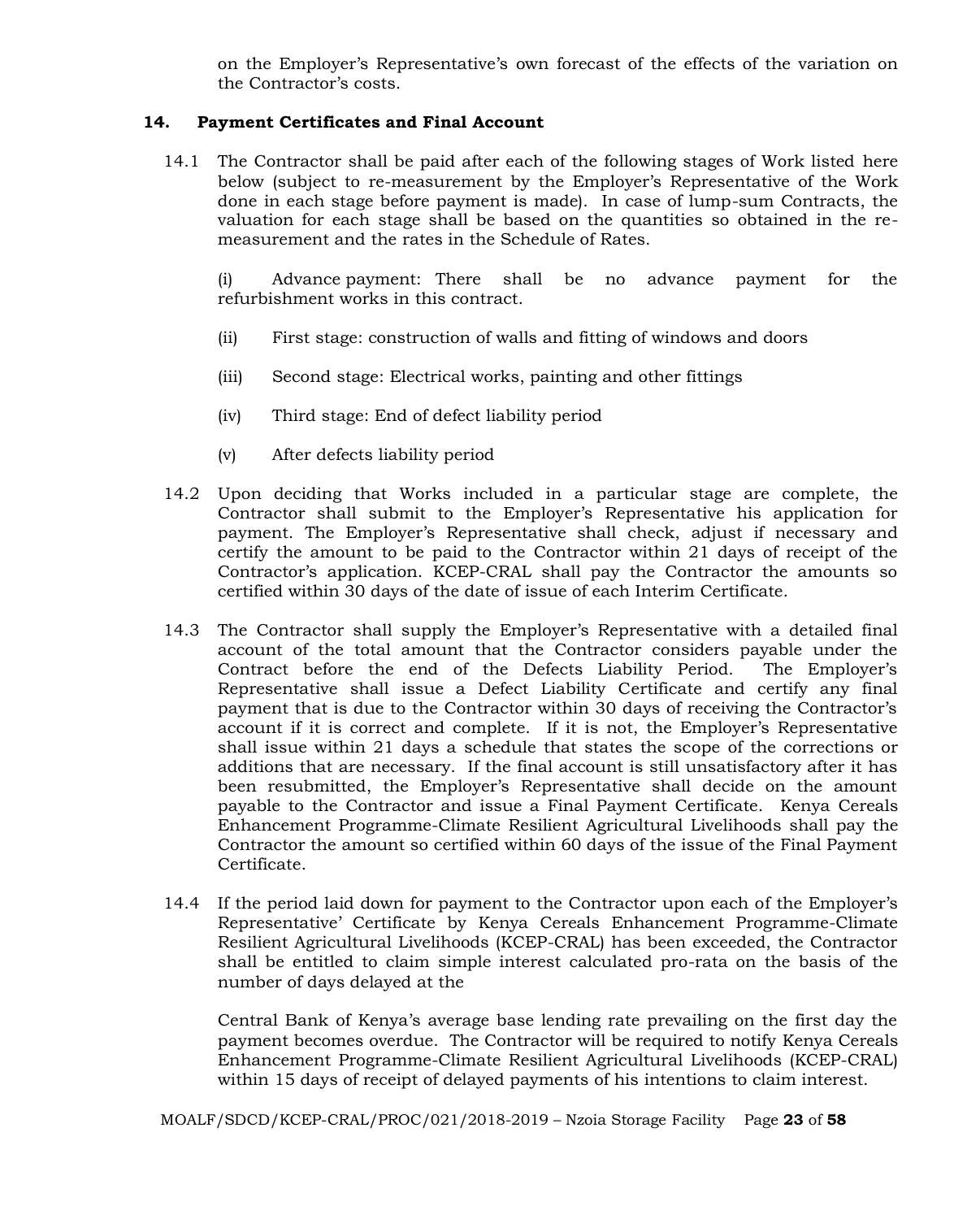on the Employer's Representative's own forecast of the effects of the variation on the Contractor's costs.

## 14. Payment Certificates and Final Account

14.1 The Contractor shall be paid after each of the following stages of Work listed here below (subject to re-measurement by the Employer's Representative of the Work done in each stage before payment is made). In case of lump-sum Contracts, the valuation for each stage shall be based on the quantities so obtained in the re-measurement and the rates in the Schedule of Rates.

(i) Advance payment: There shall be no advance payment for the refurbishment works in this contract.

(ii) First stage: construction of walls and fitting of windows and doors

(iii) Second stage: Electrical works, painting and other fittings

(iv) Third stage: End of defect liability period

(v) After defects liability period

14.2 Upon deciding that Works included in a particular stage are complete, the Contractor shall submit to the Employer's Representative his application for payment. The Employer's Representative shall check, adjust if necessary and certify the amount to be paid to the Contractor within 21 days of receipt of the Contractor's application. KCEP-CRAL shall pay the Contractor the amounts so certified within 30 days of the date of issue of each Interim Certificate.

14.3 The Contractor shall supply the Employer's Representative with a detailed final account of the total amount that the Contractor considers payable under the Contract before the end of the Defects Liability Period. The Employer's Representative shall issue a Defect Liability Certificate and certify any final payment that is due to the Contractor within 30 days of receiving the Contractor's account if it is correct and complete. If it is not, the Employer's Representative shall issue within 21 days a schedule that states the scope of the corrections or additions that are necessary. If the final account is still unsatisfactory after it has been resubmitted, the Employer's Representative shall decide on the amount payable to the Contractor and issue a Final Payment Certificate. Kenya Cereals Enhancement Programme-Climate Resilient Agricultural Livelihoods shall pay the Contractor the amount so certified within 60 days of the issue of the Final Payment Certificate.

14.4 If the period laid down for payment to the Contractor upon each of the Employer's Representative' Certificate by Kenya Cereals Enhancement Programme-Climate Resilient Agricultural Livelihoods (KCEP-CRAL) has been exceeded, the Contractor shall be entitled to claim simple interest calculated pro-rata on the basis of the number of days delayed at the

Central Bank of Kenya's average base lending rate prevailing on the first day the payment becomes overdue. The Contractor will be required to notify Kenya Cereals Enhancement Programme-Climate Resilient Agricultural Livelihoods (KCEP-CRAL) within 15 days of receipt of delayed payments of his intentions to claim interest.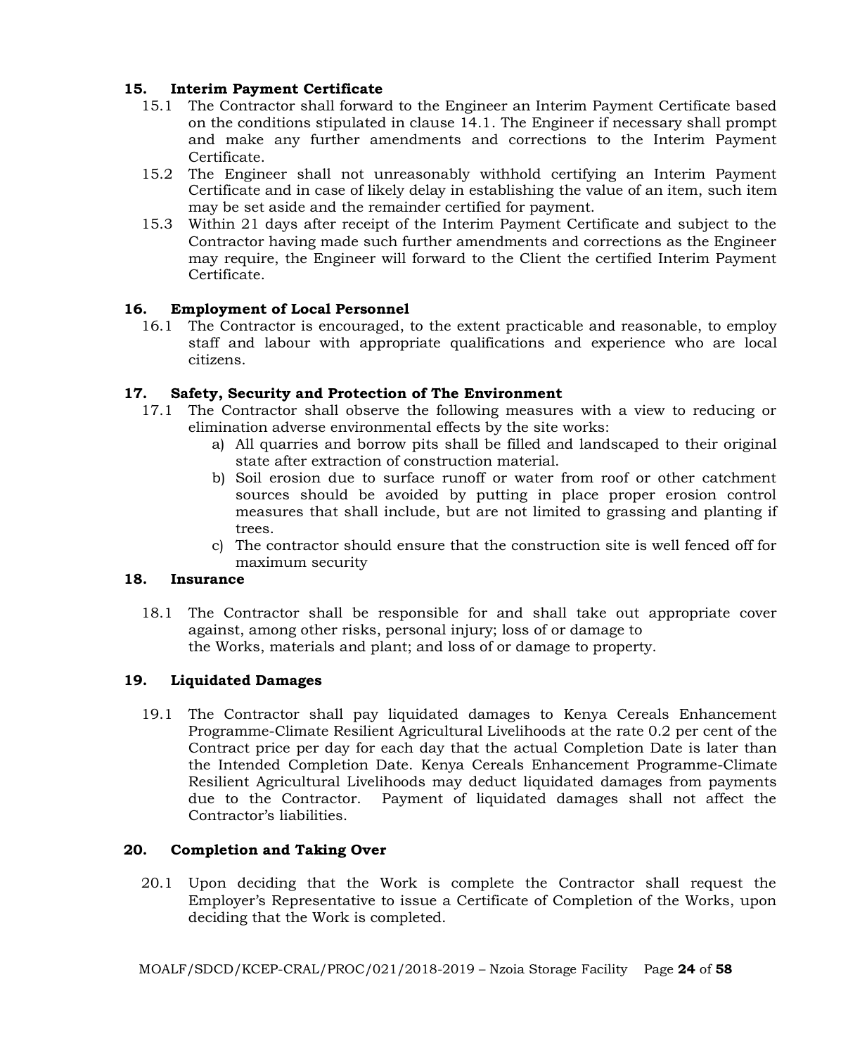## 15. Interim Payment Certificate

15.1 The Contractor shall forward to the Engineer an Interim Payment Certificate based on the conditions stipulated in clause 14.1. The Engineer if necessary shall prompt and make any further amendments and corrections to the Interim Payment Certificate.

15.2 The Engineer shall not unreasonably withhold certifying an Interim Payment Certificate and in case of likely delay in establishing the value of an item, such item may be set aside and the remainder certified for payment.

15.3 Within 21 days after receipt of the Interim Payment Certificate and subject to the Contractor having made such further amendments and corrections as the Engineer may require, the Engineer will forward to the Client the certified Interim Payment Certificate.

## 16. Employment of Local Personnel

16.1 The Contractor is encouraged, to the extent practicable and reasonable, to employ staff and labour with appropriate qualifications and experience who are local citizens.

## 17. Safety, Security and Protection of The Environment

17.1 The Contractor shall observe the following measures with a view to reducing or elimination adverse environmental effects by the site works:

a) All quarries and borrow pits shall be filled and landscaped to their original state after extraction of construction material.

b) Soil erosion due to surface runoff or water from roof or other catchment sources should be avoided by putting in place proper erosion control measures that shall include, but are not limited to grassing and planting if trees.

c) The contractor should ensure that the construction site is well fenced off for maximum security

## 18. Insurance

18.1 The Contractor shall be responsible for and shall take out appropriate cover against, among other risks, personal injury; loss of or damage to the Works, materials and plant; and loss of or damage to property.

## 19. Liquidated Damages

19.1 The Contractor shall pay liquidated damages to Kenya Cereals Enhancement Programme-Climate Resilient Agricultural Livelihoods at the rate 0.2 per cent of the Contract price per day for each day that the actual Completion Date is later than the Intended Completion Date. Kenya Cereals Enhancement Programme-Climate Resilient Agricultural Livelihoods may deduct liquidated damages from payments due to the Contractor. Payment of liquidated damages shall not affect the Contractor's liabilities.

## 20. Completion and Taking Over

20.1 Upon deciding that the Work is complete the Contractor shall request the Employer's Representative to issue a Certificate of Completion of the Works, upon deciding that the Work is completed.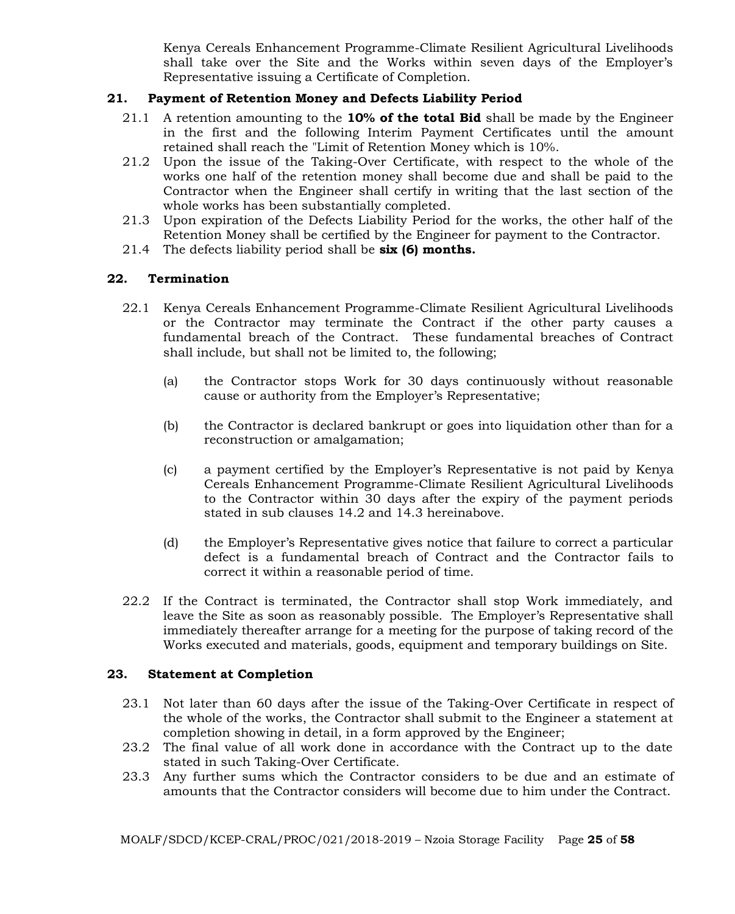Kenya Cereals Enhancement Programme-Climate Resilient Agricultural Livelihoods shall take over the Site and the Works within seven days of the Employer's Representative issuing a Certificate of Completion.

### 21. Payment of Retention Money and Defects Liability Period

21.1 A retention amounting to the **10% of the total Bid** shall be made by the Engineer in the first and the following Interim Payment Certificates until the amount retained shall reach the "Limit of Retention Money which is 10%.

21.2 Upon the issue of the Taking-Over Certificate, with respect to the whole of the works one half of the retention money shall become due and shall be paid to the Contractor when the Engineer shall certify in writing that the last section of the whole works has been substantially completed.

21.3 Upon expiration of the Defects Liability Period for the works, the other half of the Retention Money shall be certified by the Engineer for payment to the Contractor.

21.4 The defects liability period shall be **six (6) months.**

### 22. Termination

22.1 Kenya Cereals Enhancement Programme-Climate Resilient Agricultural Livelihoods or the Contractor may terminate the Contract if the other party causes a fundamental breach of the Contract. These fundamental breaches of Contract shall include, but shall not be limited to, the following;

(a) the Contractor stops Work for 30 days continuously without reasonable cause or authority from the Employer's Representative;

(b) the Contractor is declared bankrupt or goes into liquidation other than for a reconstruction or amalgamation;

(c) a payment certified by the Employer's Representative is not paid by Kenya Cereals Enhancement Programme-Climate Resilient Agricultural Livelihoods to the Contractor within 30 days after the expiry of the payment periods stated in sub clauses 14.2 and 14.3 hereinabove.

(d) the Employer's Representative gives notice that failure to correct a particular defect is a fundamental breach of Contract and the Contractor fails to correct it within a reasonable period of time.

22.2 If the Contract is terminated, the Contractor shall stop Work immediately, and leave the Site as soon as reasonably possible. The Employer's Representative shall immediately thereafter arrange for a meeting for the purpose of taking record of the Works executed and materials, goods, equipment and temporary buildings on Site.

### 23. Statement at Completion

23.1 Not later than 60 days after the issue of the Taking-Over Certificate in respect of the whole of the works, the Contractor shall submit to the Engineer a statement at completion showing in detail, in a form approved by the Engineer;

23.2 The final value of all work done in accordance with the Contract up to the date stated in such Taking-Over Certificate.

23.3 Any further sums which the Contractor considers to be due and an estimate of amounts that the Contractor considers will become due to him under the Contract.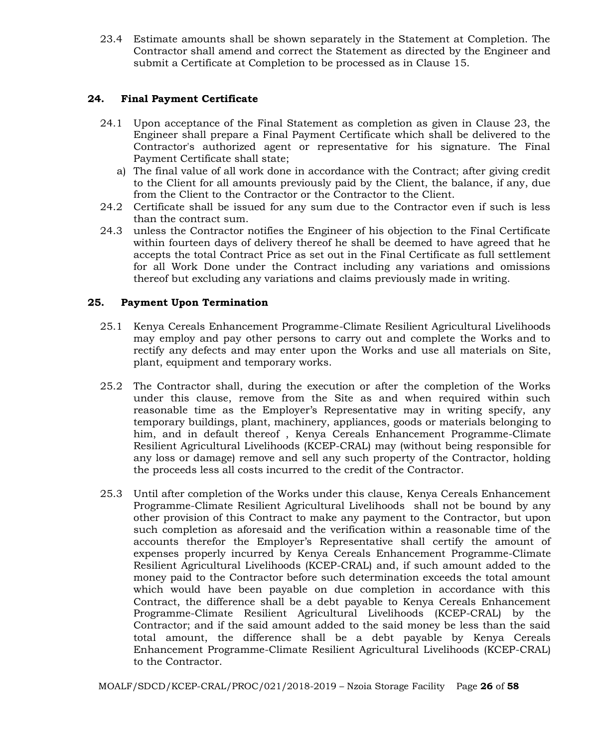23.4 Estimate amounts shall be shown separately in the Statement at Completion. The Contractor shall amend and correct the Statement as directed by the Engineer and submit a Certificate at Completion to be processed as in Clause 15.

## 24. Final Payment Certificate

24.1 Upon acceptance of the Final Statement as completion as given in Clause 23, the Engineer shall prepare a Final Payment Certificate which shall be delivered to the Contractor's authorized agent or representative for his signature. The Final Payment Certificate shall state;

a) The final value of all work done in accordance with the Contract; after giving credit to the Client for all amounts previously paid by the Client, the balance, if any, due from the Client to the Contractor or the Contractor to the Client.

24.2 Certificate shall be issued for any sum due to the Contractor even if such is less than the contract sum.

24.3 unless the Contractor notifies the Engineer of his objection to the Final Certificate within fourteen days of delivery thereof he shall be deemed to have agreed that he accepts the total Contract Price as set out in the Final Certificate as full settlement for all Work Done under the Contract including any variations and omissions thereof but excluding any variations and claims previously made in writing.

## 25. Payment Upon Termination

25.1 Kenya Cereals Enhancement Programme-Climate Resilient Agricultural Livelihoods may employ and pay other persons to carry out and complete the Works and to rectify any defects and may enter upon the Works and use all materials on Site, plant, equipment and temporary works.

25.2 The Contractor shall, during the execution or after the completion of the Works under this clause, remove from the Site as and when required within such reasonable time as the Employer's Representative may in writing specify, any temporary buildings, plant, machinery, appliances, goods or materials belonging to him, and in default thereof , Kenya Cereals Enhancement Programme-Climate Resilient Agricultural Livelihoods (KCEP-CRAL) may (without being responsible for any loss or damage) remove and sell any such property of the Contractor, holding the proceeds less all costs incurred to the credit of the Contractor.

25.3 Until after completion of the Works under this clause, Kenya Cereals Enhancement Programme-Climate Resilient Agricultural Livelihoods shall not be bound by any other provision of this Contract to make any payment to the Contractor, but upon such completion as aforesaid and the verification within a reasonable time of the accounts therefor the Employer's Representative shall certify the amount of expenses properly incurred by Kenya Cereals Enhancement Programme-Climate Resilient Agricultural Livelihoods (KCEP-CRAL) and, if such amount added to the money paid to the Contractor before such determination exceeds the total amount which would have been payable on due completion in accordance with this Contract, the difference shall be a debt payable to Kenya Cereals Enhancement Programme-Climate Resilient Agricultural Livelihoods (KCEP-CRAL) by the Contractor; and if the said amount added to the said money be less than the said total amount, the difference shall be a debt payable by Kenya Cereals Enhancement Programme-Climate Resilient Agricultural Livelihoods (KCEP-CRAL) to the Contractor.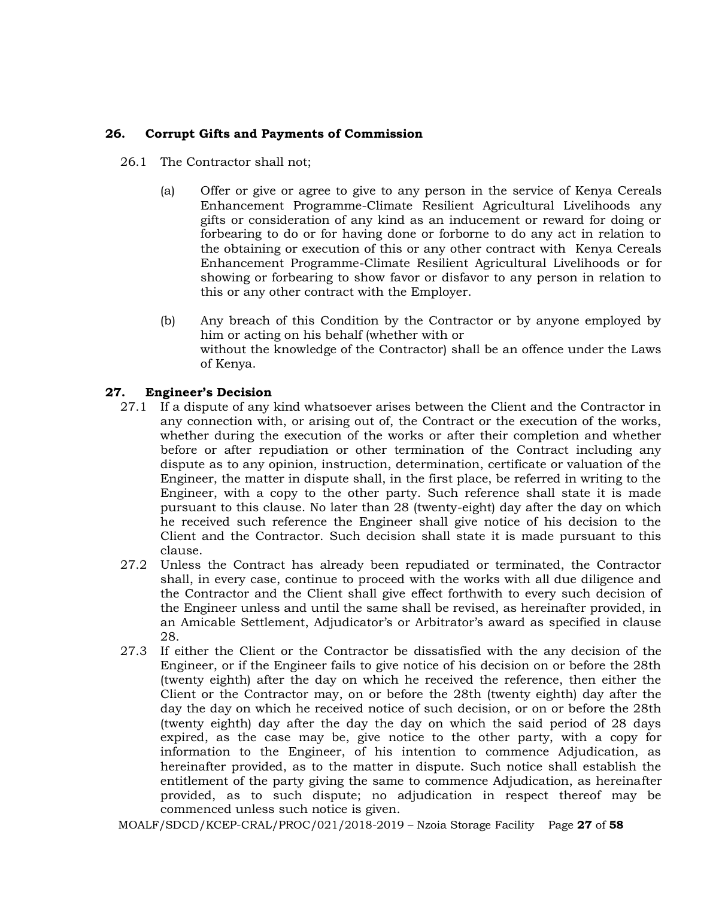## 26. Corrupt Gifts and Payments of Commission

26.1 The Contractor shall not;

(a) Offer or give or agree to give to any person in the service of Kenya Cereals Enhancement Programme-Climate Resilient Agricultural Livelihoods any gifts or consideration of any kind as an inducement or reward for doing or forbearing to do or for having done or forborne to do any act in relation to the obtaining or execution of this or any other contract with Kenya Cereals Enhancement Programme-Climate Resilient Agricultural Livelihoods or for showing or forbearing to show favor or disfavor to any person in relation to this or any other contract with the Employer.

(b) Any breach of this Condition by the Contractor or by anyone employed by him or acting on his behalf (whether with or without the knowledge of the Contractor) shall be an offence under the Laws of Kenya.

## 27. Engineer's Decision

27.1 If a dispute of any kind whatsoever arises between the Client and the Contractor in any connection with, or arising out of, the Contract or the execution of the works, whether during the execution of the works or after their completion and whether before or after repudiation or other termination of the Contract including any dispute as to any opinion, instruction, determination, certificate or valuation of the Engineer, the matter in dispute shall, in the first place, be referred in writing to the Engineer, with a copy to the other party. Such reference shall state it is made pursuant to this clause. No later than 28 (twenty-eight) day after the day on which he received such reference the Engineer shall give notice of his decision to the Client and the Contractor. Such decision shall state it is made pursuant to this clause.

27.2 Unless the Contract has already been repudiated or terminated, the Contractor shall, in every case, continue to proceed with the works with all due diligence and the Contractor and the Client shall give effect forthwith to every such decision of the Engineer unless and until the same shall be revised, as hereinafter provided, in an Amicable Settlement, Adjudicator's or Arbitrator's award as specified in clause 28.

27.3 If either the Client or the Contractor be dissatisfied with the any decision of the Engineer, or if the Engineer fails to give notice of his decision on or before the 28th (twenty eighth) after the day on which he received the reference, then either the Client or the Contractor may, on or before the 28th (twenty eighth) day after the day the day on which he received notice of such decision, or on or before the 28th (twenty eighth) day after the day the day on which the said period of 28 days expired, as the case may be, give notice to the other party, with a copy for information to the Engineer, of his intention to commence Adjudication, as hereinafter provided, as to the matter in dispute. Such notice shall establish the entitlement of the party giving the same to commence Adjudication, as hereinafter provided, as to such dispute; no adjudication in respect thereof may be commenced unless such notice is given.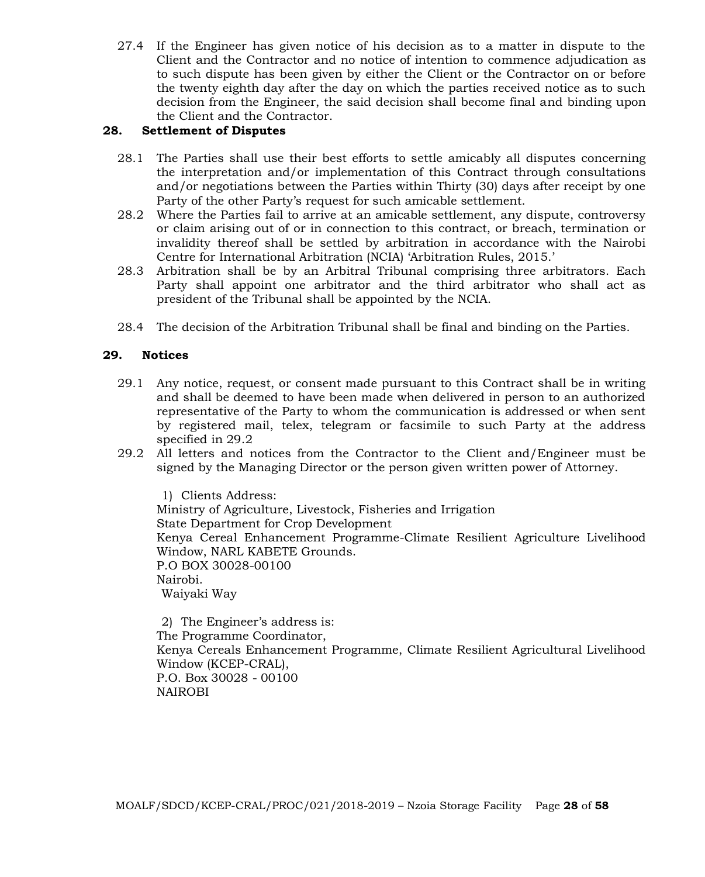27.4 If the Engineer has given notice of his decision as to a matter in dispute to the Client and the Contractor and no notice of intention to commence adjudication as to such dispute has been given by either the Client or the Contractor on or before the twenty eighth day after the day on which the parties received notice as to such decision from the Engineer, the said decision shall become final and binding upon the Client and the Contractor.

## 28. Settlement of Disputes

28.1 The Parties shall use their best efforts to settle amicably all disputes concerning the interpretation and/or implementation of this Contract through consultations and/or negotiations between the Parties within Thirty (30) days after receipt by one Party of the other Party's request for such amicable settlement.

28.2 Where the Parties fail to arrive at an amicable settlement, any dispute, controversy or claim arising out of or in connection to this contract, or breach, termination or invalidity thereof shall be settled by arbitration in accordance with the Nairobi Centre for International Arbitration (NCIA) 'Arbitration Rules, 2015.'

28.3 Arbitration shall be by an Arbitral Tribunal comprising three arbitrators. Each Party shall appoint one arbitrator and the third arbitrator who shall act as president of the Tribunal shall be appointed by the NCIA.

28.4 The decision of the Arbitration Tribunal shall be final and binding on the Parties.

## 29. Notices

29.1 Any notice, request, or consent made pursuant to this Contract shall be in writing and shall be deemed to have been made when delivered in person to an authorized representative of the Party to whom the communication is addressed or when sent by registered mail, telex, telegram or facsimile to such Party at the address specified in 29.2

29.2 All letters and notices from the Contractor to the Client and/Engineer must be signed by the Managing Director or the person given written power of Attorney.

1) Clients Address:
Ministry of Agriculture, Livestock, Fisheries and Irrigation
State Department for Crop Development
Kenya Cereal Enhancement Programme-Climate Resilient Agriculture Livelihood Window, NARL KABETE Grounds.
P.O BOX 30028-00100
Nairobi.
Waiyaki Way

2) The Engineer's address is:
The Programme Coordinator,
Kenya Cereals Enhancement Programme, Climate Resilient Agricultural Livelihood Window (KCEP-CRAL),
P.O. Box 30028 - 00100
NAIROBI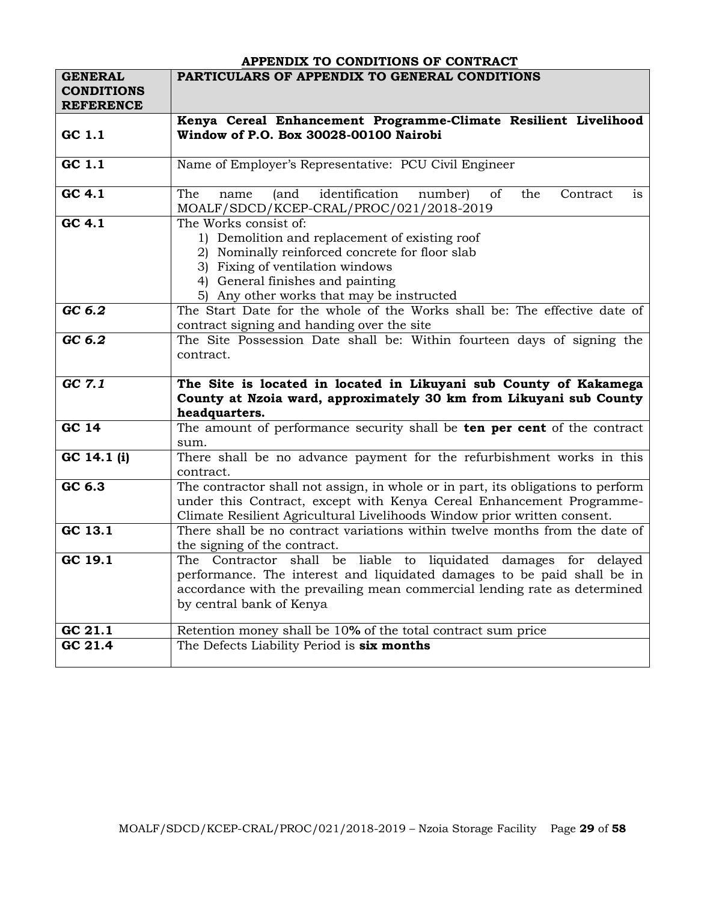## APPENDIX TO CONDITIONS OF CONTRACT

| GENERAL CONDITIONS REFERENCE | PARTICULARS OF APPENDIX TO GENERAL CONDITIONS |
|---|---|
| GC 1.1 | **Kenya Cereal Enhancement Programme-Climate Resilient Livelihood Window of P.O. Box 30028-00100 Nairobi** |
| GC 1.1 | Name of Employer's Representative: PCU Civil Engineer |
| GC 4.1 | The name (and identification number) of the Contract is MOALF/SDCD/KEP-CRAL/PROC/021/2018-2019 |
| GC 4.1 | The Works consist of: <br> 1) Demolition and replacement of existing roof <br> 2) Nominally reinforced concrete for floor slab <br> 3) Fixing of ventilation windows <br> 4) General finishes and painting <br> 5) Any other works that may be instructed |
| *GC 6.2* | The Start Date for the whole of the Works shall be: The effective date of contract signing and handing over the site |
| *GC 6.2* | The Site Possession Date shall be: Within fourteen days of signing the contract. |
| *GC 7.1* | **The Site is located in located in Likuyani sub County of Kakamega County at Nzoia ward, approximately 30 km from Likuyani sub County headquarters.** |
| GC 14 | The amount of performance security shall be **ten per cent** of the contract sum. |
| GC 14.1 (i) | There shall be no advance payment for the refurbishment works in this contract. |
| GC 6.3 | The contractor shall not assign, in whole or in part, its obligations to perform under this Contract, except with Kenya Cereal Enhancement Programme-Climate Resilient Agricultural Livelihoods Window prior written consent. |
| GC 13.1 | There shall be no contract variations within twelve months from the date of the signing of the contract. |
| GC 19.1 | The Contractor shall be liable to liquidated damages for delayed performance. The interest and liquidated damages to be paid shall be in accordance with the prevailing mean commercial lending rate as determined by central bank of Kenya |
| GC 21.1 | Retention money shall be 10**%** of the total contract sum price |
| GC 21.4 | The Defects Liability Period is **six months** |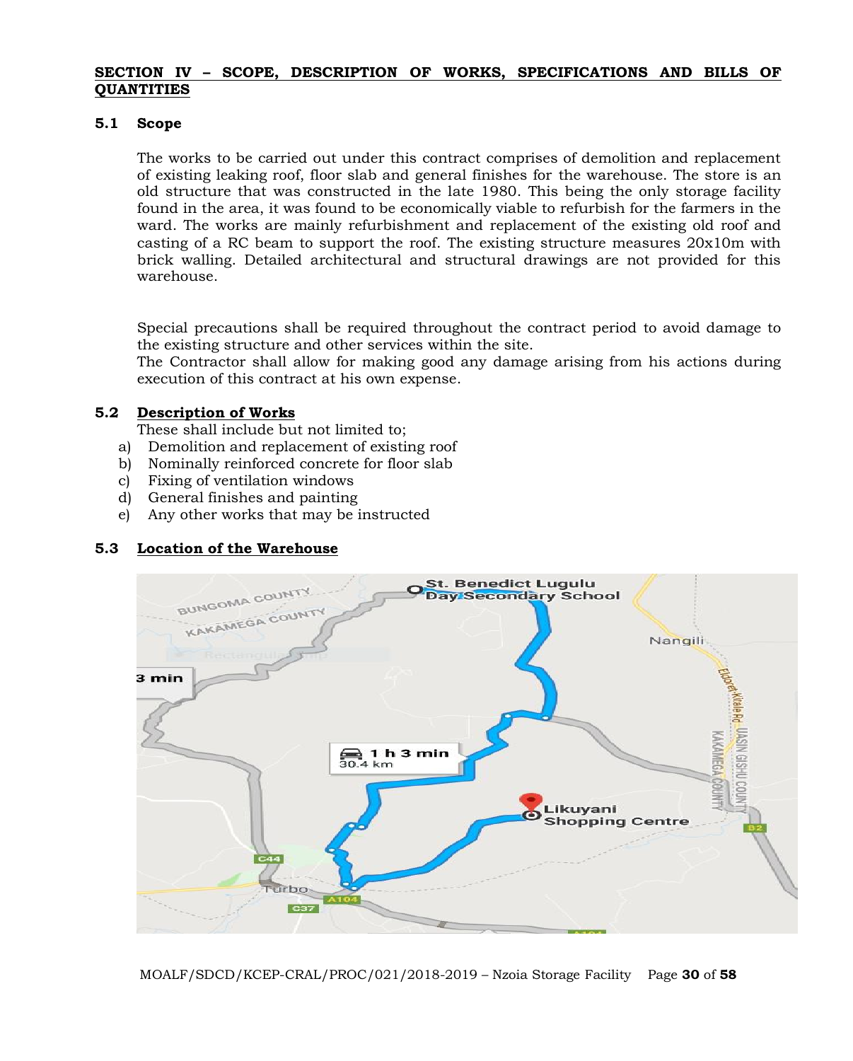## SECTION IV – SCOPE, DESCRIPTION OF WORKS, SPECIFICATIONS AND BILLS OF QUANTITIES

### 5.1 Scope

The works to be carried out under this contract comprises of demolition and replacement of existing leaking roof, floor slab and general finishes for the warehouse. The store is an old structure that was constructed in the late 1980. This being the only storage facility found in the area, it was found to be economically viable to refurbish for the farmers in the ward. The works are mainly refurbishment and replacement of the existing old roof and casting of a RC beam to support the roof. The existing structure measures 20x10m with brick walling. Detailed architectural and structural drawings are not provided for this warehouse.

Special precautions shall be required throughout the contract period to avoid damage to the existing structure and other services within the site.
The Contractor shall allow for making good any damage arising from his actions during execution of this contract at his own expense.

### 5.2 Description of Works

These shall include but not limited to;

a) Demolition and replacement of existing roof
b) Nominally reinforced concrete for floor slab
c) Fixing of ventilation windows
d) General finishes and painting
e) Any other works that may be instructed

### 5.3 Location of the Warehouse

St. Benedict Lugulu Day Secondary School

BUNGOMA COUNTY

KAKAMEGA COUNTY

Nangili

Eldoret-Kitale Rd

KAKAMEGA COUNTY

UASIN GISHU COUNTY

3 min

1 h 3 min
30.4 km

Likuyani Shopping Centre

C44

Turbo

A104

C37

B2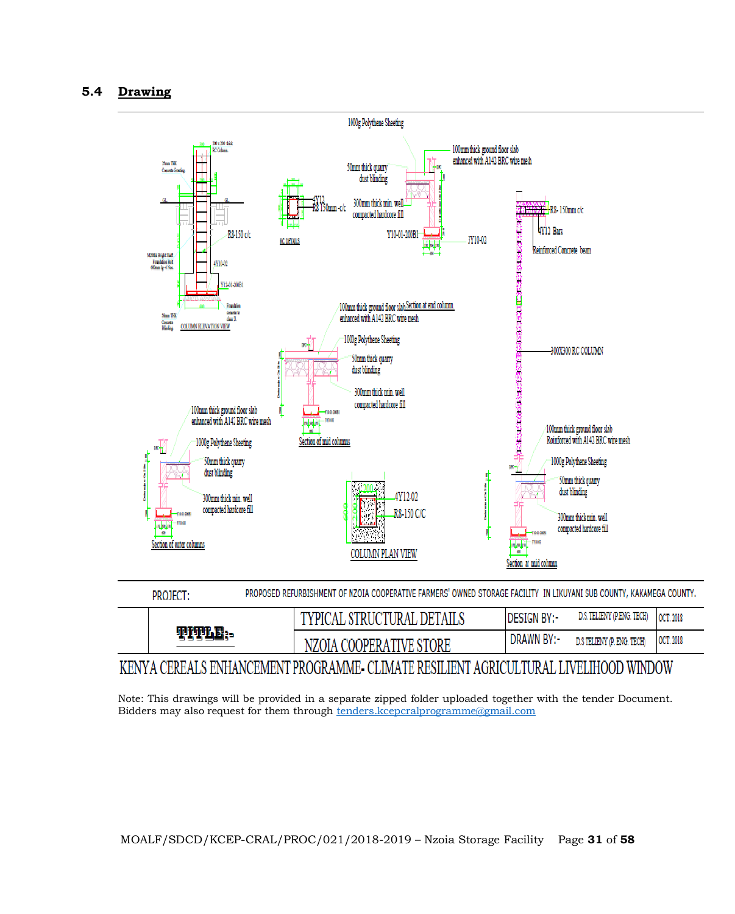## 5.4 Drawing

1000g Polythene Sheeting

100mm thick ground floor slab enhanced with A142 BRC wire mesh

50mm thick quarry dust blinding

300mm thick min. well compacted hardcore fill

Y10-01-200B1

3Y10-02

4Y12

R8 150mm -c/c

RC DETAILS

R8-150mm c/c

4Y12 Bars

Reinforced Concrete beam

R8-150 c/c

4Y10-02

Y12-01-200B1

COLUMN ELEVATION VIEW

100mm thick ground floor slab Section at end column

enhanced with A142 BRC wire mesh

1000g Polythene Sheeting

50mm thick quarry dust blinding

300mm thick min. well compacted hardcore fill

Section of mid columns

300X300 RC COLUMN

100mm thick ground floor slab enhanced with A142 BRC wire mesh

1000g Polythene Sheeting

50mm thick quarry dust blinding

300mm thick min. well compacted hardcore fill

Section of outer columns

4Y12-02

R8-150 C/C

COLUMN PLAN VIEW

100mm thick ground floor slab Reinforced with A142 BRC wire mesh

1000g Polythene Sheeting

50mm thick quarry dust blinding

300mm thick min. well compacted hardcore fill

Section at mid column

| | | | |
|---|---|---|---|
| PROJECT: | PROPOSED REFURBISHMENT OF NZOIA COOPERATIVE FARMERS' OWNED STORAGE FACILITY IN LIKUYANI SUB COUNTY, KAKAMEGA COUNTY. | | |
| TITLE:- | TYPICAL STRUCTURAL DETAILS | DESIGN BY:- D.S TELIENY (P.ENG. TECH) | OCT. 2018 |
| | NZOIA COOPERATIVE STORE | DRAWN BY:- D.S TELIENY (P. ENG. TECH) | OCT. 2018 |

KENYA CEREALS ENHANCEMENT PROGRAMME- CLIMATE RESILIENT AGRICULTURAL LIVELIHOOD WINDOW

Note: This drawings will be provided in a separate zipped folder uploaded together with the tender Document. Bidders may also request for them through tenders.kcepcralprogramme@gmail.com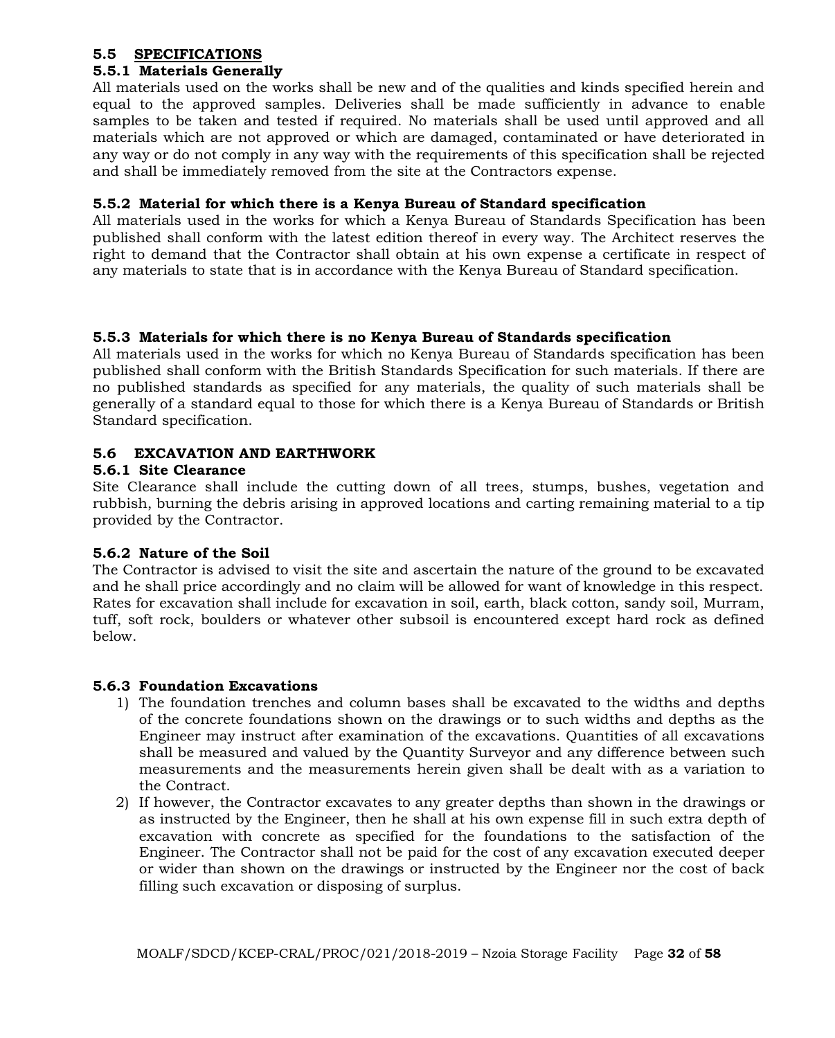## 5.5 SPECIFICATIONS

### 5.5.1 Materials Generally

All materials used on the works shall be new and of the qualities and kinds specified herein and equal to the approved samples. Deliveries shall be made sufficiently in advance to enable samples to be taken and tested if required. No materials shall be used until approved and all materials which are not approved or which are damaged, contaminated or have deteriorated in any way or do not comply in any way with the requirements of this specification shall be rejected and shall be immediately removed from the site at the Contractors expense.

### 5.5.2 Material for which there is a Kenya Bureau of Standard specification

All materials used in the works for which a Kenya Bureau of Standards Specification has been published shall conform with the latest edition thereof in every way. The Architect reserves the right to demand that the Contractor shall obtain at his own expense a certificate in respect of any materials to state that is in accordance with the Kenya Bureau of Standard specification.

### 5.5.3 Materials for which there is no Kenya Bureau of Standards specification

All materials used in the works for which no Kenya Bureau of Standards specification has been published shall conform with the British Standards Specification for such materials. If there are no published standards as specified for any materials, the quality of such materials shall be generally of a standard equal to those for which there is a Kenya Bureau of Standards or British Standard specification.

## 5.6 EXCAVATION AND EARTHWORK

### 5.6.1 Site Clearance

Site Clearance shall include the cutting down of all trees, stumps, bushes, vegetation and rubbish, burning the debris arising in approved locations and carting remaining material to a tip provided by the Contractor.

### 5.6.2 Nature of the Soil

The Contractor is advised to visit the site and ascertain the nature of the ground to be excavated and he shall price accordingly and no claim will be allowed for want of knowledge in this respect. Rates for excavation shall include for excavation in soil, earth, black cotton, sandy soil, Murram, tuff, soft rock, boulders or whatever other subsoil is encountered except hard rock as defined below.

### 5.6.3 Foundation Excavations

1) The foundation trenches and column bases shall be excavated to the widths and depths of the concrete foundations shown on the drawings or to such widths and depths as the Engineer may instruct after examination of the excavations. Quantities of all excavations shall be measured and valued by the Quantity Surveyor and any difference between such measurements and the measurements herein given shall be dealt with as a variation to the Contract.
2) If however, the Contractor excavates to any greater depths than shown in the drawings or as instructed by the Engineer, then he shall at his own expense fill in such extra depth of excavation with concrete as specified for the foundations to the satisfaction of the Engineer. The Contractor shall not be paid for the cost of any excavation executed deeper or wider than shown on the drawings or instructed by the Engineer nor the cost of back filling such excavation or disposing of surplus.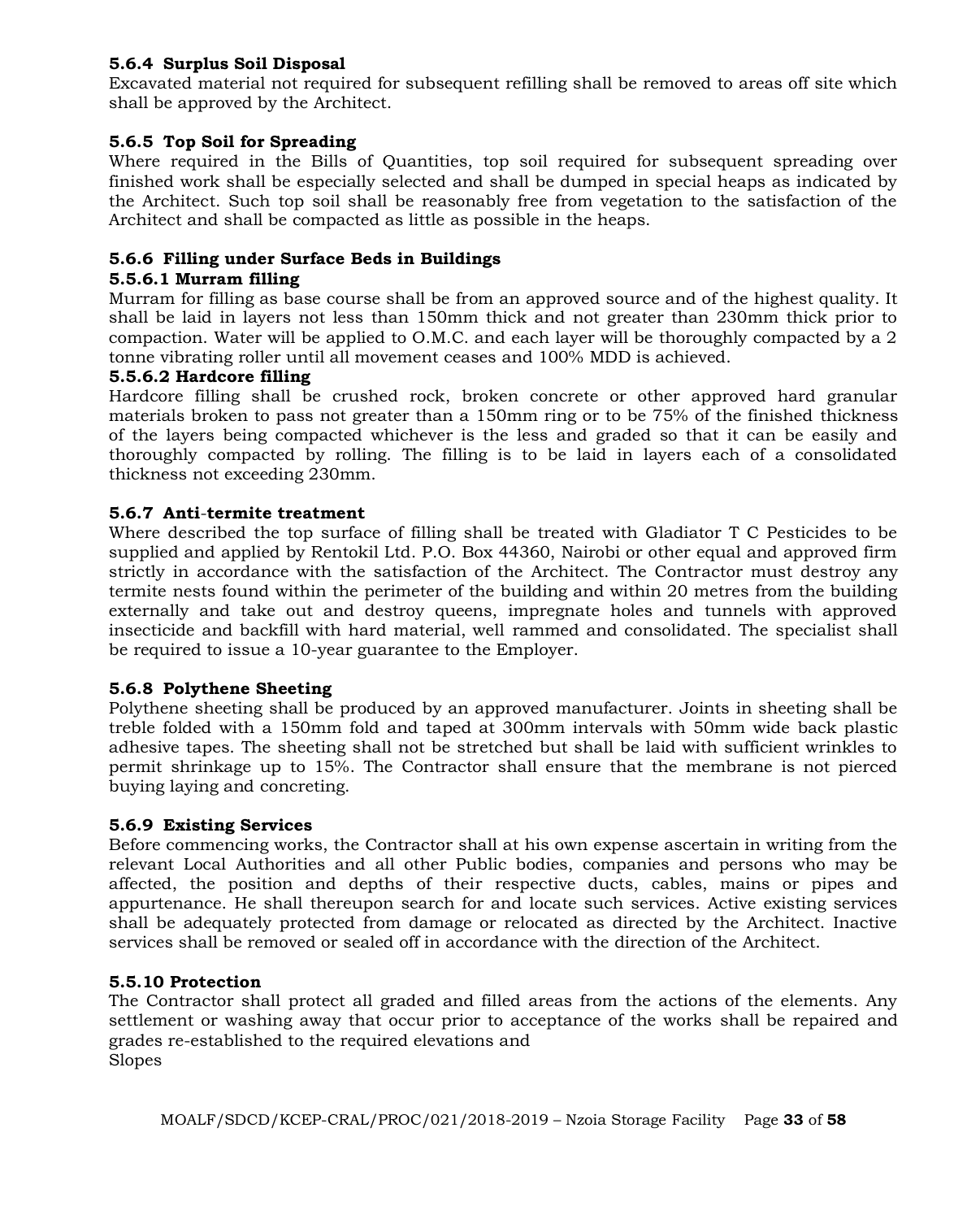#### 5.6.4 Surplus Soil Disposal

Excavated material not required for subsequent refilling shall be removed to areas off site which shall be approved by the Architect.

#### 5.6.5 Top Soil for Spreading

Where required in the Bills of Quantities, top soil required for subsequent spreading over finished work shall be especially selected and shall be dumped in special heaps as indicated by the Architect. Such top soil shall be reasonably free from vegetation to the satisfaction of the Architect and shall be compacted as little as possible in the heaps.

#### 5.6.6 Filling under Surface Beds in Buildings

**5.5.6.1 Murram filling**

Murram for filling as base course shall be from an approved source and of the highest quality. It shall be laid in layers not less than 150mm thick and not greater than 230mm thick prior to compaction. Water will be applied to O.M.C. and each layer will be thoroughly compacted by a 2 tonne vibrating roller until all movement ceases and 100% MDD is achieved.

**5.5.6.2 Hardcore filling**

Hardcore filling shall be crushed rock, broken concrete or other approved hard granular materials broken to pass not greater than a 150mm ring or to be 75% of the finished thickness of the layers being compacted whichever is the less and graded so that it can be easily and thoroughly compacted by rolling. The filling is to be laid in layers each of a consolidated thickness not exceeding 230mm.

#### 5.6.7 Anti-termite treatment

Where described the top surface of filling shall be treated with Gladiator T C Pesticides to be supplied and applied by Rentokil Ltd. P.O. Box 44360, Nairobi or other equal and approved firm strictly in accordance with the satisfaction of the Architect. The Contractor must destroy any termite nests found within the perimeter of the building and within 20 metres from the building externally and take out and destroy queens, impregnate holes and tunnels with approved insecticide and backfill with hard material, well rammed and consolidated. The specialist shall be required to issue a 10-year guarantee to the Employer.

#### 5.6.8 Polythene Sheeting

Polythene sheeting shall be produced by an approved manufacturer. Joints in sheeting shall be treble folded with a 150mm fold and taped at 300mm intervals with 50mm wide back plastic adhesive tapes. The sheeting shall not be stretched but shall be laid with sufficient wrinkles to permit shrinkage up to 15%. The Contractor shall ensure that the membrane is not pierced buying laying and concreting.

#### 5.6.9 Existing Services

Before commencing works, the Contractor shall at his own expense ascertain in writing from the relevant Local Authorities and all other Public bodies, companies and persons who may be affected, the position and depths of their respective ducts, cables, mains or pipes and appurtenance. He shall thereupon search for and locate such services. Active existing services shall be adequately protected from damage or relocated as directed by the Architect. Inactive services shall be removed or sealed off in accordance with the direction of the Architect.

#### 5.5.10 Protection

The Contractor shall protect all graded and filled areas from the actions of the elements. Any settlement or washing away that occur prior to acceptance of the works shall be repaired and grades re-established to the required elevations and
Slopes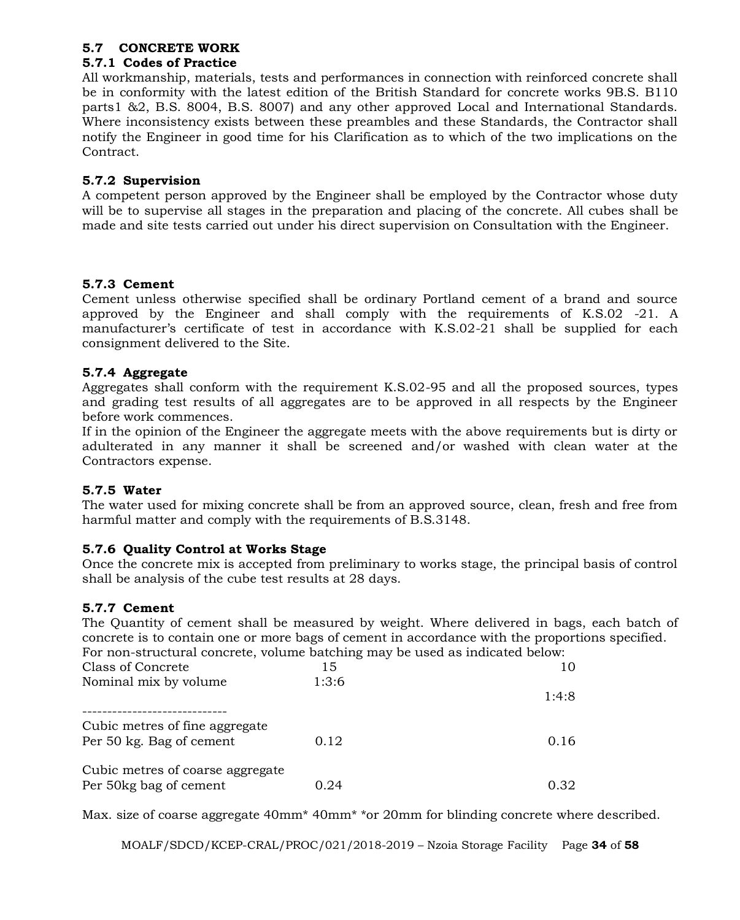## 5.7 CONCRETE WORK

### 5.7.1 Codes of Practice

All workmanship, materials, tests and performances in connection with reinforced concrete shall be in conformity with the latest edition of the British Standard for concrete works 9B.S. B110 parts1 &2, B.S. 8004, B.S. 8007) and any other approved Local and International Standards. Where inconsistency exists between these preambles and these Standards, the Contractor shall notify the Engineer in good time for his Clarification as to which of the two implications on the Contract.

### 5.7.2 Supervision

A competent person approved by the Engineer shall be employed by the Contractor whose duty will be to supervise all stages in the preparation and placing of the concrete. All cubes shall be made and site tests carried out under his direct supervision on Consultation with the Engineer.

### 5.7.3 Cement

Cement unless otherwise specified shall be ordinary Portland cement of a brand and source approved by the Engineer and shall comply with the requirements of K.S.02 -21. A manufacturer's certificate of test in accordance with K.S.02-21 shall be supplied for each consignment delivered to the Site.

### 5.7.4 Aggregate

Aggregates shall conform with the requirement K.S.02-95 and all the proposed sources, types and grading test results of all aggregates are to be approved in all respects by the Engineer before work commences.

If in the opinion of the Engineer the aggregate meets with the above requirements but is dirty or adulterated in any manner it shall be screened and/or washed with clean water at the Contractors expense.

### 5.7.5 Water

The water used for mixing concrete shall be from an approved source, clean, fresh and free from harmful matter and comply with the requirements of B.S.3148.

### 5.7.6 Quality Control at Works Stage

Once the concrete mix is accepted from preliminary to works stage, the principal basis of control shall be analysis of the cube test results at 28 days.

### 5.7.7 Cement

The Quantity of cement shall be measured by weight. Where delivered in bags, each batch of concrete is to contain one or more bags of cement in accordance with the proportions specified. For non-structural concrete, volume batching may be used as indicated below:

| Class of Concrete | 15 | 10 |
|---|---|---|
| Nominal mix by volume | 1:3:6 | 1:4:8 |
| Cubic metres of fine aggregate Per 50 kg. Bag of cement | 0.12 | 0.16 |
| Cubic metres of coarse aggregate Per 50kg bag of cement | 0.24 | 0.32 |

Max. size of coarse aggregate 40mm* 40mm* *or 20mm for blinding concrete where described.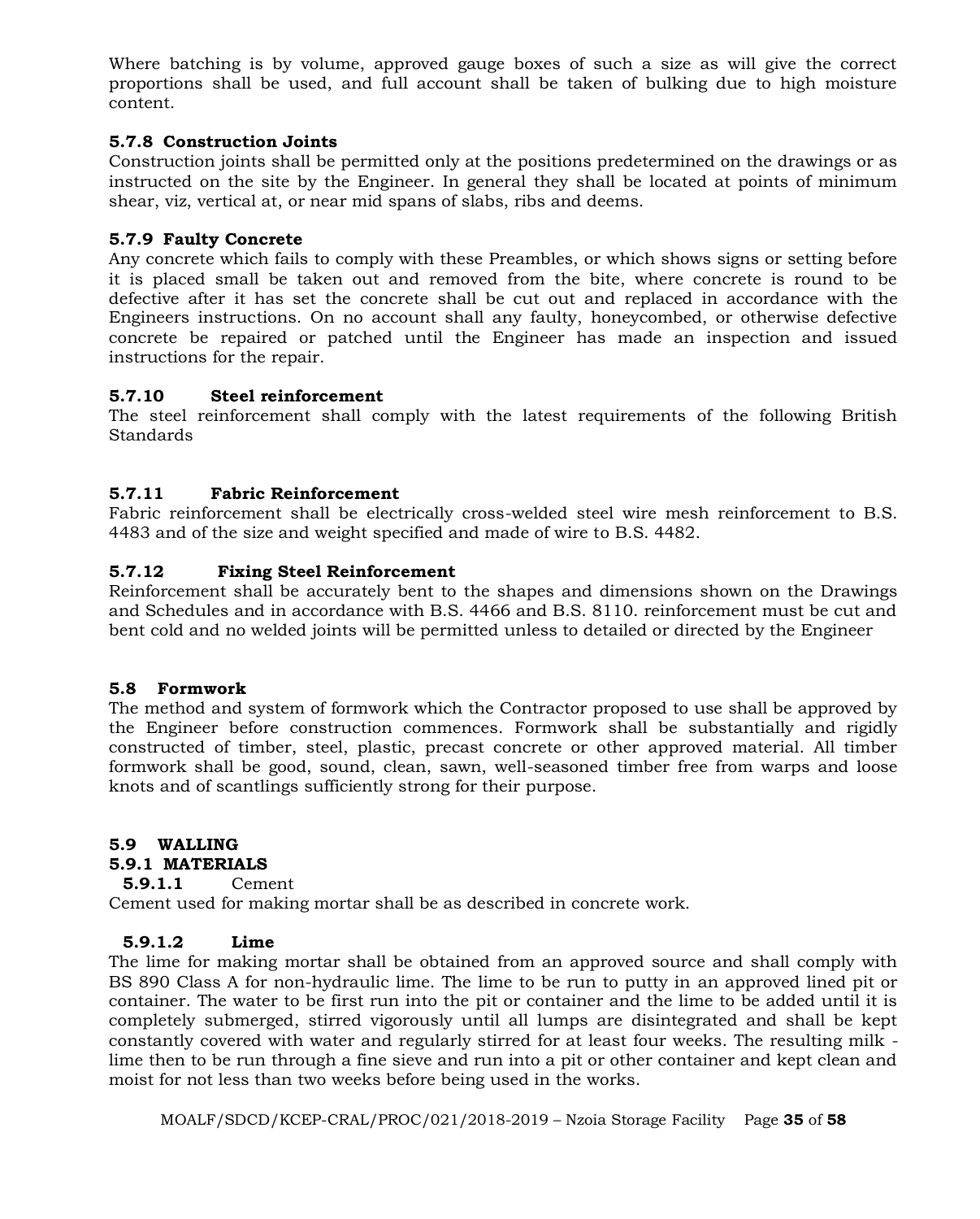Where batching is by volume, approved gauge boxes of such a size as will give the correct proportions shall be used, and full account shall be taken of bulking due to high moisture content.

#### 5.7.8 Construction Joints

Construction joints shall be permitted only at the positions predetermined on the drawings or as instructed on the site by the Engineer. In general they shall be located at points of minimum shear, viz, vertical at, or near mid spans of slabs, ribs and deems.

#### 5.7.9 Faulty Concrete

Any concrete which fails to comply with these Preambles, or which shows signs or setting before it is placed small be taken out and removed from the bite, where concrete is round to be defective after it has set the concrete shall be cut out and replaced in accordance with the Engineers instructions. On no account shall any faulty, honeycombed, or otherwise defective concrete be repaired or patched until the Engineer has made an inspection and issued instructions for the repair.

#### 5.7.10 Steel reinforcement

The steel reinforcement shall comply with the latest requirements of the following British Standards

#### 5.7.11 Fabric Reinforcement

Fabric reinforcement shall be electrically cross-welded steel wire mesh reinforcement to B.S. 4483 and of the size and weight specified and made of wire to B.S. 4482.

#### 5.7.12 Fixing Steel Reinforcement

Reinforcement shall be accurately bent to the shapes and dimensions shown on the Drawings and Schedules and in accordance with B.S. 4466 and B.S. 8110. reinforcement must be cut and bent cold and no welded joints will be permitted unless to detailed or directed by the Engineer

### 5.8 Formwork

The method and system of formwork which the Contractor proposed to use shall be approved by the Engineer before construction commences. Formwork shall be substantially and rigidly constructed of timber, steel, plastic, precast concrete or other approved material. All timber formwork shall be good, sound, clean, sawn, well-seasoned timber free from warps and loose knots and of scantlings sufficiently strong for their purpose.

### 5.9 WALLING

#### 5.9.1 MATERIALS

**5.9.1.1** Cement

Cement used for making mortar shall be as described in concrete work.

**5.9.1.2 Lime**

The lime for making mortar shall be obtained from an approved source and shall comply with BS 890 Class A for non-hydraulic lime. The lime to be run to putty in an approved lined pit or container. The water to be first run into the pit or container and the lime to be added until it is completely submerged, stirred vigorously until all lumps are disintegrated and shall be kept constantly covered with water and regularly stirred for at least four weeks. The resulting milk - lime then to be run through a fine sieve and run into a pit or other container and kept clean and moist for not less than two weeks before being used in the works.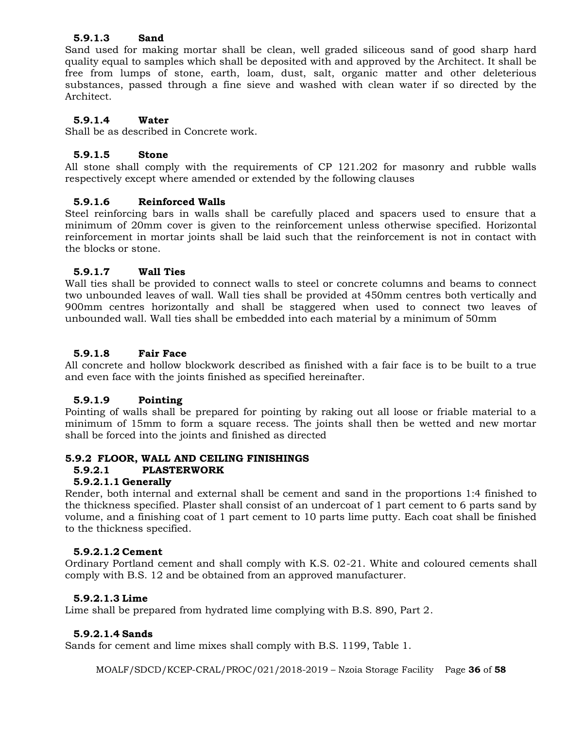#### 5.9.1.3 Sand

Sand used for making mortar shall be clean, well graded siliceous sand of good sharp hard quality equal to samples which shall be deposited with and approved by the Architect. It shall be free from lumps of stone, earth, loam, dust, salt, organic matter and other deleterious substances, passed through a fine sieve and washed with clean water if so directed by the Architect.

#### 5.9.1.4 Water

Shall be as described in Concrete work.

#### 5.9.1.5 Stone

All stone shall comply with the requirements of CP 121.202 for masonry and rubble walls respectively except where amended or extended by the following clauses

#### 5.9.1.6 Reinforced Walls

Steel reinforcing bars in walls shall be carefully placed and spacers used to ensure that a minimum of 20mm cover is given to the reinforcement unless otherwise specified. Horizontal reinforcement in mortar joints shall be laid such that the reinforcement is not in contact with the blocks or stone.

#### 5.9.1.7 Wall Ties

Wall ties shall be provided to connect walls to steel or concrete columns and beams to connect two unbounded leaves of wall. Wall ties shall be provided at 450mm centres both vertically and 900mm centres horizontally and shall be staggered when used to connect two leaves of unbounded wall. Wall ties shall be embedded into each material by a minimum of 50mm

#### 5.9.1.8 Fair Face

All concrete and hollow blockwork described as finished with a fair face is to be built to a true and even face with the joints finished as specified hereinafter.

#### 5.9.1.9 Pointing

Pointing of walls shall be prepared for pointing by raking out all loose or friable material to a minimum of 15mm to form a square recess. The joints shall then be wetted and new mortar shall be forced into the joints and finished as directed

### 5.9.2 FLOOR, WALL AND CEILING FINISHINGS

#### 5.9.2.1 PLASTERWORK

##### 5.9.2.1.1 Generally

Render, both internal and external shall be cement and sand in the proportions 1:4 finished to the thickness specified. Plaster shall consist of an undercoat of 1 part cement to 6 parts sand by volume, and a finishing coat of 1 part cement to 10 parts lime putty. Each coat shall be finished to the thickness specified.

##### 5.9.2.1.2 Cement

Ordinary Portland cement and shall comply with K.S. 02-21. White and coloured cements shall comply with B.S. 12 and be obtained from an approved manufacturer.

##### 5.9.2.1.3 Lime

Lime shall be prepared from hydrated lime complying with B.S. 890, Part 2.

##### 5.9.2.1.4 Sands

Sands for cement and lime mixes shall comply with B.S. 1199, Table 1.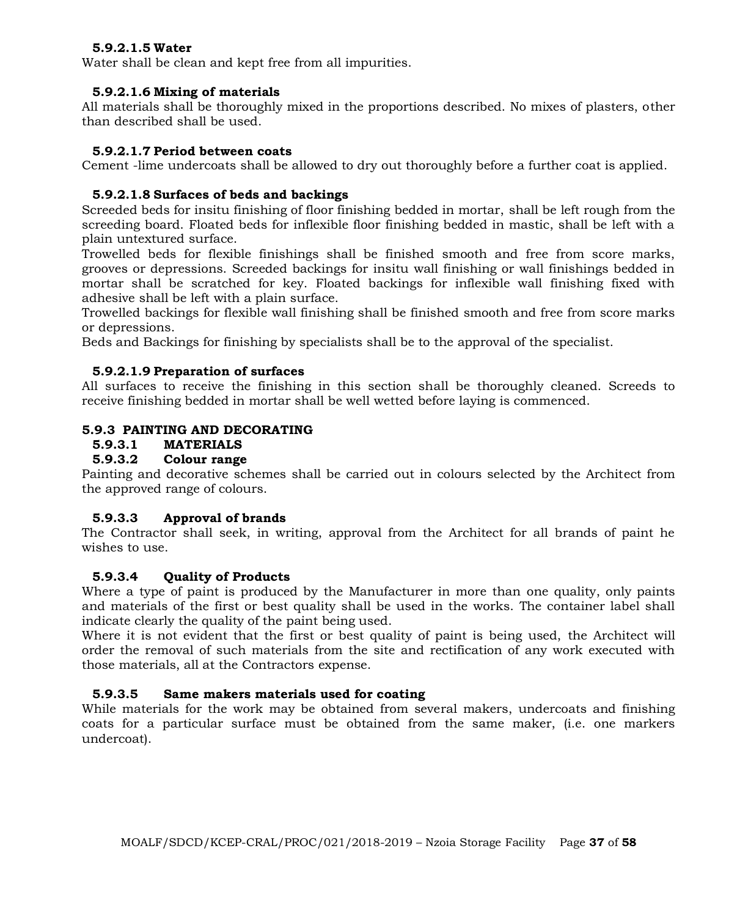#### 5.9.2.1.5 Water

Water shall be clean and kept free from all impurities.

#### 5.9.2.1.6 Mixing of materials

All materials shall be thoroughly mixed in the proportions described. No mixes of plasters, other than described shall be used.

#### 5.9.2.1.7 Period between coats

Cement -lime undercoats shall be allowed to dry out thoroughly before a further coat is applied.

#### 5.9.2.1.8 Surfaces of beds and backings

Screeded beds for insitu finishing of floor finishing bedded in mortar, shall be left rough from the screeding board. Floated beds for inflexible floor finishing bedded in mastic, shall be left with a plain untextured surface.

Trowelled beds for flexible finishings shall be finished smooth and free from score marks, grooves or depressions. Screeded backings for insitu wall finishing or wall finishings bedded in mortar shall be scratched for key. Floated backings for inflexible wall finishing fixed with adhesive shall be left with a plain surface.

Trowelled backings for flexible wall finishing shall be finished smooth and free from score marks or depressions.

Beds and Backings for finishing by specialists shall be to the approval of the specialist.

#### 5.9.2.1.9 Preparation of surfaces

All surfaces to receive the finishing in this section shall be thoroughly cleaned. Screeds to receive finishing bedded in mortar shall be well wetted before laying is commenced.

### 5.9.3 PAINTING AND DECORATING

#### 5.9.3.1 MATERIALS

#### 5.9.3.2 Colour range

Painting and decorative schemes shall be carried out in colours selected by the Architect from the approved range of colours.

#### 5.9.3.3 Approval of brands

The Contractor shall seek, in writing, approval from the Architect for all brands of paint he wishes to use.

#### 5.9.3.4 Quality of Products

Where a type of paint is produced by the Manufacturer in more than one quality, only paints and materials of the first or best quality shall be used in the works. The container label shall indicate clearly the quality of the paint being used.

Where it is not evident that the first or best quality of paint is being used, the Architect will order the removal of such materials from the site and rectification of any work executed with those materials, all at the Contractors expense.

#### 5.9.3.5 Same makers materials used for coating

While materials for the work may be obtained from several makers, undercoats and finishing coats for a particular surface must be obtained from the same maker, (i.e. one markers undercoat).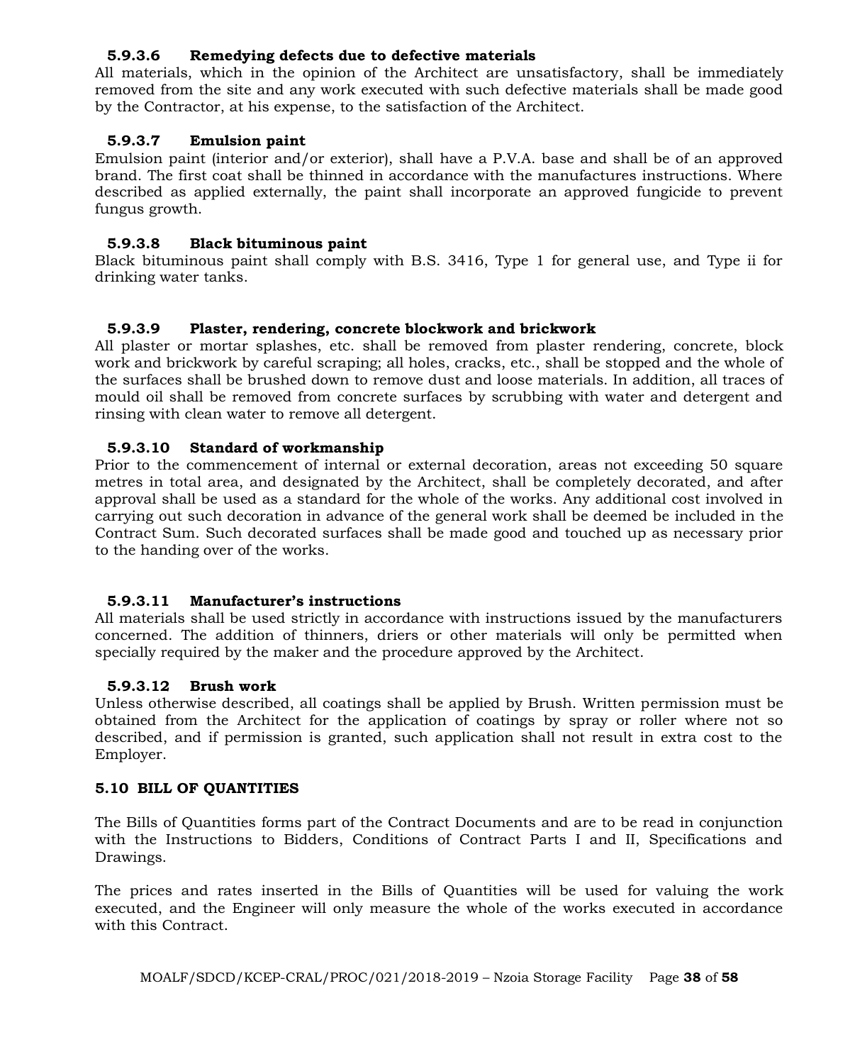#### 5.9.3.6 Remedying defects due to defective materials

All materials, which in the opinion of the Architect are unsatisfactory, shall be immediately removed from the site and any work executed with such defective materials shall be made good by the Contractor, at his expense, to the satisfaction of the Architect.

#### 5.9.3.7 Emulsion paint

Emulsion paint (interior and/or exterior), shall have a P.V.A. base and shall be of an approved brand. The first coat shall be thinned in accordance with the manufactures instructions. Where described as applied externally, the paint shall incorporate an approved fungicide to prevent fungus growth.

#### 5.9.3.8 Black bituminous paint

Black bituminous paint shall comply with B.S. 3416, Type 1 for general use, and Type ii for drinking water tanks.

#### 5.9.3.9 Plaster, rendering, concrete blockwork and brickwork

All plaster or mortar splashes, etc. shall be removed from plaster rendering, concrete, block work and brickwork by careful scraping; all holes, cracks, etc., shall be stopped and the whole of the surfaces shall be brushed down to remove dust and loose materials. In addition, all traces of mould oil shall be removed from concrete surfaces by scrubbing with water and detergent and rinsing with clean water to remove all detergent.

#### 5.9.3.10 Standard of workmanship

Prior to the commencement of internal or external decoration, areas not exceeding 50 square metres in total area, and designated by the Architect, shall be completely decorated, and after approval shall be used as a standard for the whole of the works. Any additional cost involved in carrying out such decoration in advance of the general work shall be deemed be included in the Contract Sum. Such decorated surfaces shall be made good and touched up as necessary prior to the handing over of the works.

#### 5.9.3.11 Manufacturer's instructions

All materials shall be used strictly in accordance with instructions issued by the manufacturers concerned. The addition of thinners, driers or other materials will only be permitted when specially required by the maker and the procedure approved by the Architect.

#### 5.9.3.12 Brush work

Unless otherwise described, all coatings shall be applied by Brush. Written permission must be obtained from the Architect for the application of coatings by spray or roller where not so described, and if permission is granted, such application shall not result in extra cost to the Employer.

### 5.10 BILL OF QUANTITIES

The Bills of Quantities forms part of the Contract Documents and are to be read in conjunction with the Instructions to Bidders, Conditions of Contract Parts I and II, Specifications and Drawings.

The prices and rates inserted in the Bills of Quantities will be used for valuing the work executed, and the Engineer will only measure the whole of the works executed in accordance with this Contract.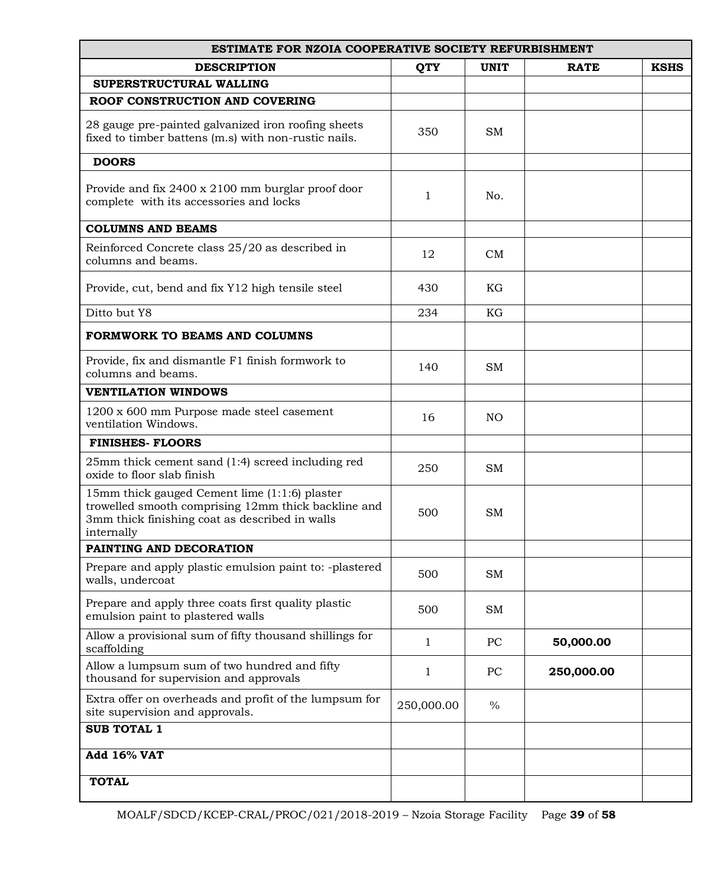| ESTIMATE FOR NZOIA COOPERATIVE SOCIETY REFURBISHMENT | | | | |
|---|---|---|---|---|
| **DESCRIPTION** | **QTY** | **UNIT** | **RATE** | **KSHS** |
| **SUPERSTRUCTURAL WALLING** | | | | |
| **ROOF CONSTRUCTION AND COVERING** | | | | |
| 28 gauge pre-painted galvanized iron roofing sheets fixed to timber battens (m.s) with non-rustic nails. | 350 | SM | | |
| **DOORS** | | | | |
| Provide and fix 2400 x 2100 mm burglar proof door complete with its accessories and locks | 1 | No. | | |
| **COLUMNS AND BEAMS** | | | | |
| Reinforced Concrete class 25/20 as described in columns and beams. | 12 | CM | | |
| Provide, cut, bend and fix Y12 high tensile steel | 430 | KG | | |
| Ditto but Y8 | 234 | KG | | |
| **FORMWORK TO BEAMS AND COLUMNS** | | | | |
| Provide, fix and dismantle F1 finish formwork to columns and beams. | 140 | SM | | |
| **VENTILATION WINDOWS** | | | | |
| 1200 x 600 mm Purpose made steel casement ventilation Windows. | 16 | NO | | |
| **FINISHES- FLOORS** | | | | |
| 25mm thick cement sand (1:4) screed including red oxide to floor slab finish | 250 | SM | | |
| 15mm thick gauged Cement lime (1:1:6) plaster trowelled smooth comprising 12mm thick backline and 3mm thick finishing coat as described in walls internally | 500 | SM | | |
| **PAINTING AND DECORATION** | | | | |
| Prepare and apply plastic emulsion paint to: -plastered walls, undercoat | 500 | SM | | |
| Prepare and apply three coats first quality plastic emulsion paint to plastered walls | 500 | SM | | |
| Allow a provisional sum of fifty thousand shillings for scaffolding | 1 | PC | **50,000.00** | |
| Allow a lumpsum sum of two hundred and fifty thousand for supervision and approvals | 1 | PC | **250,000.00** | |
| Extra offer on overheads and profit of the lumpsum for site supervision and approvals. | 250,000.00 | % | | |
| **SUB TOTAL 1** | | | | |
| **Add 16% VAT** | | | | |
| **TOTAL** | | | | |

MOALF/SDCD/KCEP-CRAL/PROC/021/2018-2019 – Nzoia Storage Facility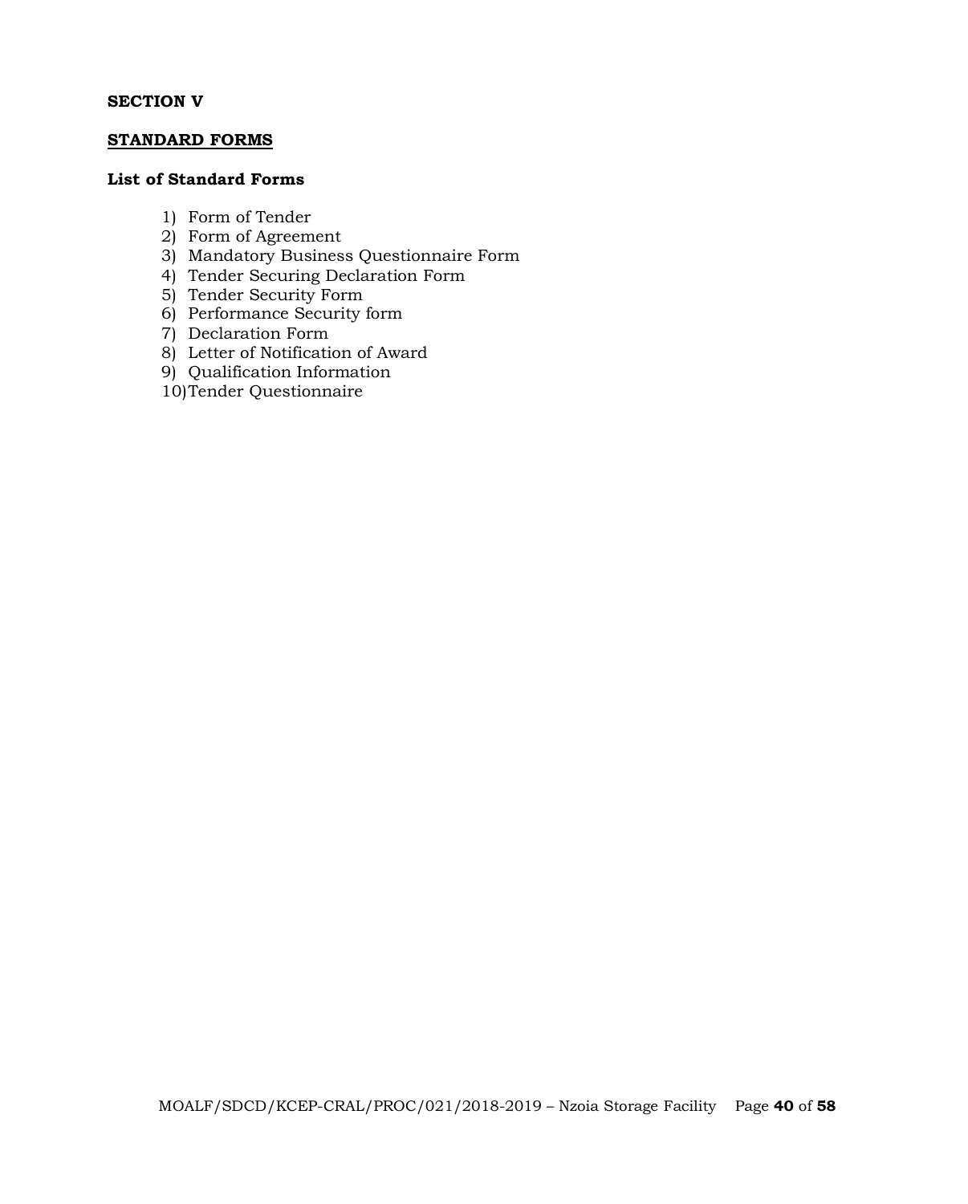**SECTION V**

## STANDARD FORMS

**List of Standard Forms**

1) Form of Tender
2) Form of Agreement
3) Mandatory Business Questionnaire Form
4) Tender Securing Declaration Form
5) Tender Security Form
6) Performance Security form
7) Declaration Form
8) Letter of Notification of Award
9) Qualification Information
10) Tender Questionnaire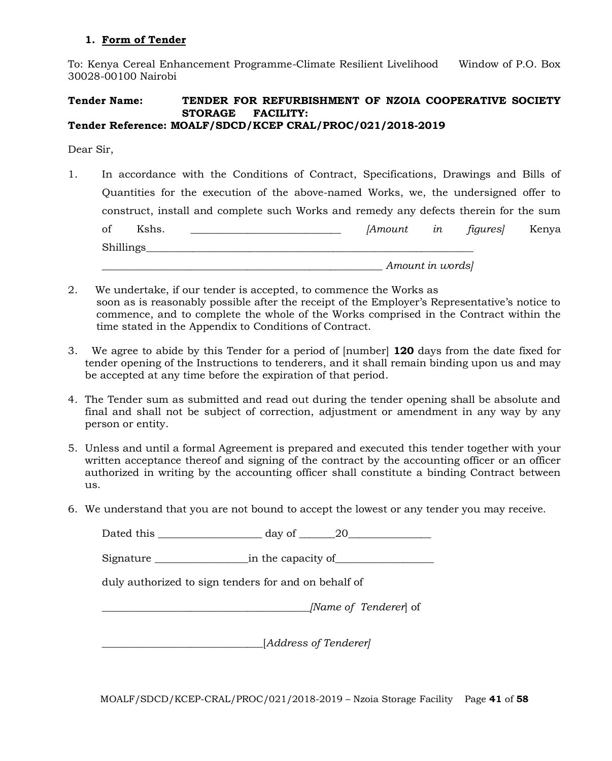## 1. Form of Tender

To: Kenya Cereal Enhancement Programme-Climate Resilient Livelihood Window of P.O. Box 30028-00100 Nairobi

**Tender Name: TENDER FOR REFURBISHMENT OF NZOIA COOPERATIVE SOCIETY STORAGE FACILITY:**
**Tender Reference: MOALF/SDCD/KCEP CRAL/PROC/021/2018-2019**

Dear Sir,

1. In accordance with the Conditions of Contract, Specifications, Drawings and Bills of Quantities for the execution of the above-named Works, we, the undersigned offer to construct, install and complete such Works and remedy any defects therein for the sum of Kshs. ___________________________ *[Amount in figures]* Kenya Shillings____________________________________________________________ ___________________________________________________ *Amount in words]*

2. We undertake, if our tender is accepted, to commence the Works as soon as is reasonably possible after the receipt of the Employer's Representative's notice to commence, and to complete the whole of the Works comprised in the Contract within the time stated in the Appendix to Conditions of Contract.

3. We agree to abide by this Tender for a period of [number] **120** days from the date fixed for tender opening of the Instructions to tenderers, and it shall remain binding upon us and may be accepted at any time before the expiration of that period.

4. The Tender sum as submitted and read out during the tender opening shall be absolute and final and shall not be subject of correction, adjustment or amendment in any way by any person or entity.

5. Unless and until a formal Agreement is prepared and executed this tender together with your written acceptance thereof and signing of the contract by the accounting officer or an officer authorized in writing by the accounting officer shall constitute a binding Contract between us.

6. We understand that you are not bound to accept the lowest or any tender you may receive.

Dated this ___________________ day of ______20______________

Signature ________________in the capacity of_________________

duly authorized to sign tenders for and on behalf of

______________________________________*[Name of Tenderer*] of

_____________________________[*Address of Tenderer]*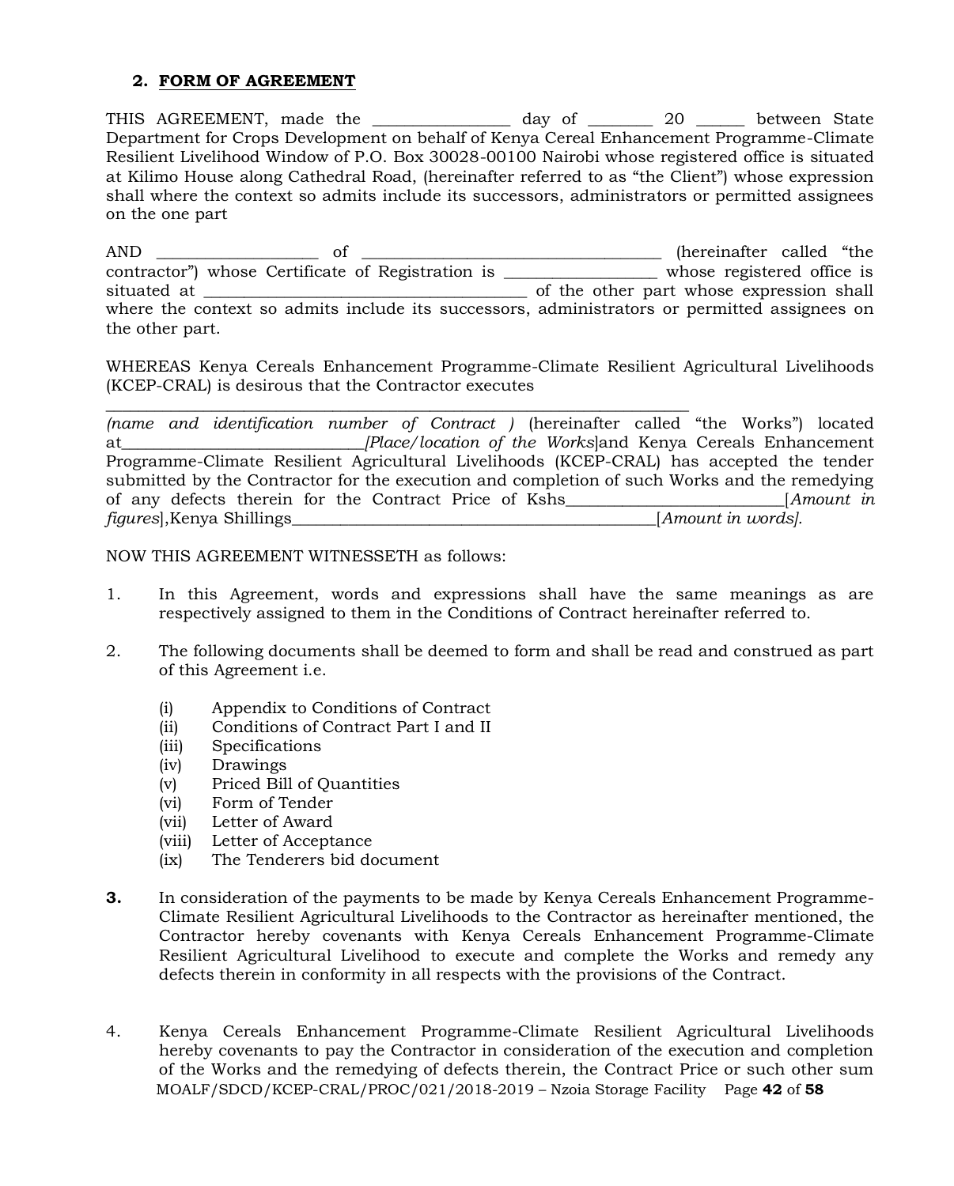## 2. **FORM OF AGREEMENT**

THIS AGREEMENT, made the ________________ day of _______ 20 _____ between State Department for Crops Development on behalf of Kenya Cereal Enhancement Programme-Climate Resilient Livelihood Window of P.O. Box 30028-00100 Nairobi whose registered office is situated at Kilimo House along Cathedral Road, (hereinafter referred to as "the Client") whose expression shall where the context so admits include its successors, administrators or permitted assignees on the one part

AND ___________________ of ___________________________________ (hereinafter called "the contractor") whose Certificate of Registration is _________________ whose registered office is situated at ______________________________________ of the other part whose expression shall where the context so admits include its successors, administrators or permitted assignees on the other part.

WHEREAS Kenya Cereals Enhancement Programme-Climate Resilient Agricultural Livelihoods (KCEP-CRAL) is desirous that the Contractor executes
_________________________________________________________________________
*(name and identification number of Contract )* (hereinafter called "the Works") located at____________________________*[Place/location of the Works*]and Kenya Cereals Enhancement Programme-Climate Resilient Agricultural Livelihoods (KCEP-CRAL) has accepted the tender submitted by the Contractor for the execution and completion of such Works and the remedying of any defects therein for the Contract Price of Kshs_________________________[*Amount in figures*],Kenya Shillings____________________________________________[*Amount in words].*

NOW THIS AGREEMENT WITNESSETH as follows:

1. In this Agreement, words and expressions shall have the same meanings as are respectively assigned to them in the Conditions of Contract hereinafter referred to.

2. The following documents shall be deemed to form and shall be read and construed as part of this Agreement i.e.

   (i) Appendix to Conditions of Contract
   (ii) Conditions of Contract Part I and II
   (iii) Specifications
   (iv) Drawings
   (v) Priced Bill of Quantities
   (vi) Form of Tender
   (vii) Letter of Award
   (viii) Letter of Acceptance
   (ix) The Tenderers bid document

**3.** In consideration of the payments to be made by Kenya Cereals Enhancement Programme-Climate Resilient Agricultural Livelihoods to the Contractor as hereinafter mentioned, the Contractor hereby covenants with Kenya Cereals Enhancement Programme-Climate Resilient Agricultural Livelihood to execute and complete the Works and remedy any defects therein in conformity in all respects with the provisions of the Contract.

4. Kenya Cereals Enhancement Programme-Climate Resilient Agricultural Livelihoods hereby covenants to pay the Contractor in consideration of the execution and completion of the Works and the remedying of defects therein, the Contract Price or such other sum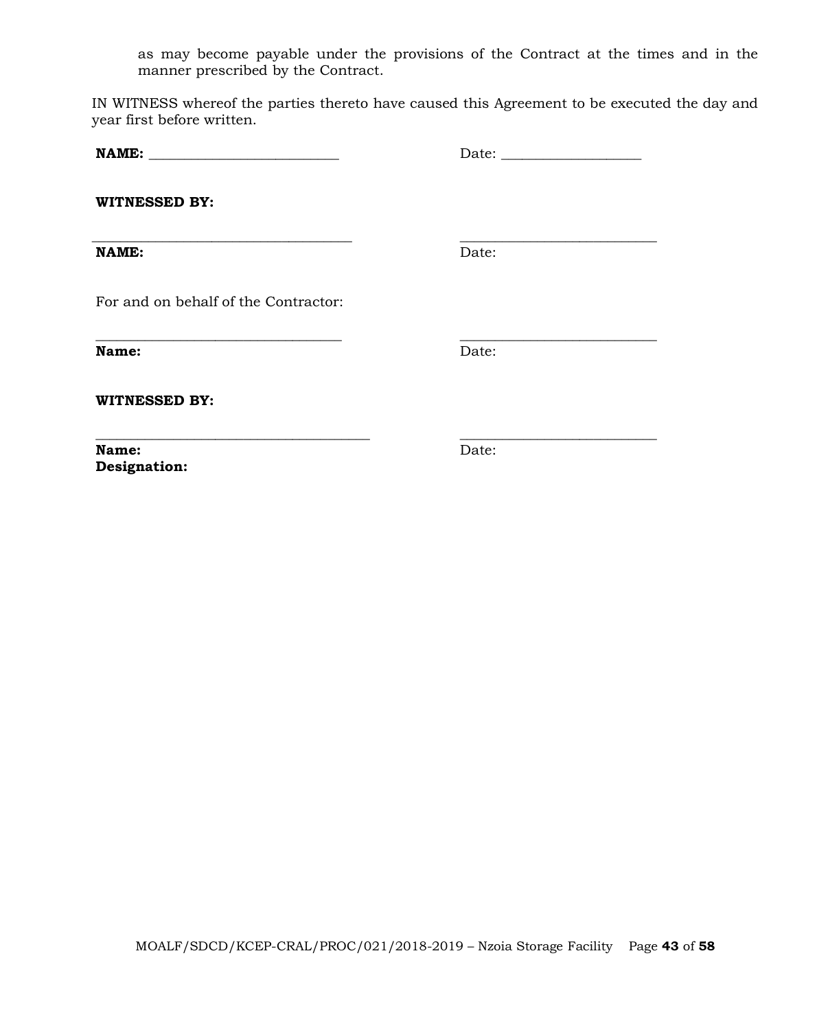as may become payable under the provisions of the Contract at the times and in the manner prescribed by the Contract.

IN WITNESS whereof the parties thereto have caused this Agreement to be executed the day and year first before written.

**NAME:** ___________________________ Date: ____________________

**WITNESSED BY:**

_____________________________________ ____________________________

**NAME:** Date:

For and on behalf of the Contractor:

___________________________________ ____________________________

**Name:** Date:

**WITNESSED BY:**

_______________________________________ ____________________________

**Name:** Date:

**Designation:**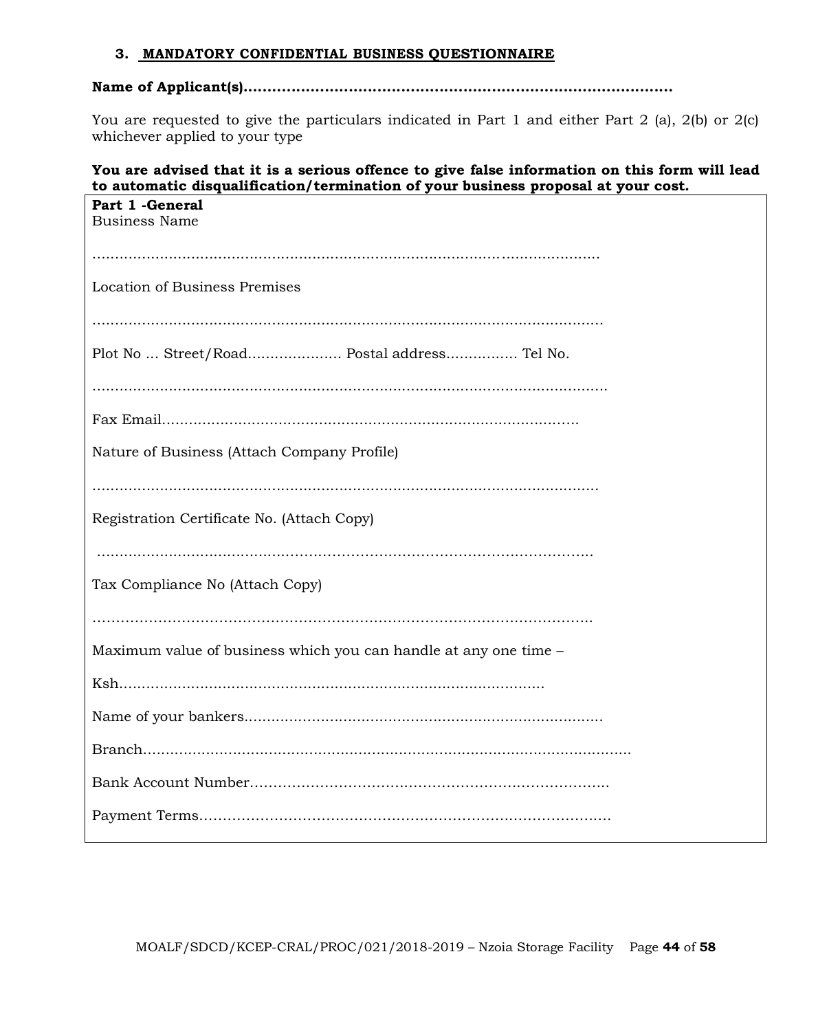### 3. MANDATORY CONFIDENTIAL BUSINESS QUESTIONNAIRE

**Name of Applicant(s)……………………………………………………………………………….**

You are requested to give the particulars indicated in Part 1 and either Part 2 (a), 2(b) or 2(c) whichever applied to your type

**You are advised that it is a serious offence to give false information on this form will lead to automatic disqualification/termination of your business proposal at your cost.**

**Part 1 -General**

Business Name

……………………………………………………………………………………………………

Location of Business Premises

……………………………………………………………………………………………………

Plot No … Street/Road………………… Postal address……………. Tel No.

……………………………………………………………………………………………………

Fax Email………………………………………………………………………………….

Nature of Business (Attach Company Profile)

……………………………………………………………………………………………………

Registration Certificate No. (Attach Copy)

……………………………………………………………………………………………………

Tax Compliance No (Attach Copy)

……………………………………………………………………………………………………

Maximum value of business which you can handle at any one time –

Ksh…………………………………………………………………………………

Name of your bankers………………………………………………………………………

Branch…………………………………………………………………………………………….

Bank Account Number……………………………………………………………………..

Payment Terms……………………………………………………………………………….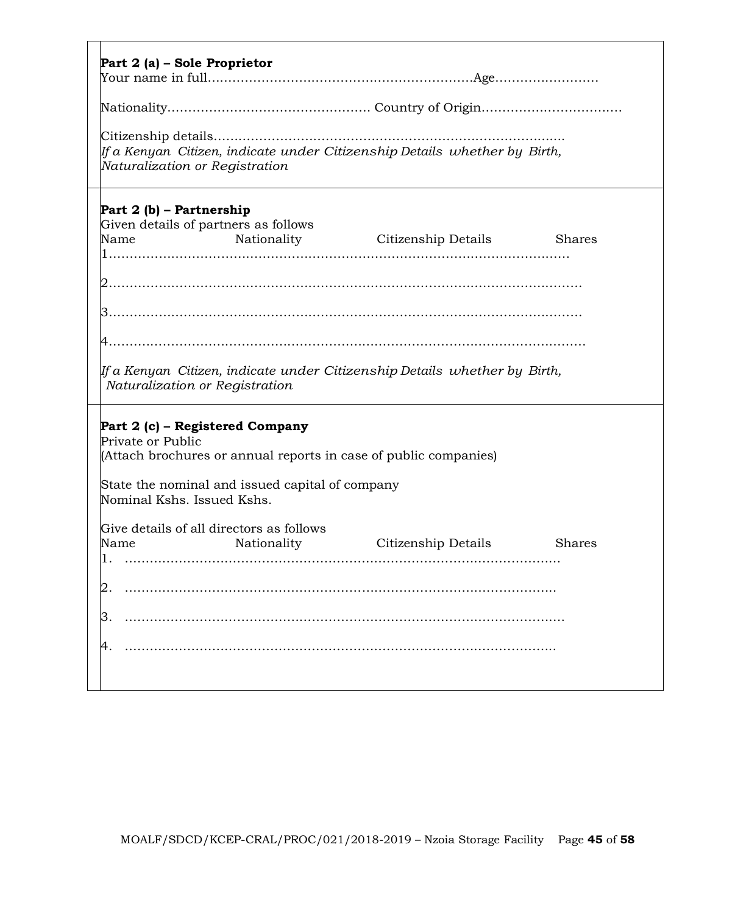**Part 2 (a) – Sole Proprietor**

Your name in full………………………………………………………Age……………………

Nationality………………………………………… Country of Origin……………………………

Citizenship details…………………………………………………………………………

*If a Kenyan Citizen, indicate under Citizenship Details whether by Birth, Naturalization or Registration*

**Part 2 (b) – Partnership**

Given details of partners as follows

| Name | Nationality | Citizenship Details | Shares |
|---|---|---|---|
| 1………………………………………………………………………………………………… | | | |
| 2………………………………………………………………………………………………… | | | |
| 3………………………………………………………………………………………………… | | | |
| 4………………………………………………………………………………………………… | | | |

*If a Kenyan Citizen, indicate under Citizenship Details whether by Birth, Naturalization or Registration*

**Part 2 (c) – Registered Company**

Private or Public

(Attach brochures or annual reports in case of public companies)

State the nominal and issued capital of company

Nominal Kshs. Issued Kshs.

Give details of all directors as follows

| Name | Nationality | Citizenship Details | Shares |
|---|---|---|---|
| 1. ……………………………………………………………………………………… | | | |
| 2. ……………………………………………………………………………………… | | | |
| 3. ……………………………………………………………………………………… | | | |
| 4. ……………………………………………………………………………………… | | | |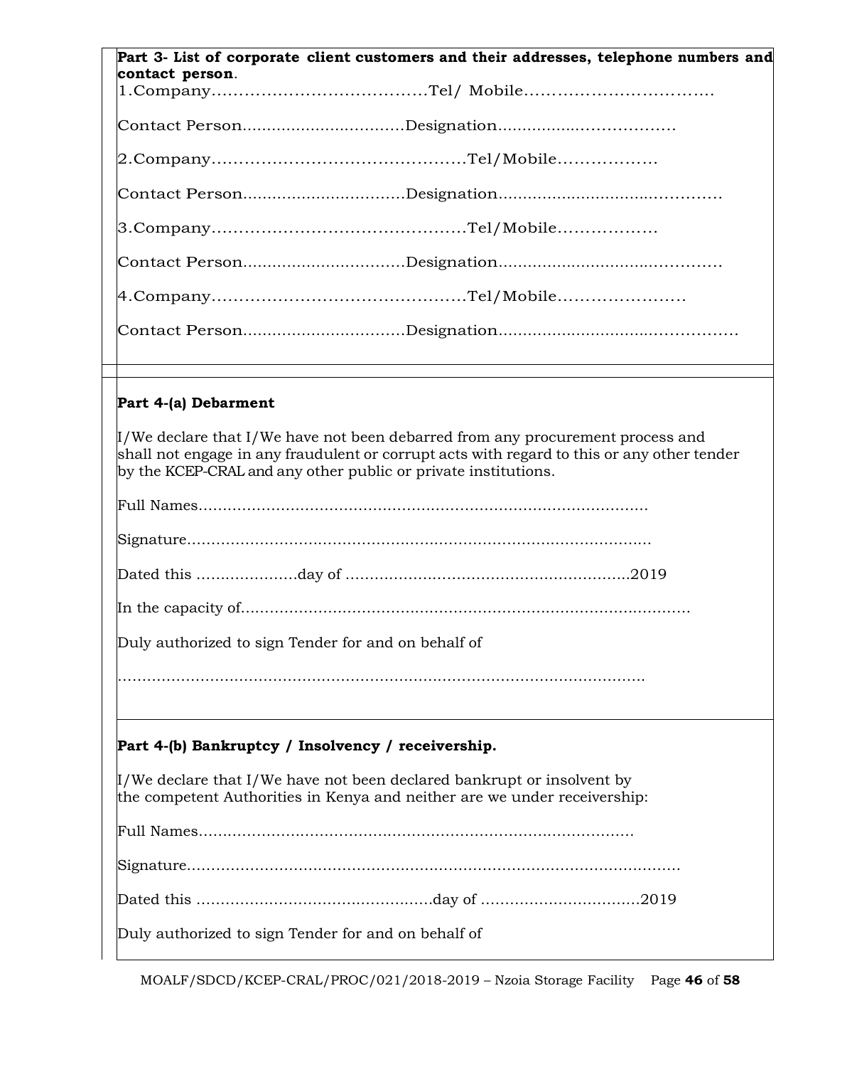**Part 3- List of corporate client customers and their addresses, telephone numbers and contact person**.

1.Company…………………………………Tel/ Mobile……………………………

Contact Person…………………………Designation……………………………

2.Company………………………………………Tel/Mobile………………

Contact Person…………………………Designation……………………………………

3.Company………………………………………Tel/Mobile………………

Contact Person…………………………Designation……………………………………

4.Company………………………………………Tel/Mobile……………………

Contact Person…………………………Designation………………………………………

**Part 4-(a) Debarment**

I/We declare that I/We have not been debarred from any procurement process and shall not engage in any fraudulent or corrupt acts with regard to this or any other tender by the KCEP-CRAL and any other public or private institutions.

Full Names……………………………………………………………………………

Signature………………………………………………………………………………

Dated this …………………day of ……………………………………………….2019

In the capacity of………………………………………………………………………

Duly authorized to sign Tender for and on behalf of

…………………………………………………………………………………………

**Part 4-(b) Bankruptcy / Insolvency / receivership.**

I/We declare that I/We have not been declared bankrupt or insolvent by the competent Authorities in Kenya and neither are we under receivership:

Full Names……………………………………………………………………………

Signature………………………………………………………………………………

Dated this …………………………………………day of ……………………………2019

Duly authorized to sign Tender for and on behalf of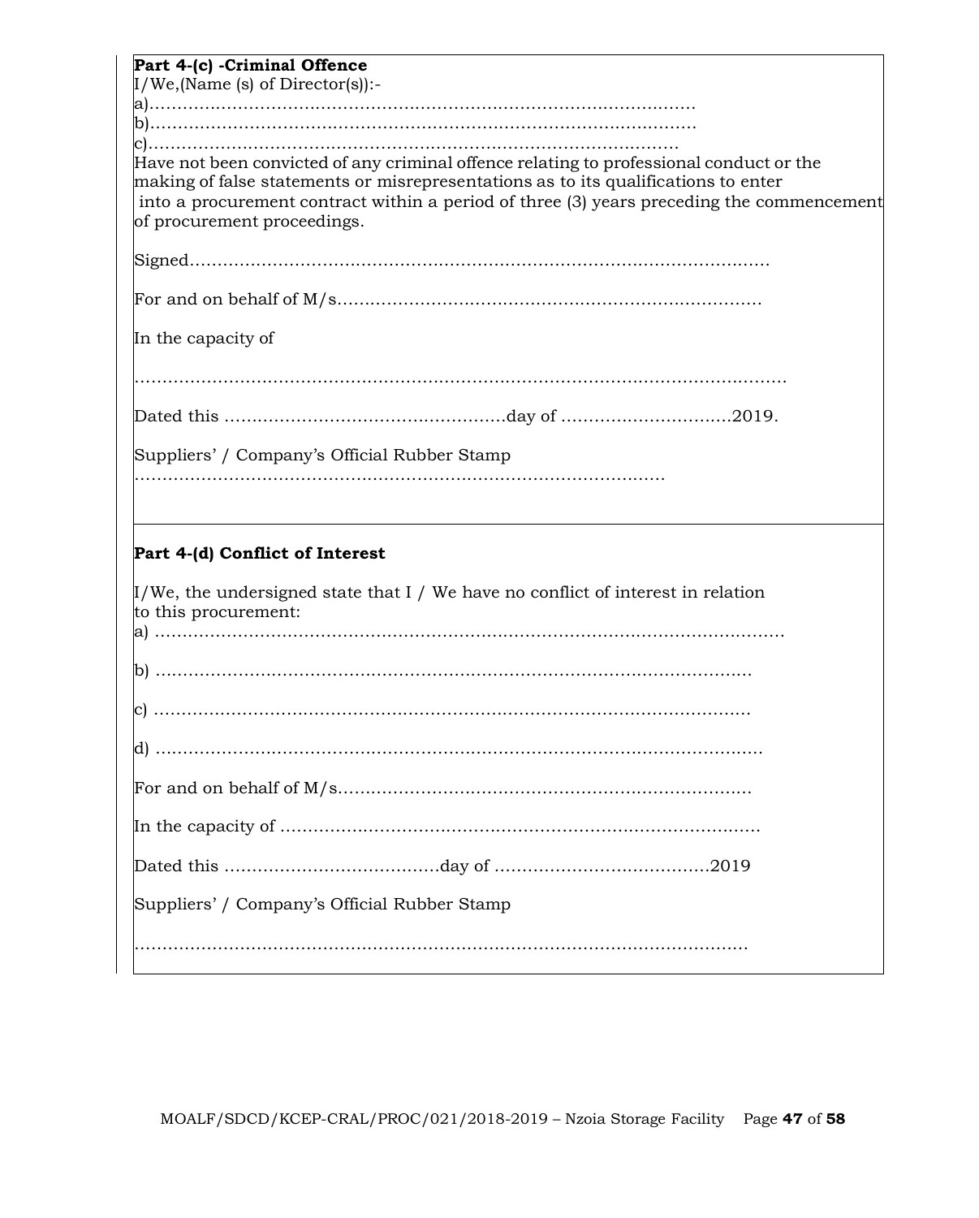**Part 4-(c) -Criminal Offence**

I/We,(Name (s) of Director(s)):-

a)…………………………………………………………………………………………

b)…………………………………………………………………………………………

c)………………………………………………………………………………………

Have not been convicted of any criminal offence relating to professional conduct or the making of false statements or misrepresentations as to its qualifications to enter into a procurement contract within a period of three (3) years preceding the commencement of procurement proceedings.

Signed……………………………………………………………………………………………

For and on behalf of M/s…………………………………………………………………

In the capacity of

……………………………………………………………………………………………………

Dated this ……………………………………………day of …………………………2019.

Suppliers' / Company's Official Rubber Stamp

……………………………………………………………………………………

**Part 4-(d) Conflict of Interest**

I/We, the undersigned state that I / We have no conflict of interest in relation to this procurement:

a) …………………………………………………………………………………………………

b) ………………………………………………………………………………………………

c) ………………………………………………………………………………………………

d) ………………………………………………………………………………………………

For and on behalf of M/s…………………………………………………………………

In the capacity of ……………………………………………………………………………

Dated this …………………………………day of …………………………………2019

Suppliers' / Company's Official Rubber Stamp

……………………………………………………………………………………………………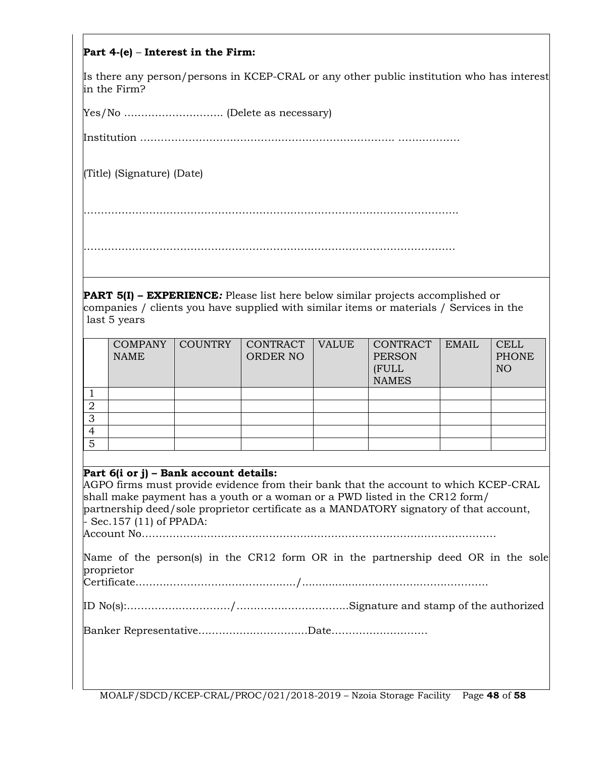**Part 4-(e)** – **Interest in the Firm:**

Is there any person/persons in KCEP-CRAL or any other public institution who has interest in the Firm?

Yes/No ………………………. (Delete as necessary)

Institution ………………………………………………………………. ………………

(Title) (Signature) (Date)

…………………………………………………………………………………………….

……………………………………………………………………………………………

**PART 5(I) – EXPERIENCE***:* Please list here below similar projects accomplished or companies / clients you have supplied with similar items or materials / Services in the last 5 years

| | COMPANY NAME | COUNTRY | CONTRACT ORDER NO | VALUE | CONTRACT PERSON (FULL NAMES | EMAIL | CELL PHONE NO |
|---|---|---|---|---|---|---|---|
| 1 | | | | | | | |
| 2 | | | | | | | |
| 3 | | | | | | | |
| 4 | | | | | | | |
| 5 | | | | | | | |

**Part 6(i or j) – Bank account details:**
AGPO firms must provide evidence from their bank that the account to which KCEP-CRAL shall make payment has a youth or a woman or a PWD listed in the CR12 form/ partnership deed/sole proprietor certificate as a MANDATORY signatory of that account, - Sec.157 (11) of PPADA:
Account No…………………………………………………………………………………….

Name of the person(s) in the CR12 form OR in the partnership deed OR in the sole proprietor
Certificate………………………………………/………………………………………………

ID No(s):…………………………/……………………………Signature and stamp of the authorized

Banker Representative……………………………Date……………………….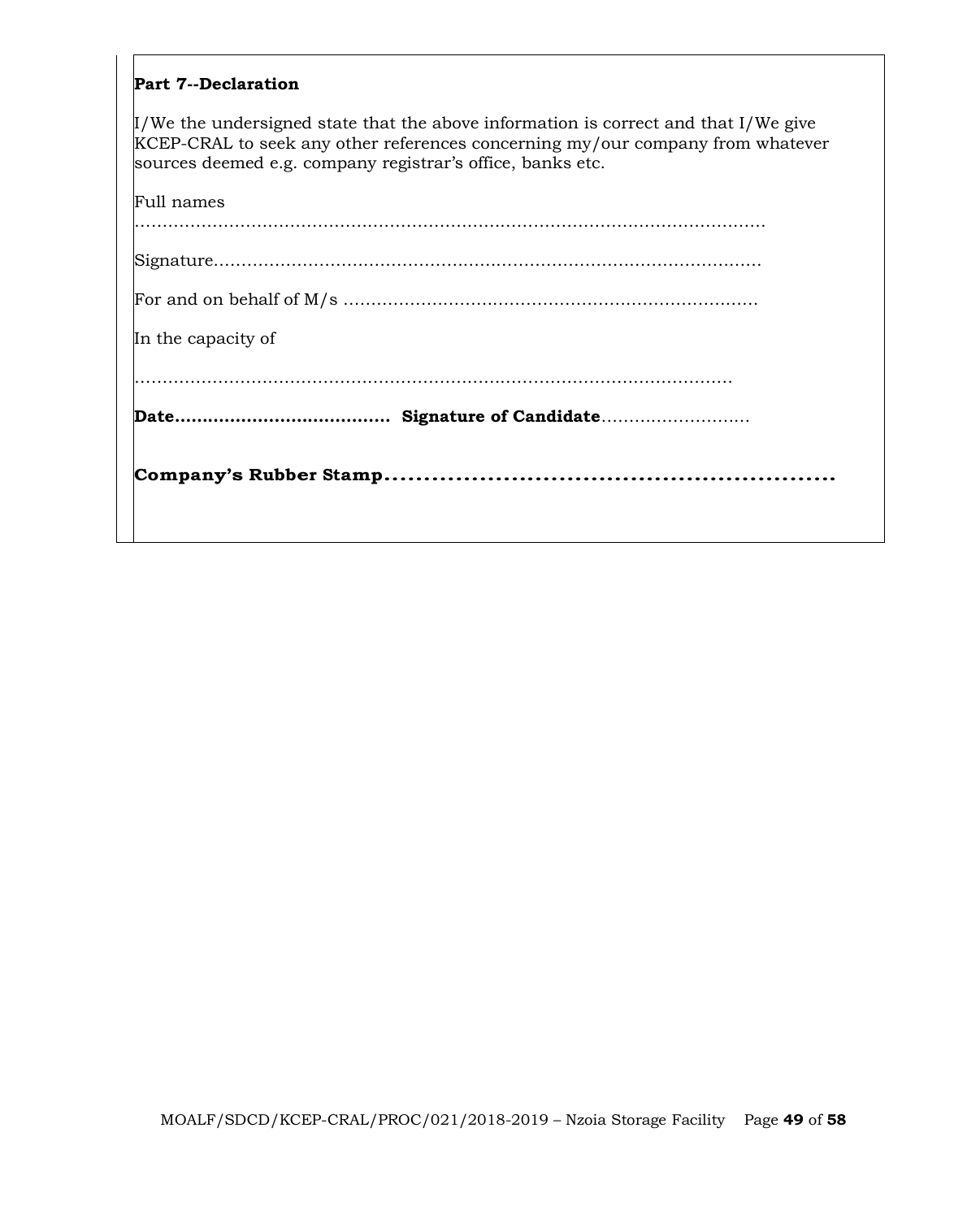**Part 7--Declaration**

I/We the undersigned state that the above information is correct and that I/We give KCEP-CRAL to seek any other references concerning my/our company from whatever sources deemed e.g. company registrar's office, banks etc.

Full names
………………………………………………………………………………………………………

Signature…………………………………………………………………………………………

For and on behalf of M/s …………………………………………………………………

In the capacity of

……………………………………………………………………………………………………

**Date…………………………………** **Signature of Candidate**………………………

**Company's Rubber Stamp……………………………………………………**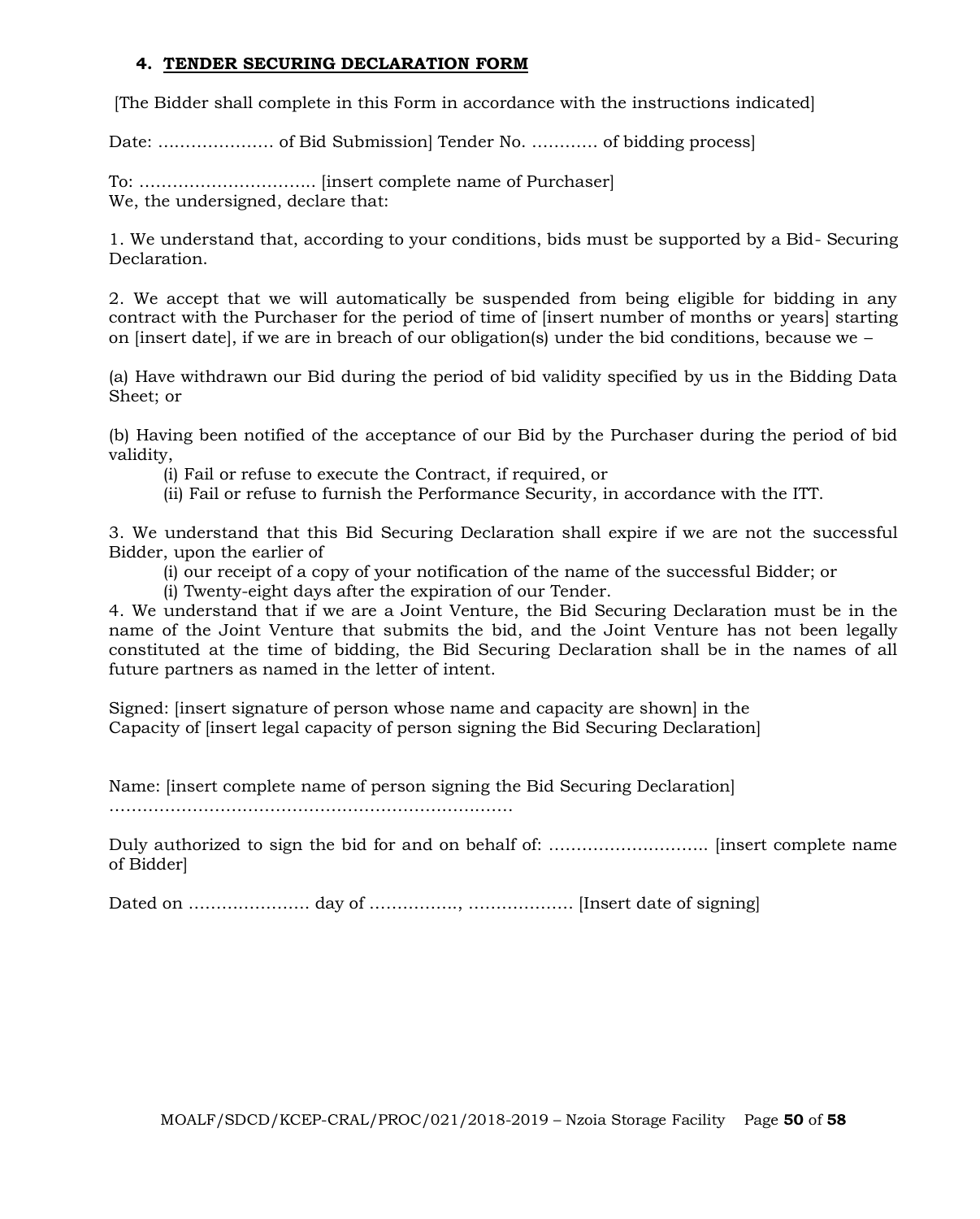## 4. TENDER SECURING DECLARATION FORM

[The Bidder shall complete in this Form in accordance with the instructions indicated]

Date: ………………… of Bid Submission] Tender No. ………… of bidding process]

To: ………………………….. [insert complete name of Purchaser]
We, the undersigned, declare that:

1. We understand that, according to your conditions, bids must be supported by a Bid- Securing Declaration.

2. We accept that we will automatically be suspended from being eligible for bidding in any contract with the Purchaser for the period of time of [insert number of months or years] starting on [insert date], if we are in breach of our obligation(s) under the bid conditions, because we –

(a) Have withdrawn our Bid during the period of bid validity specified by us in the Bidding Data Sheet; or

(b) Having been notified of the acceptance of our Bid by the Purchaser during the period of bid validity,

(i) Fail or refuse to execute the Contract, if required, or
(ii) Fail or refuse to furnish the Performance Security, in accordance with the ITT.

3. We understand that this Bid Securing Declaration shall expire if we are not the successful Bidder, upon the earlier of

(i) our receipt of a copy of your notification of the name of the successful Bidder; or
(i) Twenty-eight days after the expiration of our Tender.

4. We understand that if we are a Joint Venture, the Bid Securing Declaration must be in the name of the Joint Venture that submits the bid, and the Joint Venture has not been legally constituted at the time of bidding, the Bid Securing Declaration shall be in the names of all future partners as named in the letter of intent.

Signed: [insert signature of person whose name and capacity are shown] in the
Capacity of [insert legal capacity of person signing the Bid Securing Declaration]

Name: [insert complete name of person signing the Bid Securing Declaration]
………………………………………………………………

Duly authorized to sign the bid for and on behalf of: ……………………….. [insert complete name of Bidder]

Dated on …………………. day of ……………., ………………. [Insert date of signing]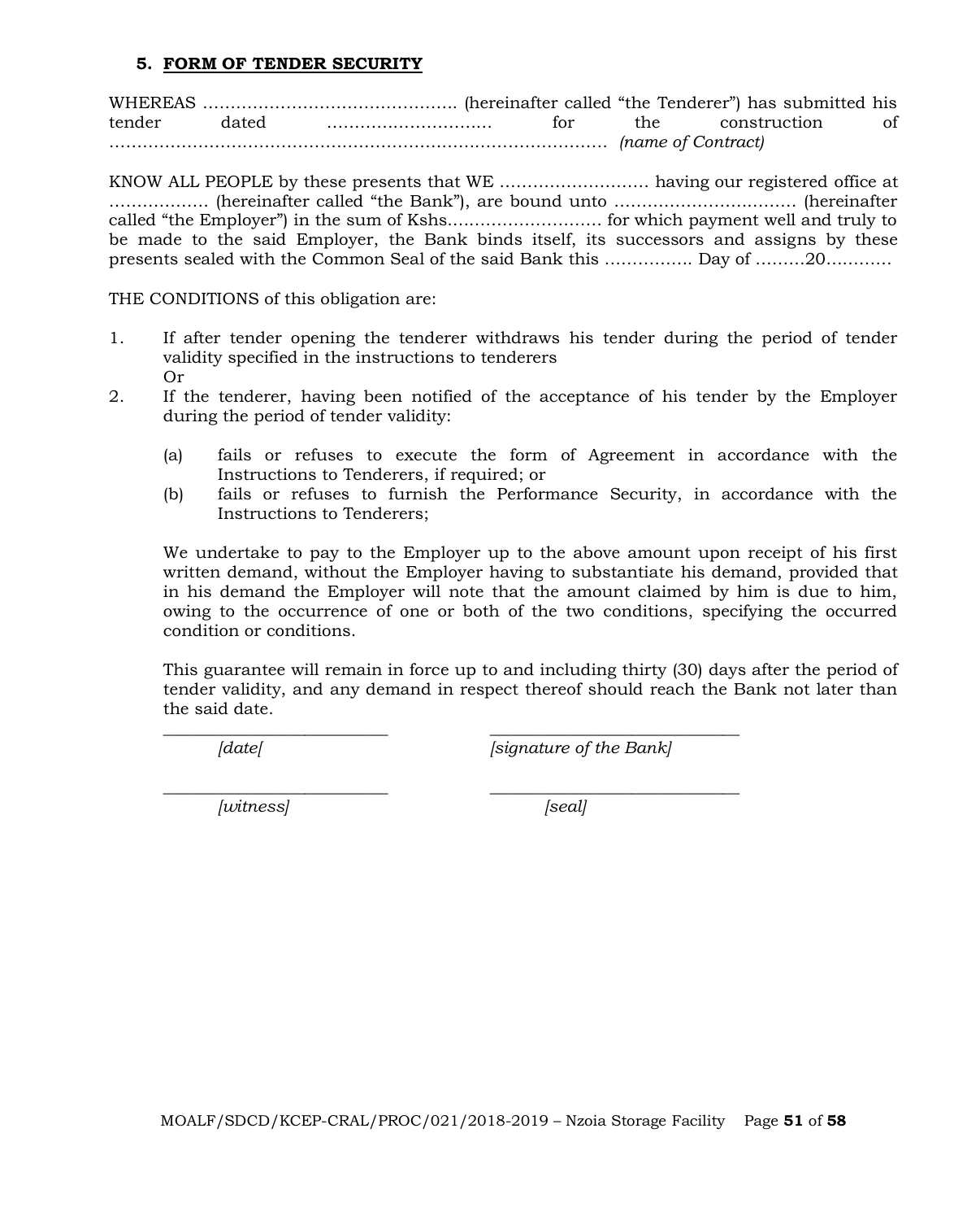### 5. FORM OF TENDER SECURITY

WHEREAS ……………………………………… (hereinafter called "the Tenderer") has submitted his tender dated ………………………… for the construction of ……………………………………………………………………………… *(name of Contract)*

KNOW ALL PEOPLE by these presents that WE ……………………… having our registered office at ……………… (hereinafter called "the Bank"), are bound unto …………………………… (hereinafter called "the Employer") in the sum of Kshs……………………… for which payment well and truly to be made to the said Employer, the Bank binds itself, its successors and assigns by these presents sealed with the Common Seal of the said Bank this ……………. Day of ………20…………

THE CONDITIONS of this obligation are:

1. If after tender opening the tenderer withdraws his tender during the period of tender validity specified in the instructions to tenderers
   Or
2. If the tenderer, having been notified of the acceptance of his tender by the Employer during the period of tender validity:

   (a) fails or refuses to execute the form of Agreement in accordance with the Instructions to Tenderers, if required; or

   (b) fails or refuses to furnish the Performance Security, in accordance with the Instructions to Tenderers;

   We undertake to pay to the Employer up to the above amount upon receipt of his first written demand, without the Employer having to substantiate his demand, provided that in his demand the Employer will note that the amount claimed by him is due to him, owing to the occurrence of one or both of the two conditions, specifying the occurred condition or conditions.

   This guarantee will remain in force up to and including thirty (30) days after the period of tender validity, and any demand in respect thereof should reach the Bank not later than the said date.

___________________________ ___________________________

*[date[* *[signature of the Bank]*

___________________________ ___________________________

*[witness]* *[seal]*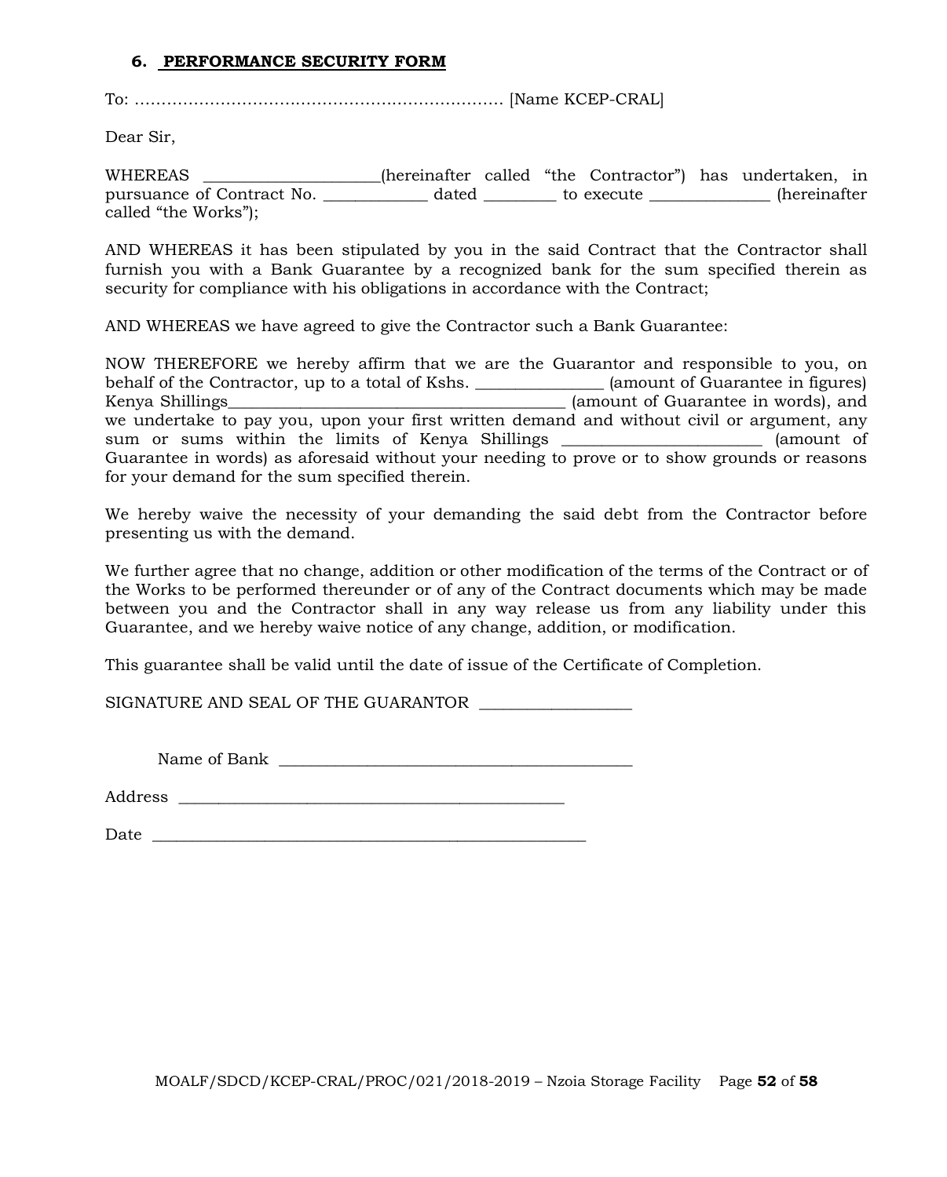### 6. PERFORMANCE SECURITY FORM

To: ……………………………………………………………. [Name KCEP-CRAL]

Dear Sir,

WHEREAS _____________________(hereinafter called "the Contractor") has undertaken, in pursuance of Contract No. _____________ dated _________ to execute _______________ (hereinafter called "the Works");

AND WHEREAS it has been stipulated by you in the said Contract that the Contractor shall furnish you with a Bank Guarantee by a recognized bank for the sum specified therein as security for compliance with his obligations in accordance with the Contract;

AND WHEREAS we have agreed to give the Contractor such a Bank Guarantee:

NOW THEREFORE we hereby affirm that we are the Guarantor and responsible to you, on behalf of the Contractor, up to a total of Kshs. _______________ (amount of Guarantee in figures) Kenya Shillings_________________________________________ (amount of Guarantee in words), and we undertake to pay you, upon your first written demand and without civil or argument, any sum or sums within the limits of Kenya Shillings ________________________ (amount of Guarantee in words) as aforesaid without your needing to prove or to show grounds or reasons for your demand for the sum specified therein.

We hereby waive the necessity of your demanding the said debt from the Contractor before presenting us with the demand.

We further agree that no change, addition or other modification of the terms of the Contract or of the Works to be performed thereunder or of any of the Contract documents which may be made between you and the Contractor shall in any way release us from any liability under this Guarantee, and we hereby waive notice of any change, addition, or modification.

This guarantee shall be valid until the date of issue of the Certificate of Completion.

SIGNATURE AND SEAL OF THE GUARANTOR __________________

Name of Bank ___________________________________________

Address _______________________________________________

Date ____________________________________________________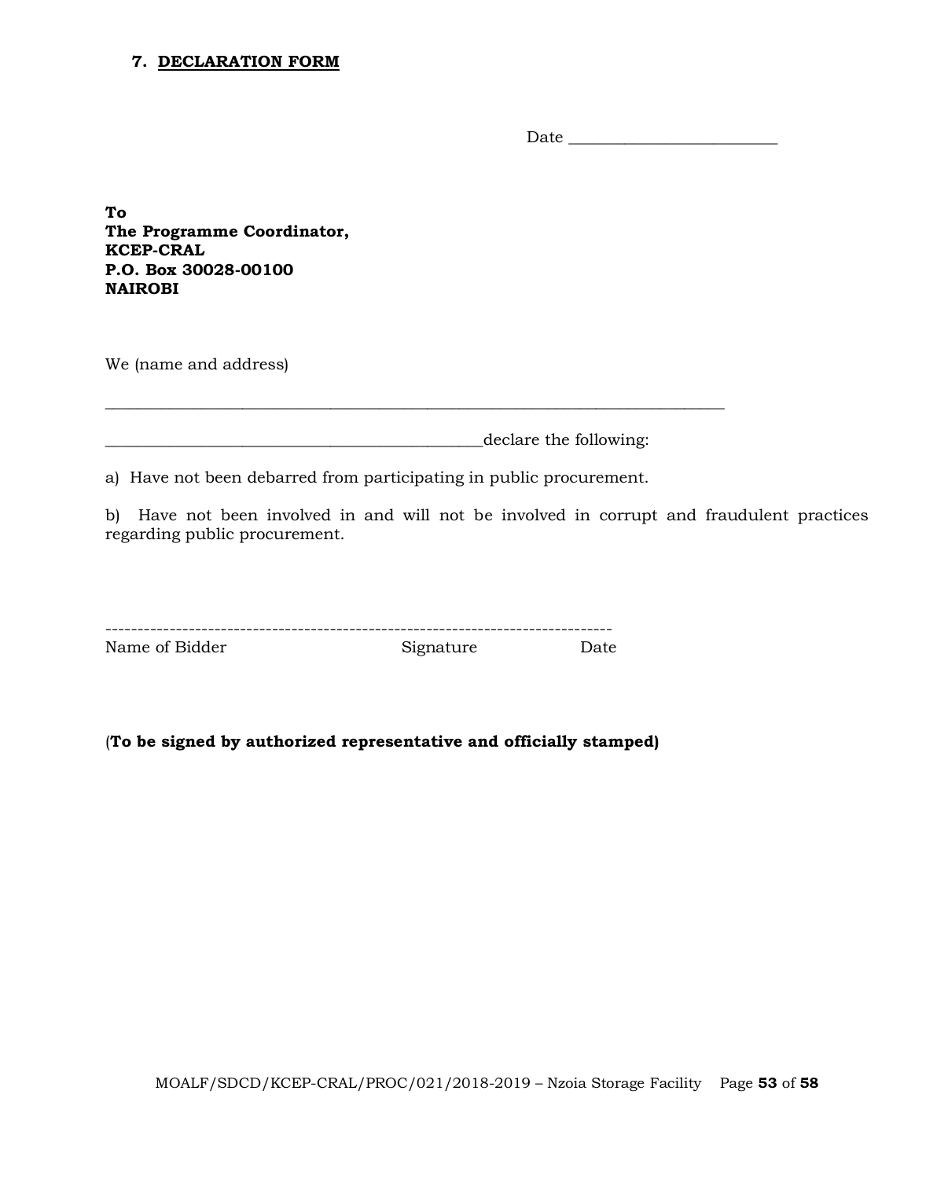### 7. DECLARATION FORM

Date ___________________________

**To**
**The Programme Coordinator,**
**KCEP-CRAL**
**P.O. Box 30028-00100**
**NAIROBI**

We (name and address)

________________________________________________________________________________

_________________________________________________declare the following:

a) Have not been debarred from participating in public procurement.

b) Have not been involved in and will not be involved in corrupt and fraudulent practices regarding public procurement.

--------------------------------------------------------------------------------
Name of Bidder                    Signature                    Date

(**To be signed by authorized representative and officially stamped)**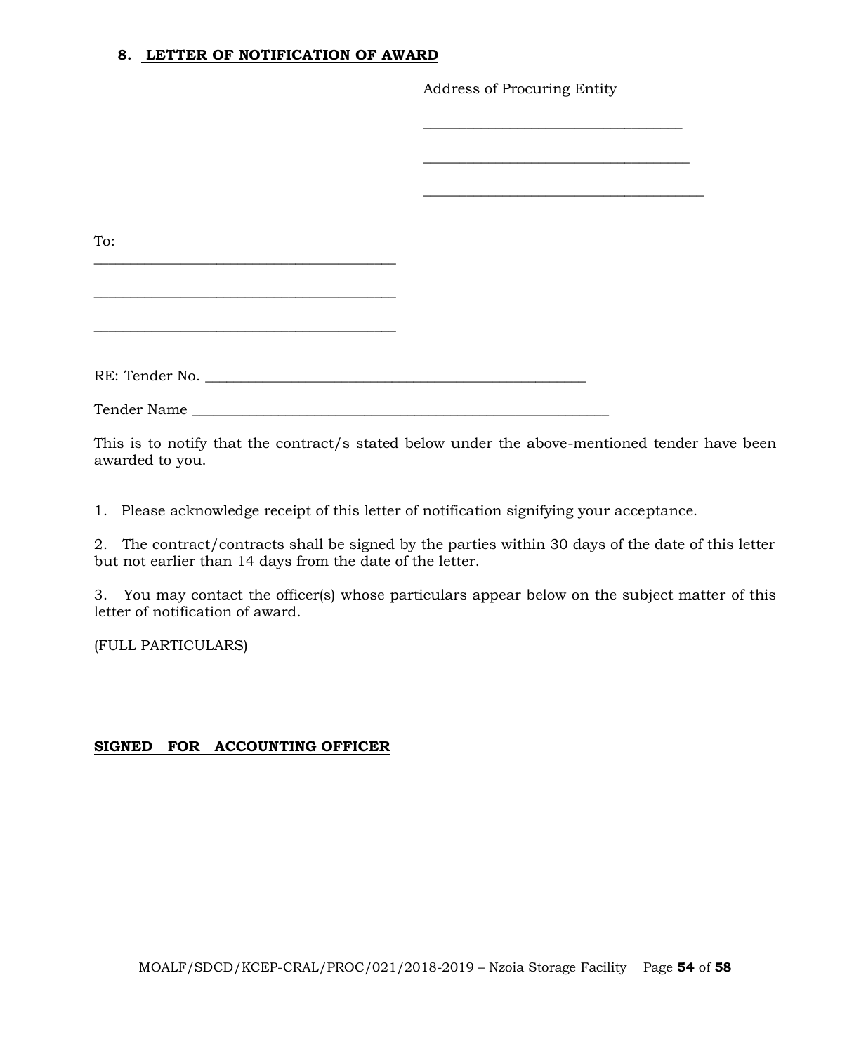## 8. LETTER OF NOTIFICATION OF AWARD

Address of Procuring Entity

____________________________________

____________________________________

____________________________________

To:

________________________________________

________________________________________

________________________________________

RE: Tender No. ____________________________________________________

Tender Name ________________________________________________________

This is to notify that the contract/s stated below under the above-mentioned tender have been awarded to you.

1. Please acknowledge receipt of this letter of notification signifying your acceptance.

2. The contract/contracts shall be signed by the parties within 30 days of the date of this letter but not earlier than 14 days from the date of the letter.

3. You may contact the officer(s) whose particulars appear below on the subject matter of this letter of notification of award.

(FULL PARTICULARS)

**SIGNED FOR ACCOUNTING OFFICER**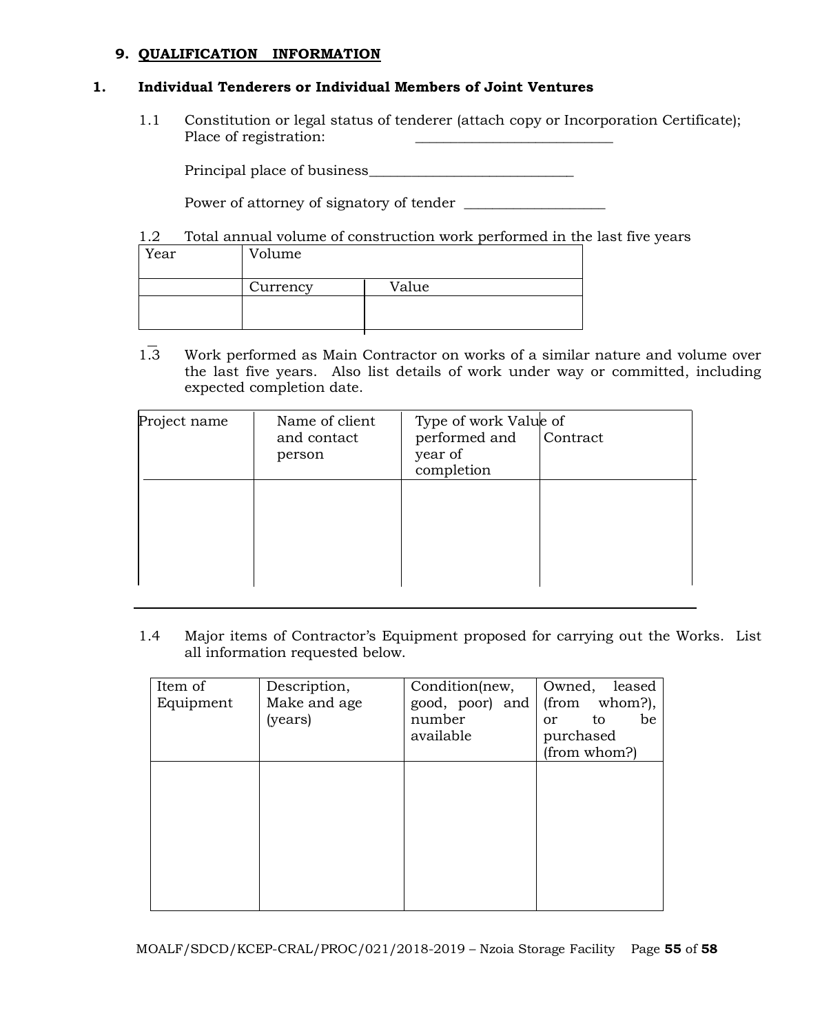## 9. QUALIFICATION INFORMATION

### 1. Individual Tenderers or Individual Members of Joint Ventures

1.1 Constitution or legal status of tenderer (attach copy or Incorporation Certificate); Place of registration: ___________________________

Principal place of business____________________________

Power of attorney of signatory of tender ___________________

1.2 Total annual volume of construction work performed in the last five years

| Year | Volume | |
|---|---|---|
| | Currency | Value |
| | | |

1.3 Work performed as Main Contractor on works of a similar nature and volume over the last five years. Also list details of work under way or committed, including expected completion date.

| Project name | Name of client and contact person | Type of work performed and year of completion | Value of Contract |
|---|---|---|---|
| | | | |

1.4 Major items of Contractor's Equipment proposed for carrying out the Works. List all information requested below.

| Item of Equipment | Description, Make and age (years) | Condition(new, good, poor) and number available | Owned, leased (from whom?), or to be purchased (from whom?) |
|---|---|---|---|
| | | | |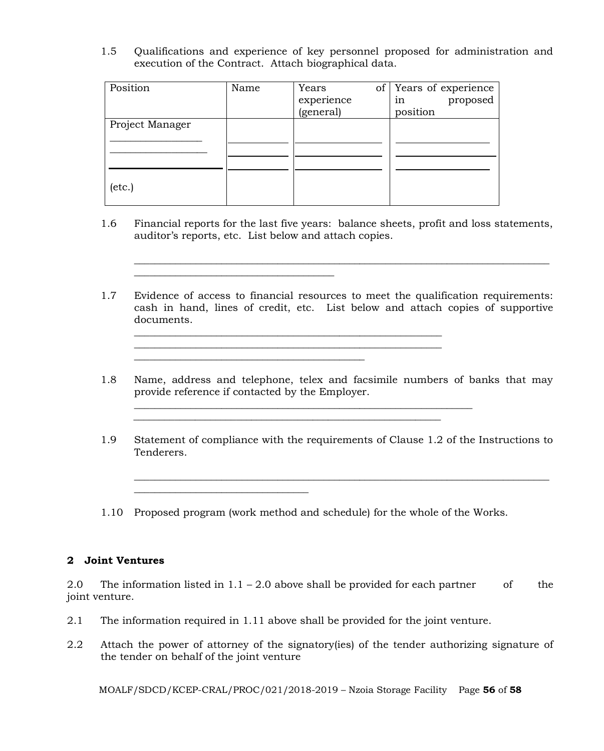1.5 Qualifications and experience of key personnel proposed for administration and execution of the Contract. Attach biographical data.

| Position | Name | Years of experience (general) | Years of experience in proposed position |
|---|---|---|---|
| Project Manager | | | |
| ________________ | ________ | ____________ | ____________ |
| ________________ | ________ | ____________ | ____________ |
| ________________ | ________ | ____________ | ____________ |
| (etc.) | | | |

1.6 Financial reports for the last five years: balance sheets, profit and loss statements, auditor's reports, etc. List below and attach copies.

_______________________________________________________________________________
______________________________________

1.7 Evidence of access to financial resources to meet the qualification requirements: cash in hand, lines of credit, etc. List below and attach copies of supportive documents.

___________________________________________________________
___________________________________________________________
____________________________________________

1.8 Name, address and telephone, telex and facsimile numbers of banks that may provide reference if contacted by the Employer.

_______________________________________________________________
___________________________________________________________

1.9 Statement of compliance with the requirements of Clause 1.2 of the Instructions to Tenderers.

_______________________________________________________________________________
_________________________________

1.10 Proposed program (work method and schedule) for the whole of the Works.

## 2 Joint Ventures

2.0 The information listed in 1.1 – 2.0 above shall be provided for each partner of the joint venture.

2.1 The information required in 1.11 above shall be provided for the joint venture.

2.2 Attach the power of attorney of the signatory(ies) of the tender authorizing signature of the tender on behalf of the joint venture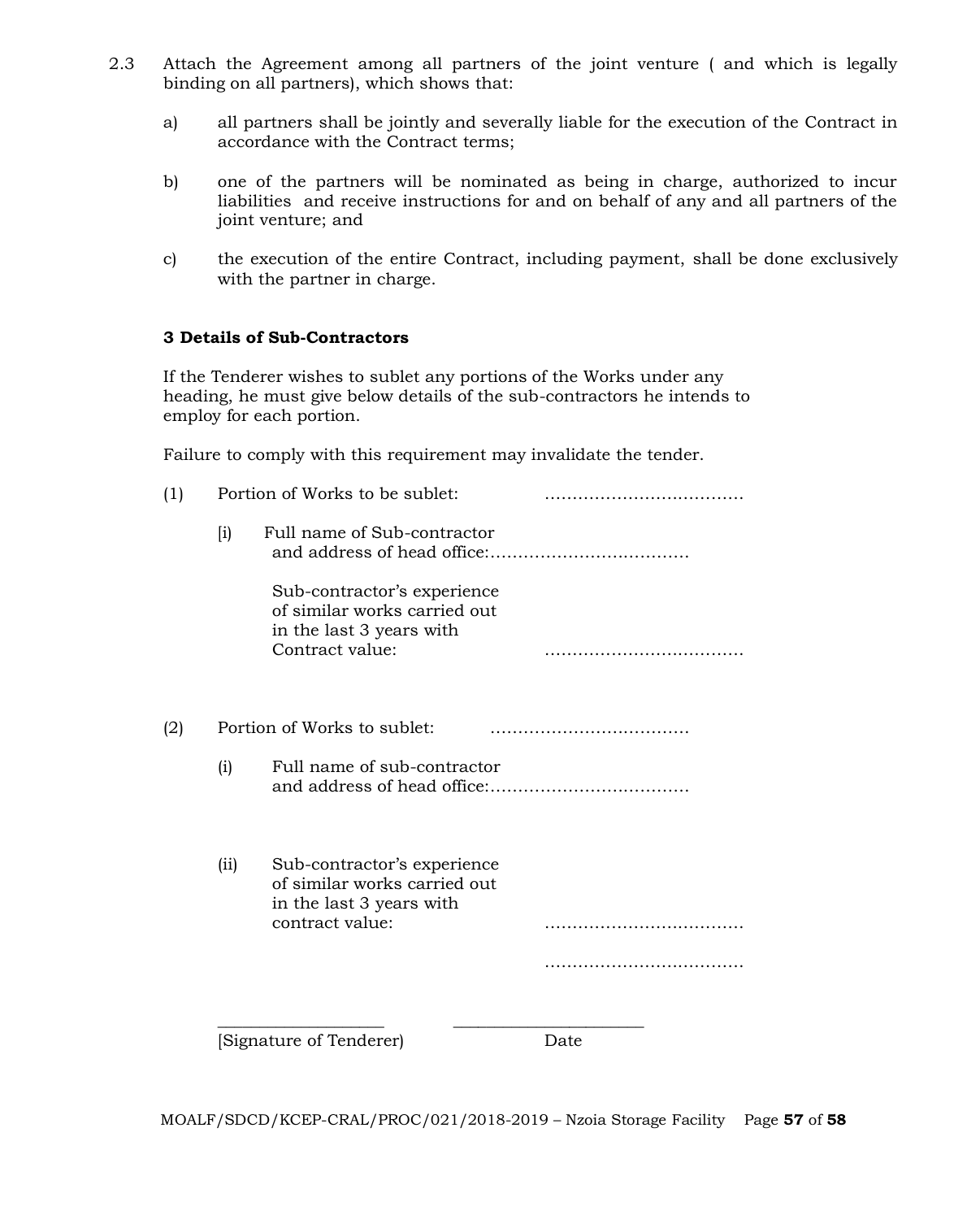2.3 Attach the Agreement among all partners of the joint venture ( and which is legally binding on all partners), which shows that:

a) all partners shall be jointly and severally liable for the execution of the Contract in accordance with the Contract terms;

b) one of the partners will be nominated as being in charge, authorized to incur liabilities and receive instructions for and on behalf of any and all partners of the joint venture; and

c) the execution of the entire Contract, including payment, shall be done exclusively with the partner in charge.

**3 Details of Sub-Contractors**

If the Tenderer wishes to sublet any portions of the Works under any heading, he must give below details of the sub-contractors he intends to employ for each portion.

Failure to comply with this requirement may invalidate the tender.

(1) Portion of Works to be sublet: ……………………………….

[i) Full name of Sub-contractor and address of head office:……………………………….

Sub-contractor's experience of similar works carried out in the last 3 years with Contract value: ……………………………….

(2) Portion of Works to sublet: ……………………………….

(i) Full name of sub-contractor and address of head office:……………………………….

(ii) Sub-contractor's experience of similar works carried out in the last 3 years with contract value: ……………………………….

……………………………….

\_\_\_\_\_\_\_\_\_\_\_\_\_\_\_\_\_\_\_ \_\_\_\_\_\_\_\_\_\_\_\_\_\_\_\_\_\_\_\_\_\_

[Signature of Tenderer) Date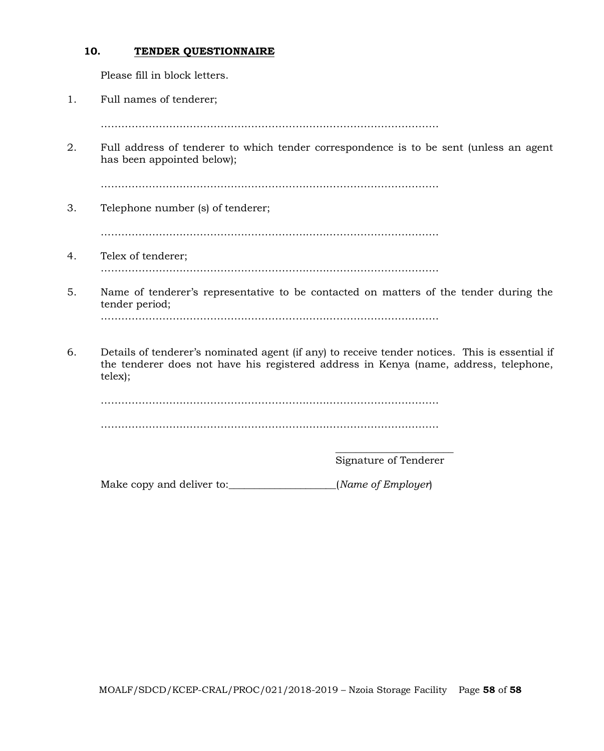## 10. TENDER QUESTIONNAIRE

Please fill in block letters.

1. Full names of tenderer;

   ……………………………………………………………………………………………

2. Full address of tenderer to which tender correspondence is to be sent (unless an agent has been appointed below);

   ……………………………………………………………………………………………

3. Telephone number (s) of tenderer;

   ……………………………………………………………………………………………

4. Telex of tenderer;
   ……………………………………………………………………………………………

5. Name of tenderer's representative to be contacted on matters of the tender during the tender period;
   ……………………………………………………………………………………………

6. Details of tenderer's nominated agent (if any) to receive tender notices. This is essential if the tenderer does not have his registered address in Kenya (name, address, telephone, telex);

   ……………………………………………………………………………………………

   ……………………………………………………………………………………………

_______________________
Signature of Tenderer

Make copy and deliver to:____________________(*Name of Employer*)